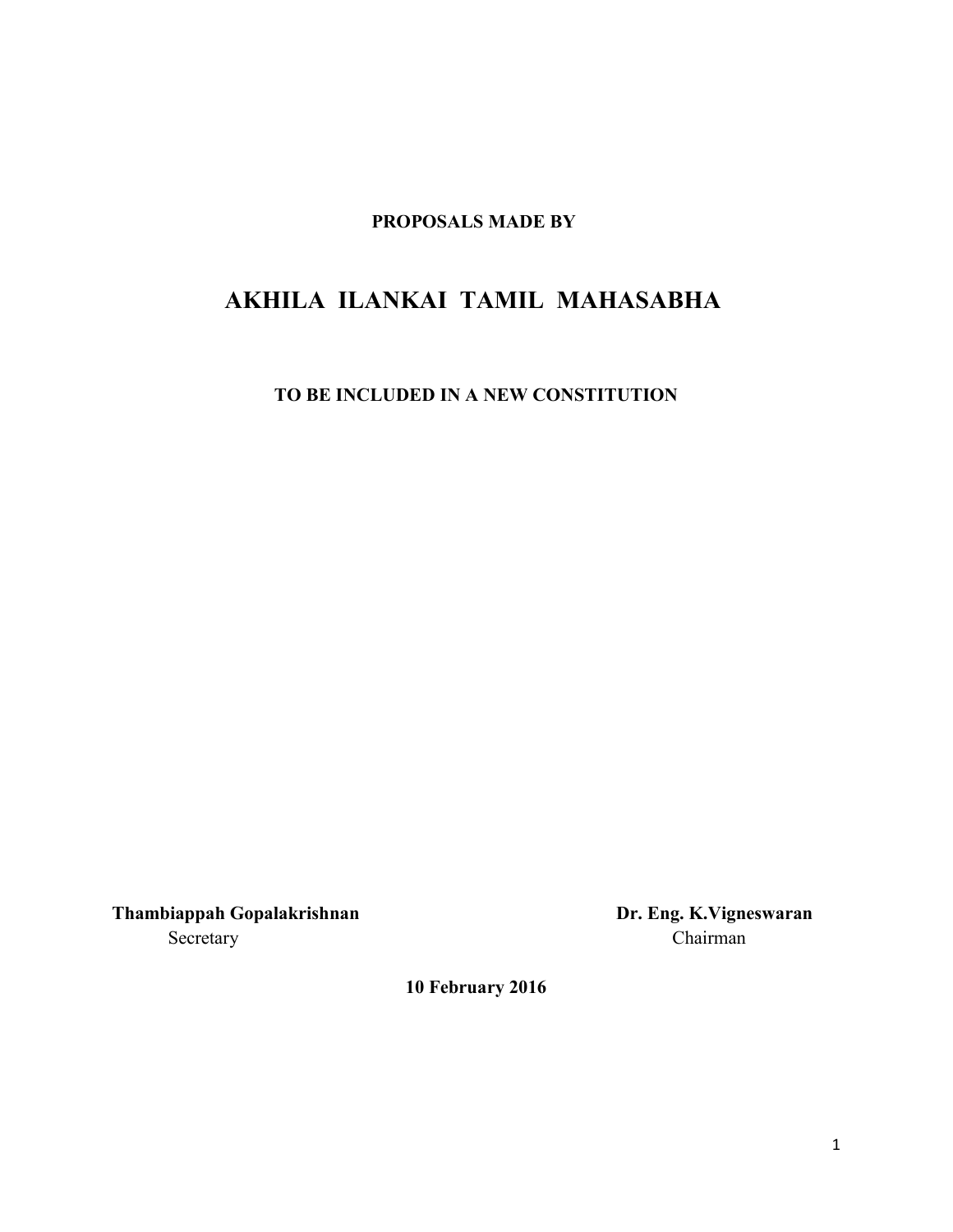**PROPOSALS MADE BY**

# AKHILA ILANKAI TAMIL MAHASABHA

**TO BE INCLUDED IN A NEW CONSTITUTION**

**Thambiappah Gopalakrishnan**
Secretary

**Dr. Eng. K.Vigneswaran**
Chairman

**10 February 2016**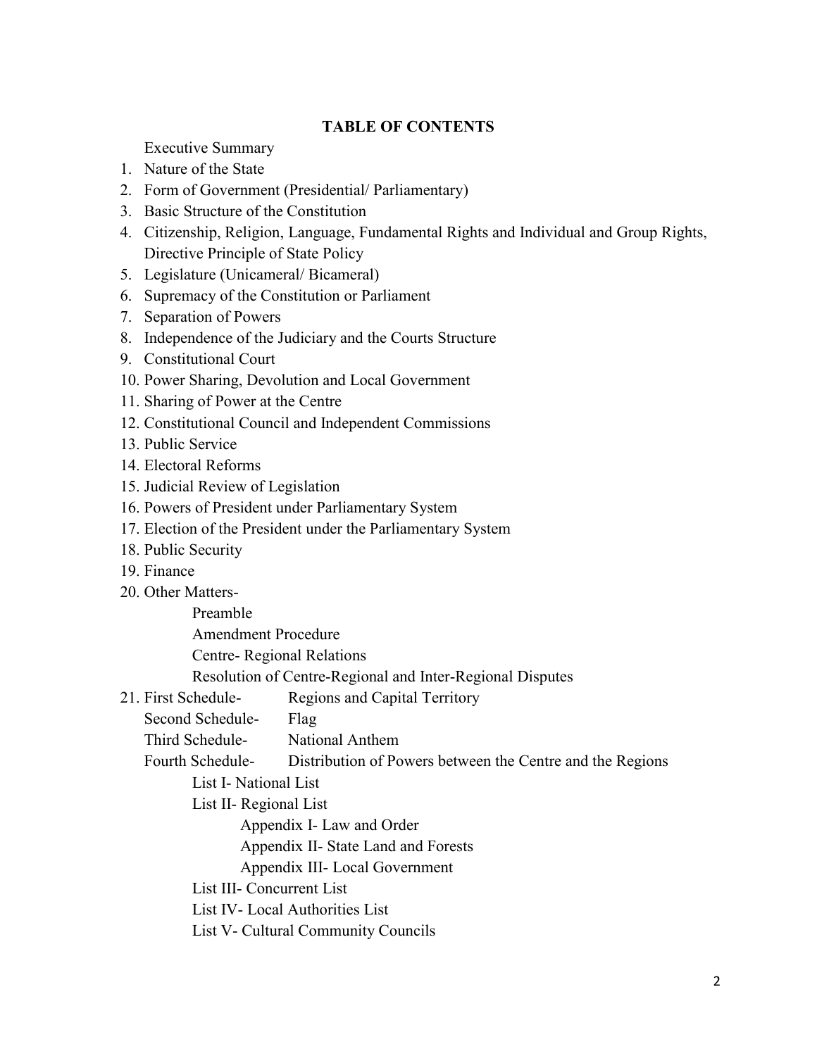## TABLE OF CONTENTS

Executive Summary

1. Nature of the State
2. Form of Government (Presidential/ Parliamentary)
3. Basic Structure of the Constitution
4. Citizenship, Religion, Language, Fundamental Rights and Individual and Group Rights, Directive Principle of State Policy
5. Legislature (Unicameral/ Bicameral)
6. Supremacy of the Constitution or Parliament
7. Separation of Powers
8. Independence of the Judiciary and the Courts Structure
9. Constitutional Court
10. Power Sharing, Devolution and Local Government
11. Sharing of Power at the Centre
12. Constitutional Council and Independent Commissions
13. Public Service
14. Electoral Reforms
15. Judicial Review of Legislation
16. Powers of President under Parliamentary System
17. Election of the President under the Parliamentary System
18. Public Security
19. Finance
20. Other Matters-
    - Preamble
    - Amendment Procedure
    - Centre- Regional Relations
    - Resolution of Centre-Regional and Inter-Regional Disputes
21. First Schedule- Regions and Capital Territory

    Second Schedule- Flag

    Third Schedule- National Anthem

    Fourth Schedule- Distribution of Powers between the Centre and the Regions
    - List I- National List
    - List II- Regional List
        - Appendix I- Law and Order
        - Appendix II- State Land and Forests
        - Appendix III- Local Government
    - List III- Concurrent List
    - List IV- Local Authorities List
    - List V- Cultural Community Councils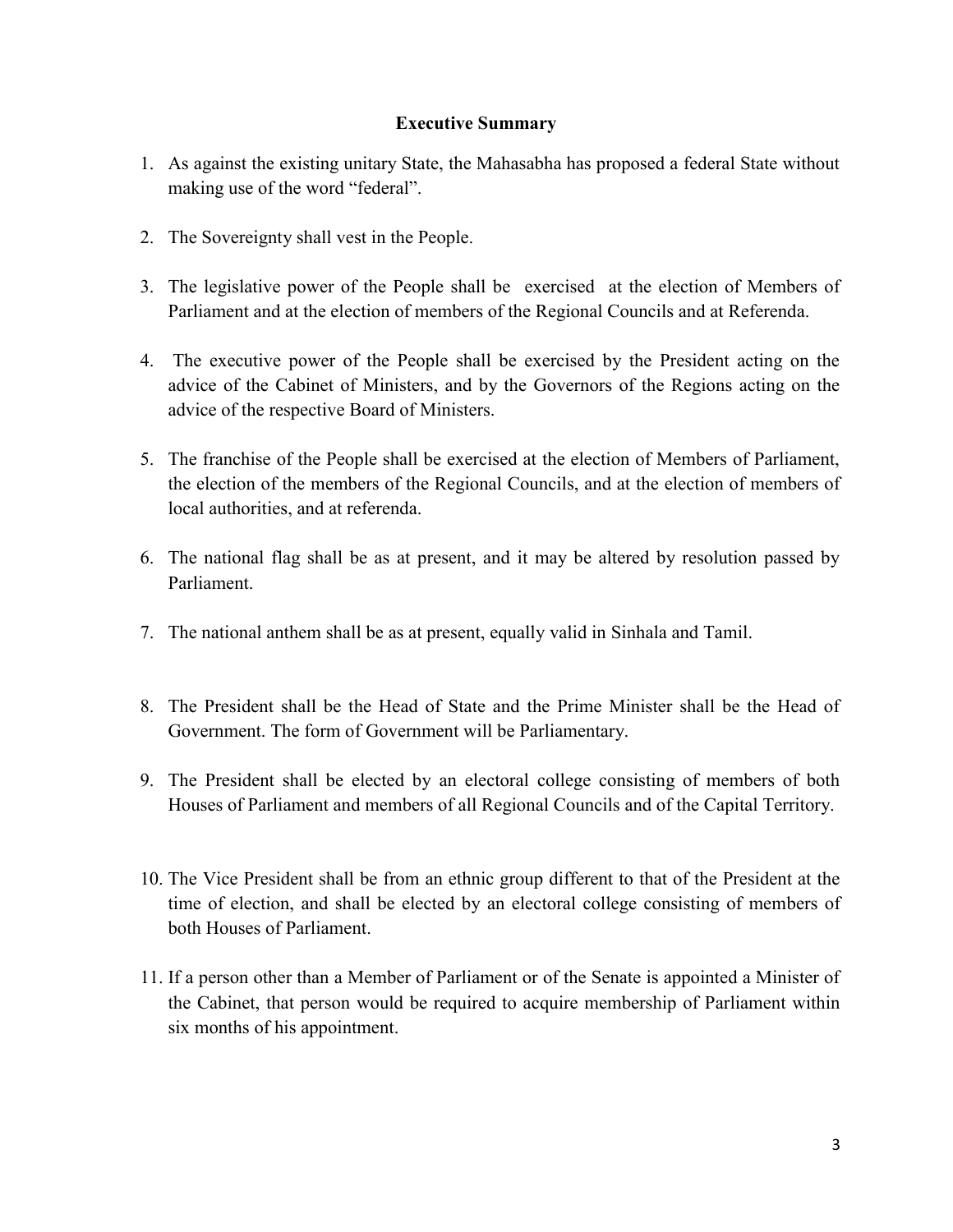## Executive Summary

1. As against the existing unitary State, the Mahasabha has proposed a federal State without making use of the word "federal".

2. The Sovereignty shall vest in the People.

3. The legislative power of the People shall be exercised at the election of Members of Parliament and at the election of members of the Regional Councils and at Referenda.

4. The executive power of the People shall be exercised by the President acting on the advice of the Cabinet of Ministers, and by the Governors of the Regions acting on the advice of the respective Board of Ministers.

5. The franchise of the People shall be exercised at the election of Members of Parliament, the election of the members of the Regional Councils, and at the election of members of local authorities, and at referenda.

6. The national flag shall be as at present, and it may be altered by resolution passed by Parliament.

7. The national anthem shall be as at present, equally valid in Sinhala and Tamil.

8. The President shall be the Head of State and the Prime Minister shall be the Head of Government. The form of Government will be Parliamentary.

9. The President shall be elected by an electoral college consisting of members of both Houses of Parliament and members of all Regional Councils and of the Capital Territory.

10. The Vice President shall be from an ethnic group different to that of the President at the time of election, and shall be elected by an electoral college consisting of members of both Houses of Parliament.

11. If a person other than a Member of Parliament or of the Senate is appointed a Minister of the Cabinet, that person would be required to acquire membership of Parliament within six months of his appointment.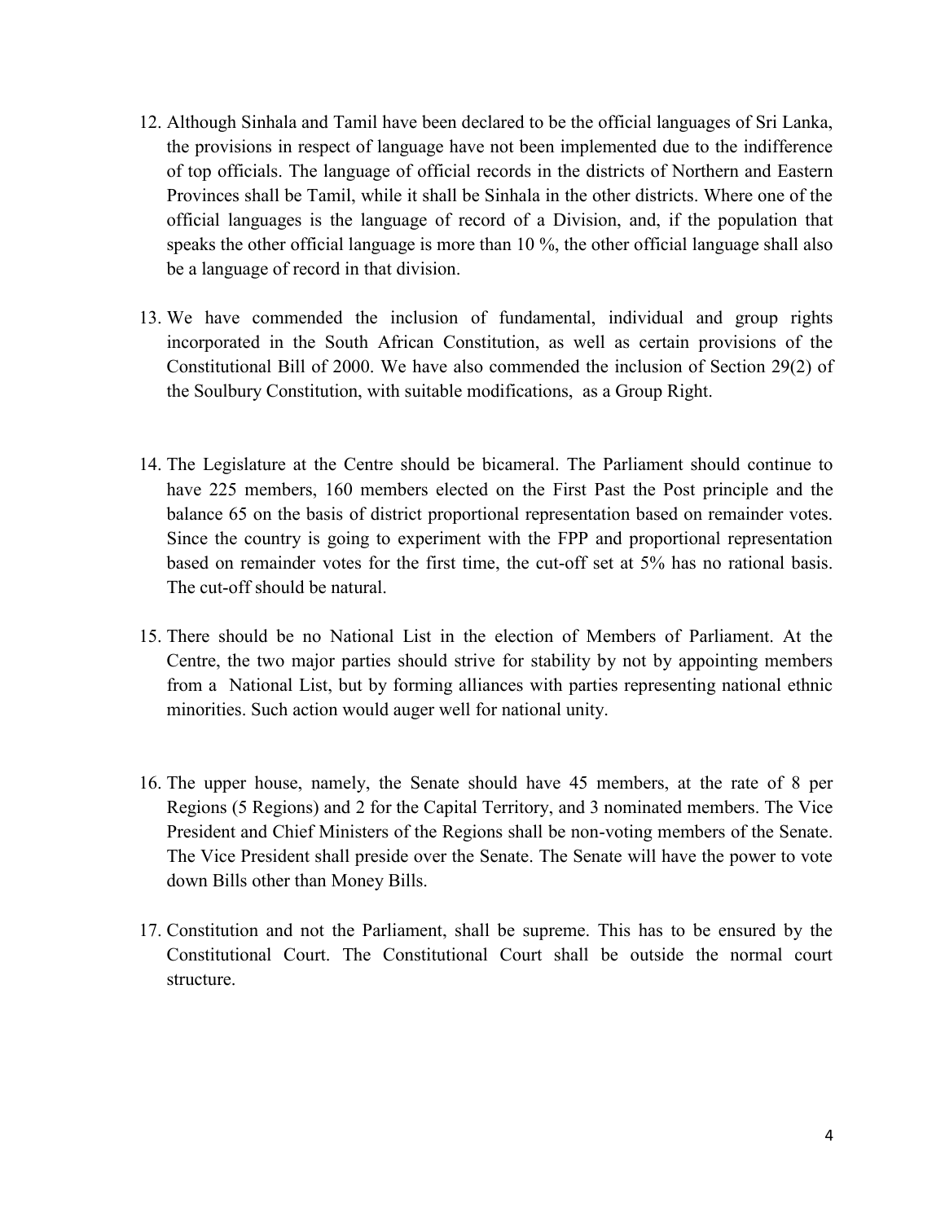12. Although Sinhala and Tamil have been declared to be the official languages of Sri Lanka, the provisions in respect of language have not been implemented due to the indifference of top officials. The language of official records in the districts of Northern and Eastern Provinces shall be Tamil, while it shall be Sinhala in the other districts. Where one of the official languages is the language of record of a Division, and, if the population that speaks the other official language is more than 10 %, the other official language shall also be a language of record in that division.

13. We have commended the inclusion of fundamental, individual and group rights incorporated in the South African Constitution, as well as certain provisions of the Constitutional Bill of 2000. We have also commended the inclusion of Section 29(2) of the Soulbury Constitution, with suitable modifications, as a Group Right.

14. The Legislature at the Centre should be bicameral. The Parliament should continue to have 225 members, 160 members elected on the First Past the Post principle and the balance 65 on the basis of district proportional representation based on remainder votes. Since the country is going to experiment with the FPP and proportional representation based on remainder votes for the first time, the cut-off set at 5% has no rational basis. The cut-off should be natural.

15. There should be no National List in the election of Members of Parliament. At the Centre, the two major parties should strive for stability by not by appointing members from a National List, but by forming alliances with parties representing national ethnic minorities. Such action would auger well for national unity.

16. The upper house, namely, the Senate should have 45 members, at the rate of 8 per Regions (5 Regions) and 2 for the Capital Territory, and 3 nominated members. The Vice President and Chief Ministers of the Regions shall be non-voting members of the Senate. The Vice President shall preside over the Senate. The Senate will have the power to vote down Bills other than Money Bills.

17. Constitution and not the Parliament, shall be supreme. This has to be ensured by the Constitutional Court. The Constitutional Court shall be outside the normal court structure.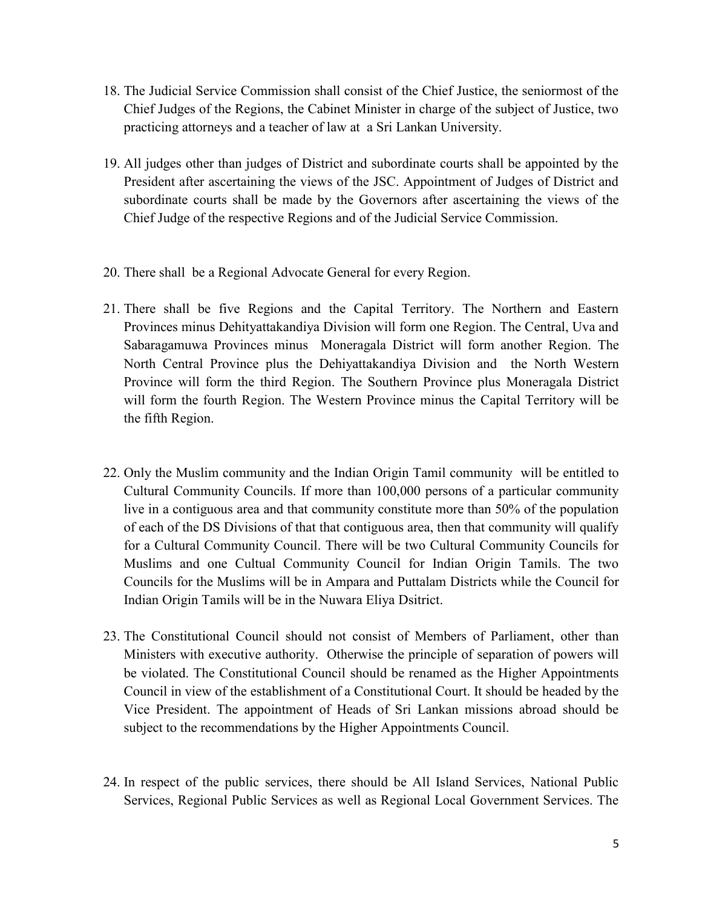18. The Judicial Service Commission shall consist of the Chief Justice, the seniormost of the Chief Judges of the Regions, the Cabinet Minister in charge of the subject of Justice, two practicing attorneys and a teacher of law at a Sri Lankan University.

19. All judges other than judges of District and subordinate courts shall be appointed by the President after ascertaining the views of the JSC. Appointment of Judges of District and subordinate courts shall be made by the Governors after ascertaining the views of the Chief Judge of the respective Regions and of the Judicial Service Commission.

20. There shall be a Regional Advocate General for every Region.

21. There shall be five Regions and the Capital Territory. The Northern and Eastern Provinces minus Dehityattakandiya Division will form one Region. The Central, Uva and Sabaragamuwa Provinces minus Moneragala District will form another Region. The North Central Province plus the Dehiyattakandiya Division and the North Western Province will form the third Region. The Southern Province plus Moneragala District will form the fourth Region. The Western Province minus the Capital Territory will be the fifth Region.

22. Only the Muslim community and the Indian Origin Tamil community will be entitled to Cultural Community Councils. If more than 100,000 persons of a particular community live in a contiguous area and that community constitute more than 50% of the population of each of the DS Divisions of that that contiguous area, then that community will qualify for a Cultural Community Council. There will be two Cultural Community Councils for Muslims and one Cultual Community Council for Indian Origin Tamils. The two Councils for the Muslims will be in Ampara and Puttalam Districts while the Council for Indian Origin Tamils will be in the Nuwara Eliya Dsitrict.

23. The Constitutional Council should not consist of Members of Parliament, other than Ministers with executive authority. Otherwise the principle of separation of powers will be violated. The Constitutional Council should be renamed as the Higher Appointments Council in view of the establishment of a Constitutional Court. It should be headed by the Vice President. The appointment of Heads of Sri Lankan missions abroad should be subject to the recommendations by the Higher Appointments Council.

24. In respect of the public services, there should be All Island Services, National Public Services, Regional Public Services as well as Regional Local Government Services. The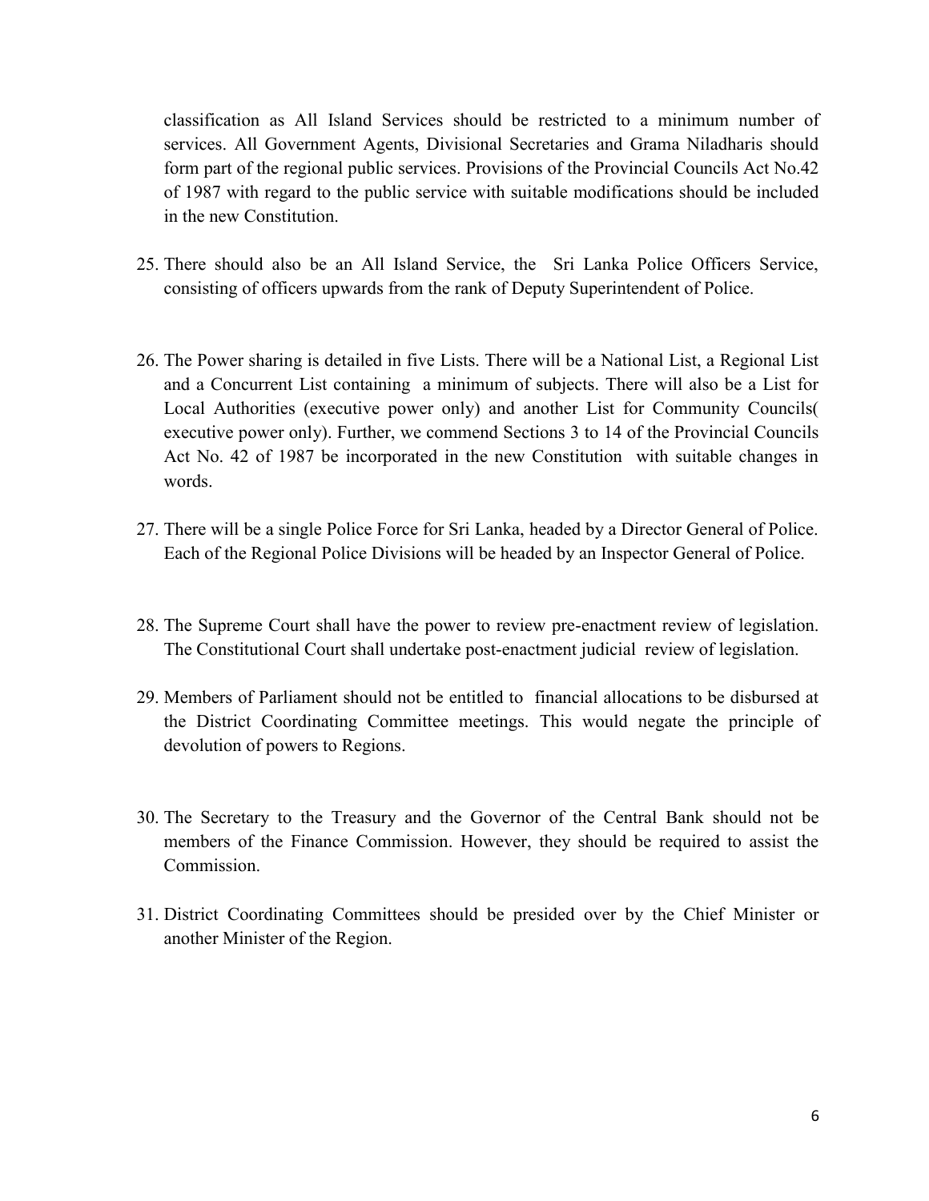classification as All Island Services should be restricted to a minimum number of services. All Government Agents, Divisional Secretaries and Grama Niladharis should form part of the regional public services. Provisions of the Provincial Councils Act No.42 of 1987 with regard to the public service with suitable modifications should be included in the new Constitution.

25. There should also be an All Island Service, the Sri Lanka Police Officers Service, consisting of officers upwards from the rank of Deputy Superintendent of Police.

26. The Power sharing is detailed in five Lists. There will be a National List, a Regional List and a Concurrent List containing a minimum of subjects. There will also be a List for Local Authorities (executive power only) and another List for Community Councils( executive power only). Further, we commend Sections 3 to 14 of the Provincial Councils Act No. 42 of 1987 be incorporated in the new Constitution with suitable changes in words.

27. There will be a single Police Force for Sri Lanka, headed by a Director General of Police. Each of the Regional Police Divisions will be headed by an Inspector General of Police.

28. The Supreme Court shall have the power to review pre-enactment review of legislation. The Constitutional Court shall undertake post-enactment judicial review of legislation.

29. Members of Parliament should not be entitled to financial allocations to be disbursed at the District Coordinating Committee meetings. This would negate the principle of devolution of powers to Regions.

30. The Secretary to the Treasury and the Governor of the Central Bank should not be members of the Finance Commission. However, they should be required to assist the Commission.

31. District Coordinating Committees should be presided over by the Chief Minister or another Minister of the Region.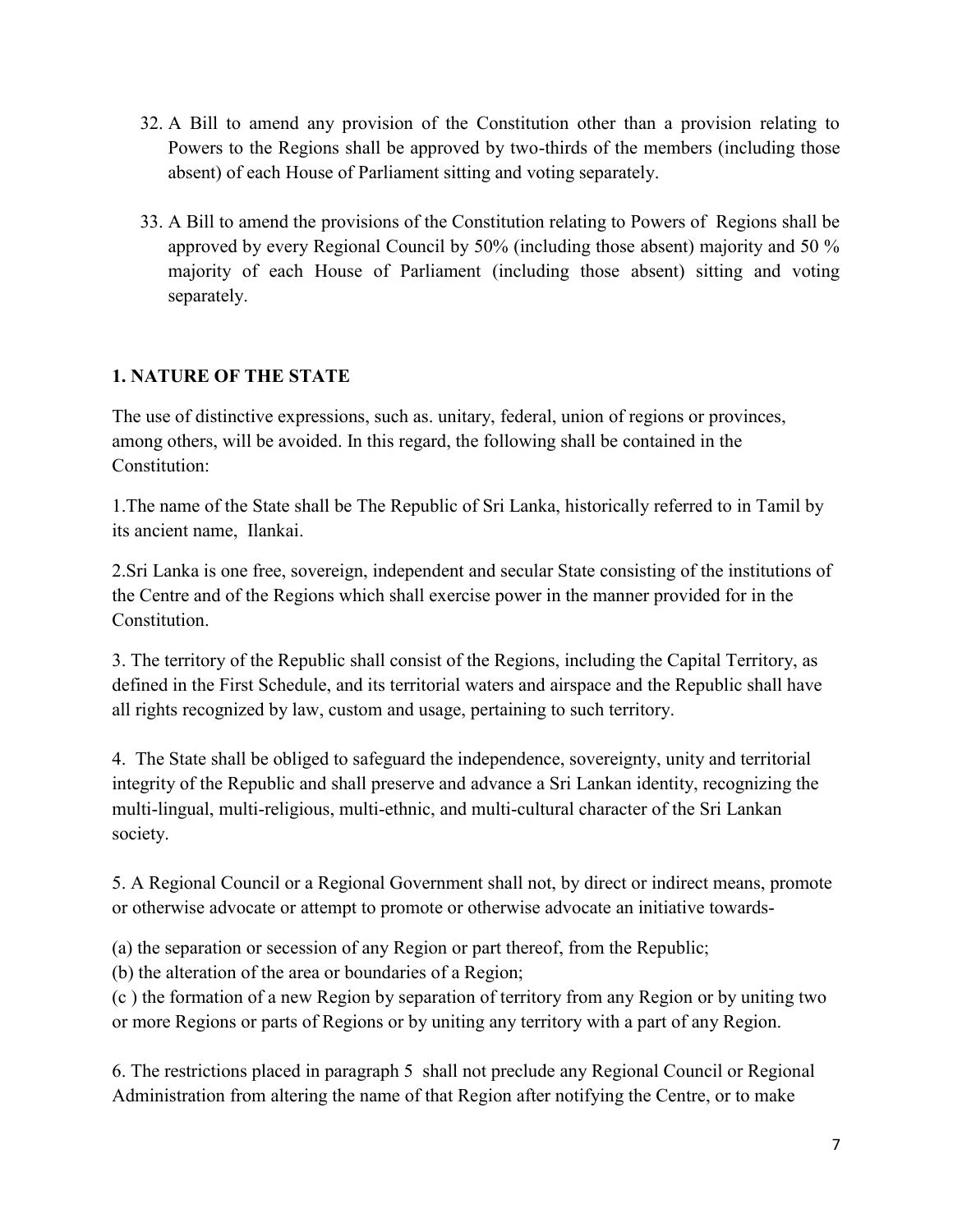32. A Bill to amend any provision of the Constitution other than a provision relating to Powers to the Regions shall be approved by two-thirds of the members (including those absent) of each House of Parliament sitting and voting separately.

33. A Bill to amend the provisions of the Constitution relating to Powers of Regions shall be approved by every Regional Council by 50% (including those absent) majority and 50 % majority of each House of Parliament (including those absent) sitting and voting separately.

## 1. NATURE OF THE STATE

The use of distinctive expressions, such as. unitary, federal, union of regions or provinces, among others, will be avoided. In this regard, the following shall be contained in the Constitution:

1.The name of the State shall be The Republic of Sri Lanka, historically referred to in Tamil by its ancient name, Ilankai.

2.Sri Lanka is one free, sovereign, independent and secular State consisting of the institutions of the Centre and of the Regions which shall exercise power in the manner provided for in the Constitution.

3. The territory of the Republic shall consist of the Regions, including the Capital Territory, as defined in the First Schedule, and its territorial waters and airspace and the Republic shall have all rights recognized by law, custom and usage, pertaining to such territory.

4. The State shall be obliged to safeguard the independence, sovereignty, unity and territorial integrity of the Republic and shall preserve and advance a Sri Lankan identity, recognizing the multi-lingual, multi-religious, multi-ethnic, and multi-cultural character of the Sri Lankan society.

5. A Regional Council or a Regional Government shall not, by direct or indirect means, promote or otherwise advocate or attempt to promote or otherwise advocate an initiative towards-

(a) the separation or secession of any Region or part thereof, from the Republic;
(b) the alteration of the area or boundaries of a Region;
(c ) the formation of a new Region by separation of territory from any Region or by uniting two or more Regions or parts of Regions or by uniting any territory with a part of any Region.

6. The restrictions placed in paragraph 5 shall not preclude any Regional Council or Regional Administration from altering the name of that Region after notifying the Centre, or to make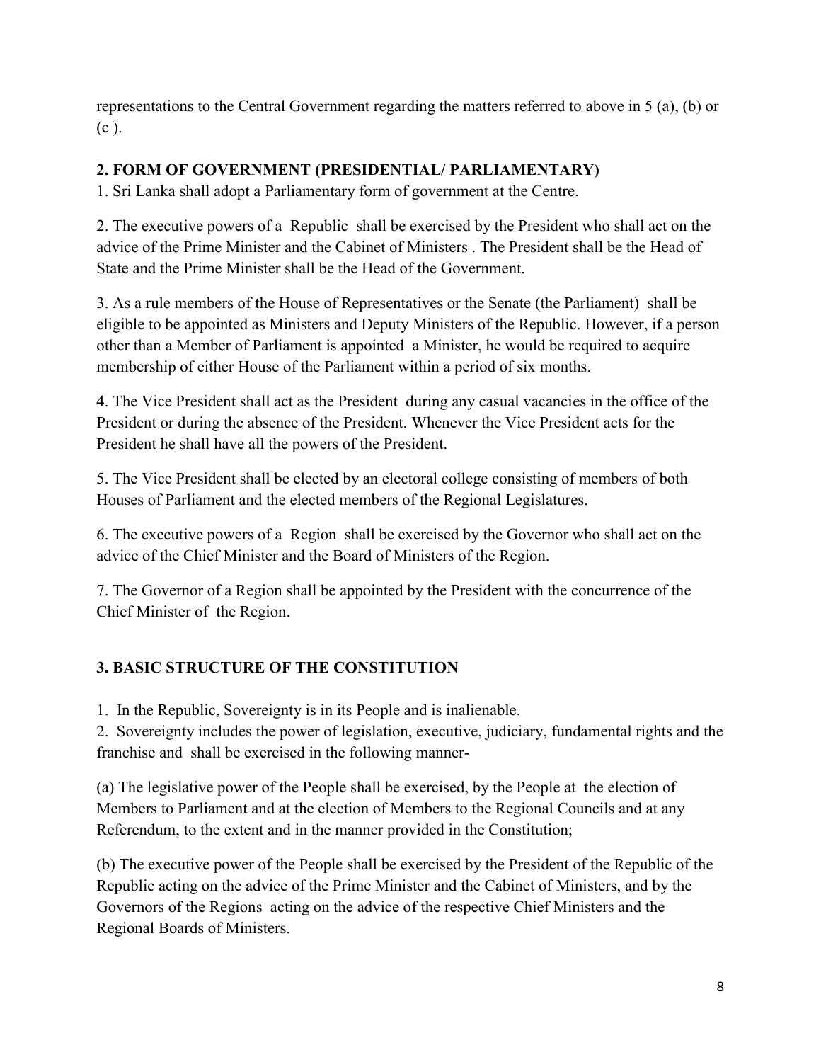representations to the Central Government regarding the matters referred to above in 5 (a), (b) or (c ).

## 2. FORM OF GOVERNMENT (PRESIDENTIAL/ PARLIAMENTARY)

1. Sri Lanka shall adopt a Parliamentary form of government at the Centre.

2. The executive powers of a Republic shall be exercised by the President who shall act on the advice of the Prime Minister and the Cabinet of Ministers . The President shall be the Head of State and the Prime Minister shall be the Head of the Government.

3. As a rule members of the House of Representatives or the Senate (the Parliament) shall be eligible to be appointed as Ministers and Deputy Ministers of the Republic. However, if a person other than a Member of Parliament is appointed a Minister, he would be required to acquire membership of either House of the Parliament within a period of six months.

4. The Vice President shall act as the President during any casual vacancies in the office of the President or during the absence of the President. Whenever the Vice President acts for the President he shall have all the powers of the President.

5. The Vice President shall be elected by an electoral college consisting of members of both Houses of Parliament and the elected members of the Regional Legislatures.

6. The executive powers of a Region shall be exercised by the Governor who shall act on the advice of the Chief Minister and the Board of Ministers of the Region.

7. The Governor of a Region shall be appointed by the President with the concurrence of the Chief Minister of the Region.

## 3. BASIC STRUCTURE OF THE CONSTITUTION

1. In the Republic, Sovereignty is in its People and is inalienable.
2. Sovereignty includes the power of legislation, executive, judiciary, fundamental rights and the franchise and shall be exercised in the following manner-

(a) The legislative power of the People shall be exercised, by the People at the election of Members to Parliament and at the election of Members to the Regional Councils and at any Referendum, to the extent and in the manner provided in the Constitution;

(b) The executive power of the People shall be exercised by the President of the Republic of the Republic acting on the advice of the Prime Minister and the Cabinet of Ministers, and by the Governors of the Regions acting on the advice of the respective Chief Ministers and the Regional Boards of Ministers.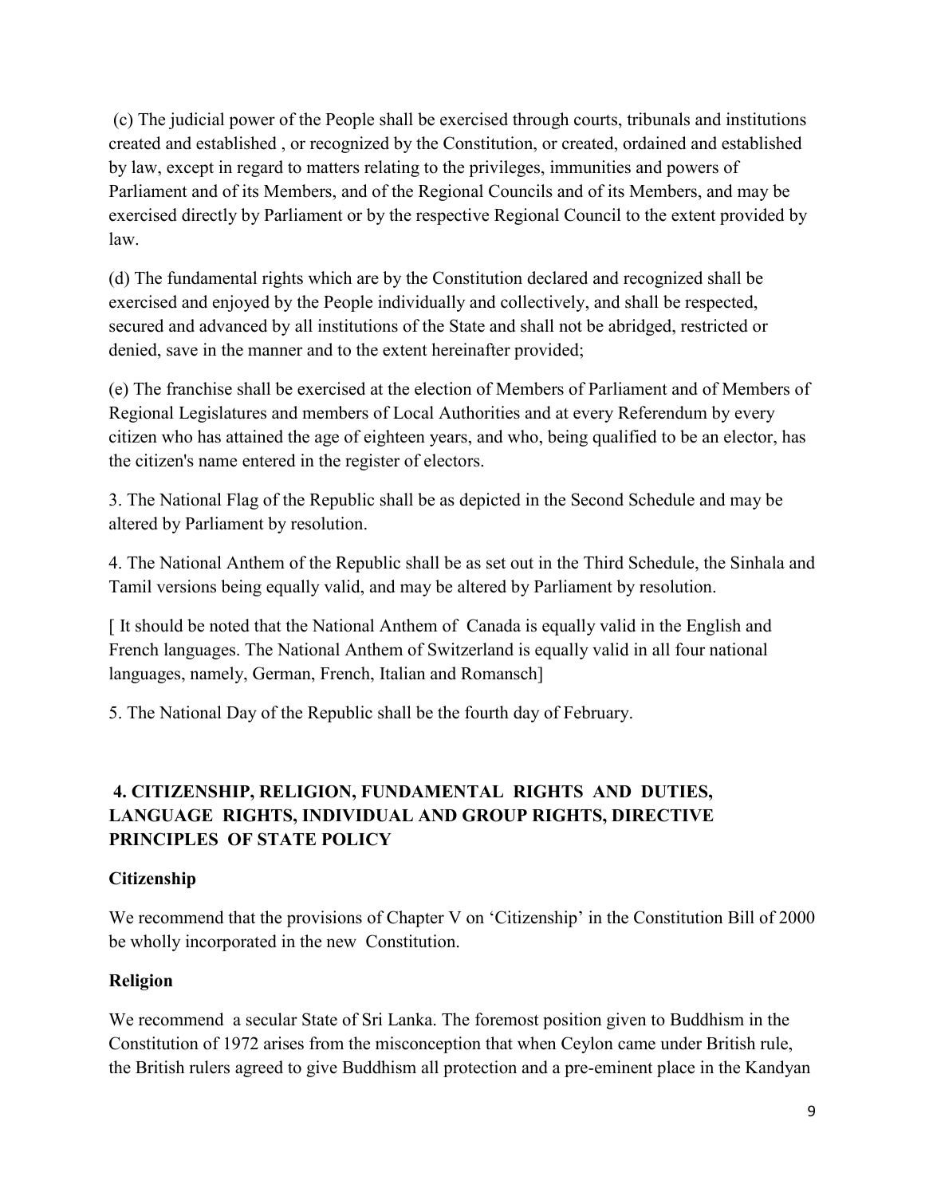(c) The judicial power of the People shall be exercised through courts, tribunals and institutions created and established , or recognized by the Constitution, or created, ordained and established by law, except in regard to matters relating to the privileges, immunities and powers of Parliament and of its Members, and of the Regional Councils and of its Members, and may be exercised directly by Parliament or by the respective Regional Council to the extent provided by law.

(d) The fundamental rights which are by the Constitution declared and recognized shall be exercised and enjoyed by the People individually and collectively, and shall be respected, secured and advanced by all institutions of the State and shall not be abridged, restricted or denied, save in the manner and to the extent hereinafter provided;

(e) The franchise shall be exercised at the election of Members of Parliament and of Members of Regional Legislatures and members of Local Authorities and at every Referendum by every citizen who has attained the age of eighteen years, and who, being qualified to be an elector, has the citizen's name entered in the register of electors.

3. The National Flag of the Republic shall be as depicted in the Second Schedule and may be altered by Parliament by resolution.

4. The National Anthem of the Republic shall be as set out in the Third Schedule, the Sinhala and Tamil versions being equally valid, and may be altered by Parliament by resolution.

[ It should be noted that the National Anthem of Canada is equally valid in the English and French languages. The National Anthem of Switzerland is equally valid in all four national languages, namely, German, French, Italian and Romansch]

5. The National Day of the Republic shall be the fourth day of February.

## 4. CITIZENSHIP, RELIGION, FUNDAMENTAL RIGHTS AND DUTIES, LANGUAGE RIGHTS, INDIVIDUAL AND GROUP RIGHTS, DIRECTIVE PRINCIPLES OF STATE POLICY

### Citizenship

We recommend that the provisions of Chapter V on 'Citizenship' in the Constitution Bill of 2000 be wholly incorporated in the new Constitution.

### Religion

We recommend a secular State of Sri Lanka. The foremost position given to Buddhism in the Constitution of 1972 arises from the misconception that when Ceylon came under British rule, the British rulers agreed to give Buddhism all protection and a pre-eminent place in the Kandyan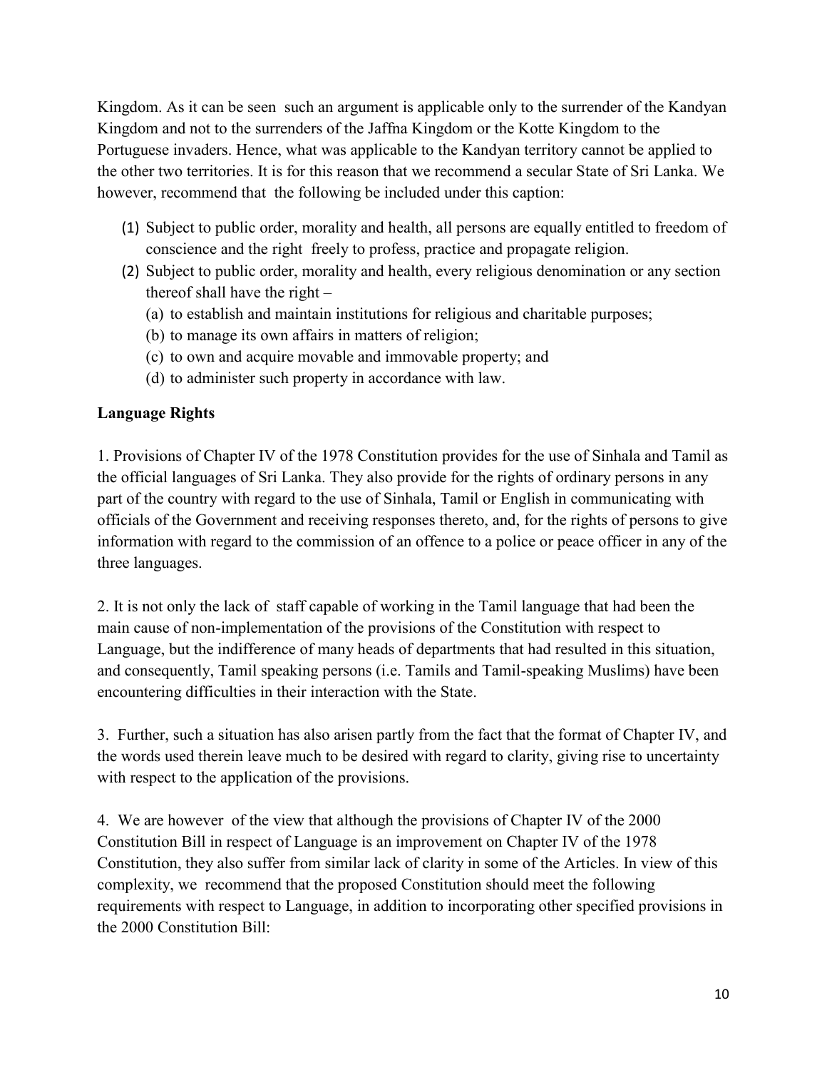Kingdom. As it can be seen such an argument is applicable only to the surrender of the Kandyan Kingdom and not to the surrenders of the Jaffna Kingdom or the Kotte Kingdom to the Portuguese invaders. Hence, what was applicable to the Kandyan territory cannot be applied to the other two territories. It is for this reason that we recommend a secular State of Sri Lanka. We however, recommend that the following be included under this caption:

(1) Subject to public order, morality and health, all persons are equally entitled to freedom of conscience and the right freely to profess, practice and propagate religion.

(2) Subject to public order, morality and health, every religious denomination or any section thereof shall have the right –
   - (a) to establish and maintain institutions for religious and charitable purposes;
   - (b) to manage its own affairs in matters of religion;
   - (c) to own and acquire movable and immovable property; and
   - (d) to administer such property in accordance with law.

**Language Rights**

1. Provisions of Chapter IV of the 1978 Constitution provides for the use of Sinhala and Tamil as the official languages of Sri Lanka. They also provide for the rights of ordinary persons in any part of the country with regard to the use of Sinhala, Tamil or English in communicating with officials of the Government and receiving responses thereto, and, for the rights of persons to give information with regard to the commission of an offence to a police or peace officer in any of the three languages.

2. It is not only the lack of staff capable of working in the Tamil language that had been the main cause of non-implementation of the provisions of the Constitution with respect to Language, but the indifference of many heads of departments that had resulted in this situation, and consequently, Tamil speaking persons (i.e. Tamils and Tamil-speaking Muslims) have been encountering difficulties in their interaction with the State.

3. Further, such a situation has also arisen partly from the fact that the format of Chapter IV, and the words used therein leave much to be desired with regard to clarity, giving rise to uncertainty with respect to the application of the provisions.

4. We are however of the view that although the provisions of Chapter IV of the 2000 Constitution Bill in respect of Language is an improvement on Chapter IV of the 1978 Constitution, they also suffer from similar lack of clarity in some of the Articles. In view of this complexity, we recommend that the proposed Constitution should meet the following requirements with respect to Language, in addition to incorporating other specified provisions in the 2000 Constitution Bill: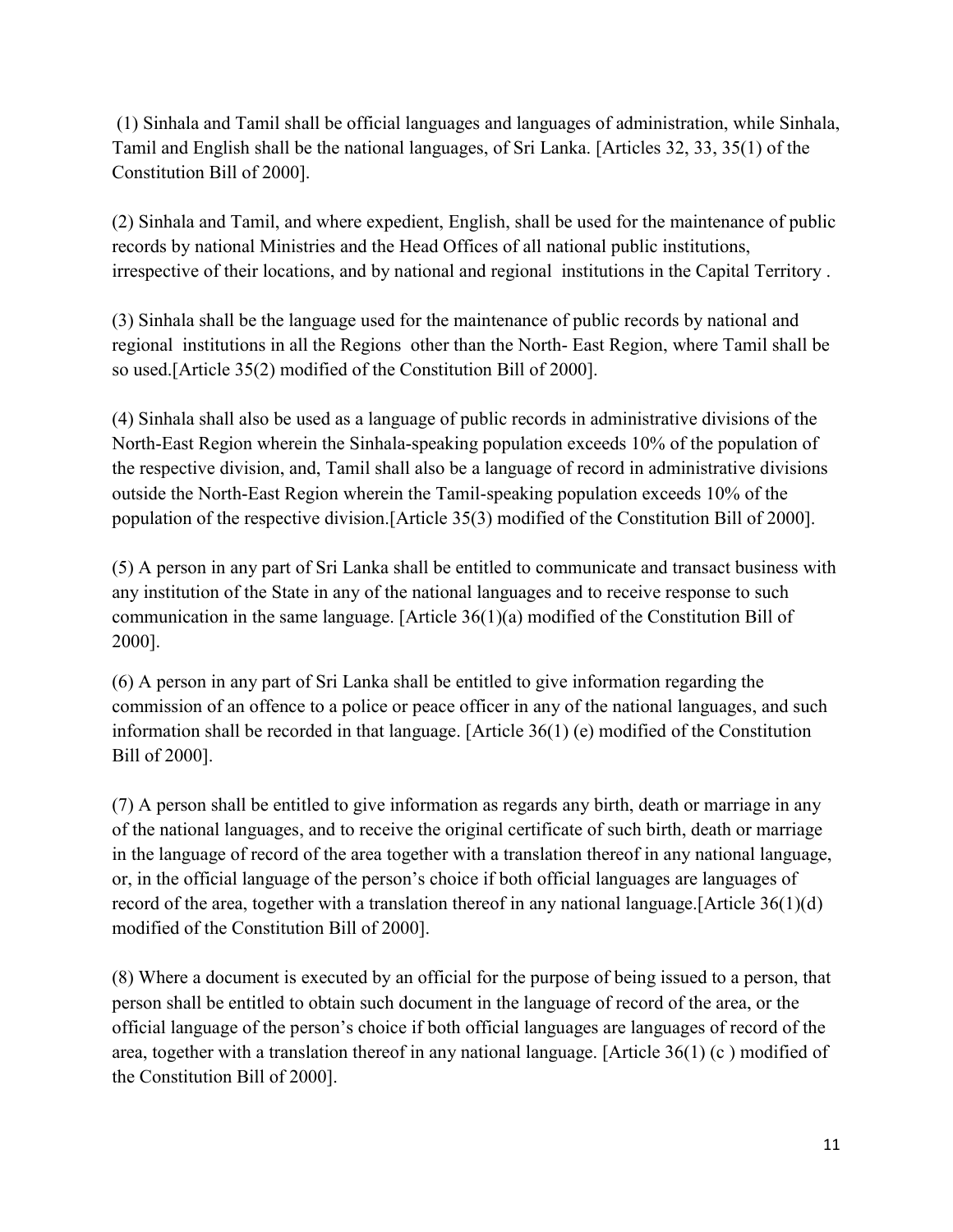(1) Sinhala and Tamil shall be official languages and languages of administration, while Sinhala, Tamil and English shall be the national languages, of Sri Lanka. [Articles 32, 33, 35(1) of the Constitution Bill of 2000].

(2) Sinhala and Tamil, and where expedient, English, shall be used for the maintenance of public records by national Ministries and the Head Offices of all national public institutions, irrespective of their locations, and by national and regional institutions in the Capital Territory .

(3) Sinhala shall be the language used for the maintenance of public records by national and regional institutions in all the Regions other than the North- East Region, where Tamil shall be so used.[Article 35(2) modified of the Constitution Bill of 2000].

(4) Sinhala shall also be used as a language of public records in administrative divisions of the North-East Region wherein the Sinhala-speaking population exceeds 10% of the population of the respective division, and, Tamil shall also be a language of record in administrative divisions outside the North-East Region wherein the Tamil-speaking population exceeds 10% of the population of the respective division.[Article 35(3) modified of the Constitution Bill of 2000].

(5) A person in any part of Sri Lanka shall be entitled to communicate and transact business with any institution of the State in any of the national languages and to receive response to such communication in the same language. [Article 36(1)(a) modified of the Constitution Bill of 2000].

(6) A person in any part of Sri Lanka shall be entitled to give information regarding the commission of an offence to a police or peace officer in any of the national languages, and such information shall be recorded in that language. [Article 36(1) (e) modified of the Constitution Bill of 2000].

(7) A person shall be entitled to give information as regards any birth, death or marriage in any of the national languages, and to receive the original certificate of such birth, death or marriage in the language of record of the area together with a translation thereof in any national language, or, in the official language of the person's choice if both official languages are languages of record of the area, together with a translation thereof in any national language.[Article 36(1)(d) modified of the Constitution Bill of 2000].

(8) Where a document is executed by an official for the purpose of being issued to a person, that person shall be entitled to obtain such document in the language of record of the area, or the official language of the person's choice if both official languages are languages of record of the area, together with a translation thereof in any national language. [Article 36(1) (c ) modified of the Constitution Bill of 2000].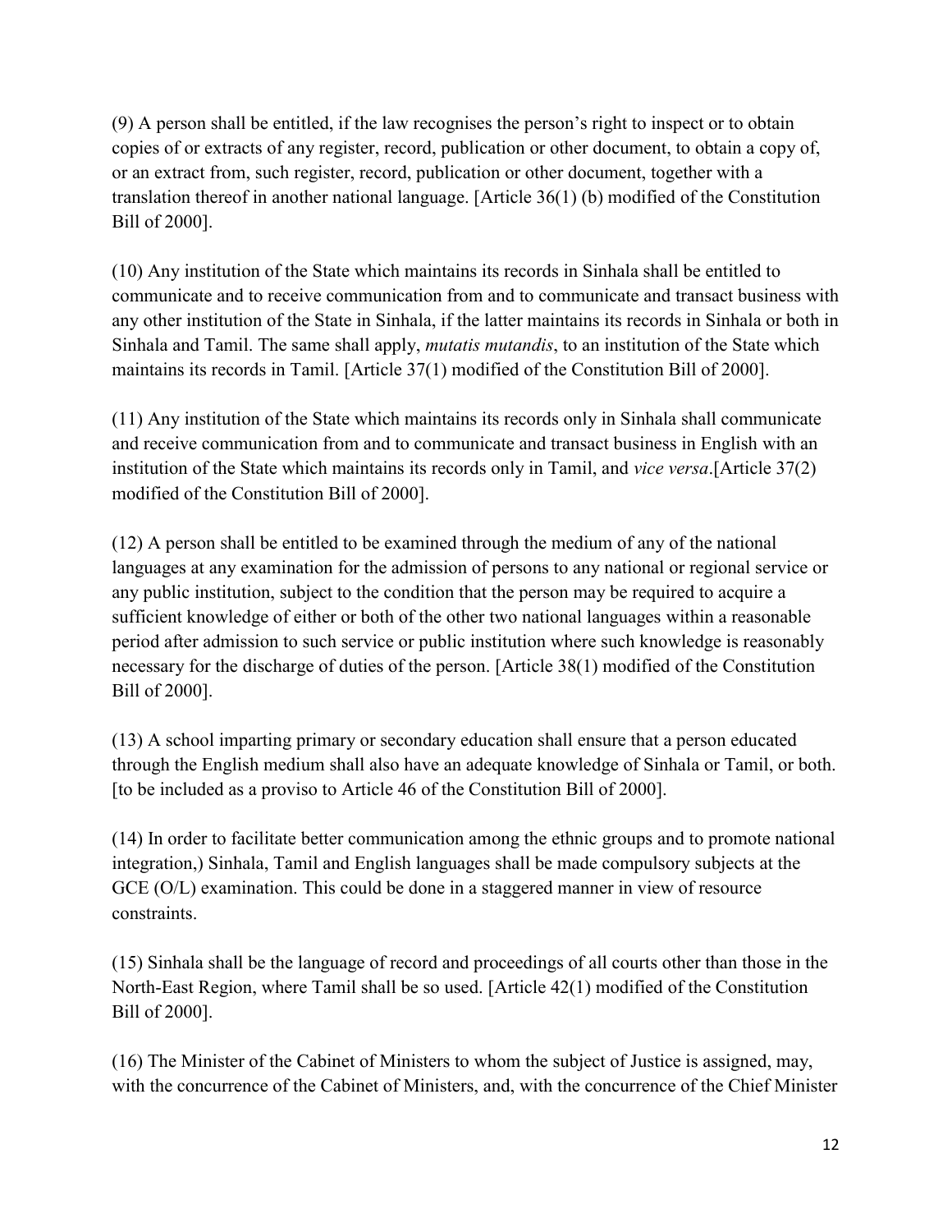(9) A person shall be entitled, if the law recognises the person's right to inspect or to obtain copies of or extracts of any register, record, publication or other document, to obtain a copy of, or an extract from, such register, record, publication or other document, together with a translation thereof in another national language. [Article 36(1) (b) modified of the Constitution Bill of 2000].

(10) Any institution of the State which maintains its records in Sinhala shall be entitled to communicate and to receive communication from and to communicate and transact business with any other institution of the State in Sinhala, if the latter maintains its records in Sinhala or both in Sinhala and Tamil. The same shall apply, *mutatis mutandis*, to an institution of the State which maintains its records in Tamil. [Article 37(1) modified of the Constitution Bill of 2000].

(11) Any institution of the State which maintains its records only in Sinhala shall communicate and receive communication from and to communicate and transact business in English with an institution of the State which maintains its records only in Tamil, and *vice versa*.[Article 37(2) modified of the Constitution Bill of 2000].

(12) A person shall be entitled to be examined through the medium of any of the national languages at any examination for the admission of persons to any national or regional service or any public institution, subject to the condition that the person may be required to acquire a sufficient knowledge of either or both of the other two national languages within a reasonable period after admission to such service or public institution where such knowledge is reasonably necessary for the discharge of duties of the person. [Article 38(1) modified of the Constitution Bill of 2000].

(13) A school imparting primary or secondary education shall ensure that a person educated through the English medium shall also have an adequate knowledge of Sinhala or Tamil, or both. [to be included as a proviso to Article 46 of the Constitution Bill of 2000].

(14) In order to facilitate better communication among the ethnic groups and to promote national integration,) Sinhala, Tamil and English languages shall be made compulsory subjects at the GCE (O/L) examination. This could be done in a staggered manner in view of resource constraints.

(15) Sinhala shall be the language of record and proceedings of all courts other than those in the North-East Region, where Tamil shall be so used. [Article 42(1) modified of the Constitution Bill of 2000].

(16) The Minister of the Cabinet of Ministers to whom the subject of Justice is assigned, may, with the concurrence of the Cabinet of Ministers, and, with the concurrence of the Chief Minister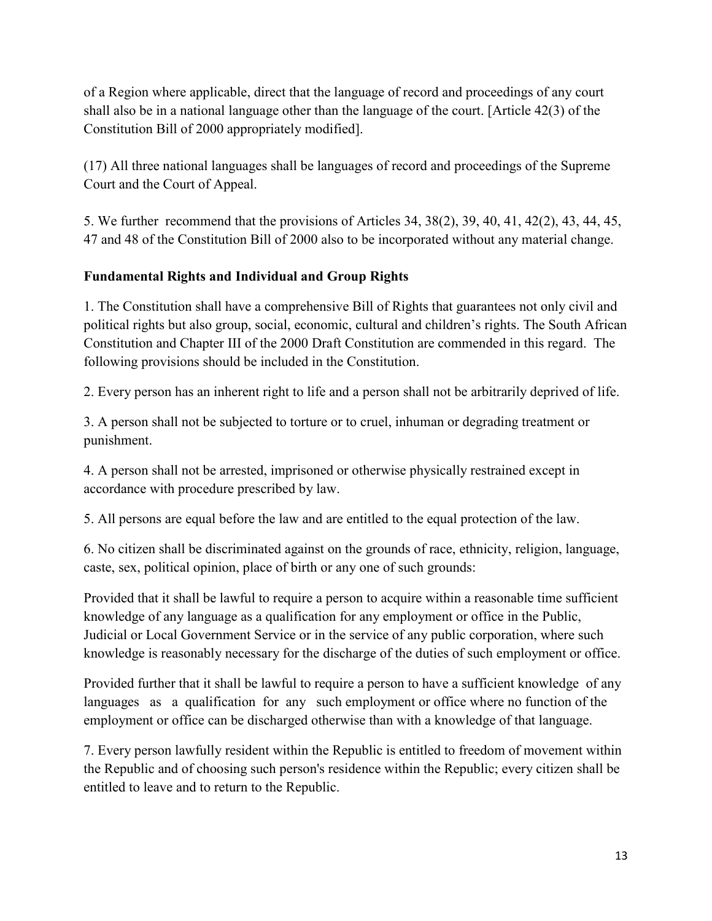of a Region where applicable, direct that the language of record and proceedings of any court shall also be in a national language other than the language of the court. [Article 42(3) of the Constitution Bill of 2000 appropriately modified].

(17) All three national languages shall be languages of record and proceedings of the Supreme Court and the Court of Appeal.

5. We further recommend that the provisions of Articles 34, 38(2), 39, 40, 41, 42(2), 43, 44, 45, 47 and 48 of the Constitution Bill of 2000 also to be incorporated without any material change.

### Fundamental Rights and Individual and Group Rights

1. The Constitution shall have a comprehensive Bill of Rights that guarantees not only civil and political rights but also group, social, economic, cultural and children's rights. The South African Constitution and Chapter III of the 2000 Draft Constitution are commended in this regard. The following provisions should be included in the Constitution.

2. Every person has an inherent right to life and a person shall not be arbitrarily deprived of life.

3. A person shall not be subjected to torture or to cruel, inhuman or degrading treatment or punishment.

4. A person shall not be arrested, imprisoned or otherwise physically restrained except in accordance with procedure prescribed by law.

5. All persons are equal before the law and are entitled to the equal protection of the law.

6. No citizen shall be discriminated against on the grounds of race, ethnicity, religion, language, caste, sex, political opinion, place of birth or any one of such grounds:

Provided that it shall be lawful to require a person to acquire within a reasonable time sufficient knowledge of any language as a qualification for any employment or office in the Public, Judicial or Local Government Service or in the service of any public corporation, where such knowledge is reasonably necessary for the discharge of the duties of such employment or office.

Provided further that it shall be lawful to require a person to have a sufficient knowledge of any languages as a qualification for any such employment or office where no function of the employment or office can be discharged otherwise than with a knowledge of that language.

7. Every person lawfully resident within the Republic is entitled to freedom of movement within the Republic and of choosing such person's residence within the Republic; every citizen shall be entitled to leave and to return to the Republic.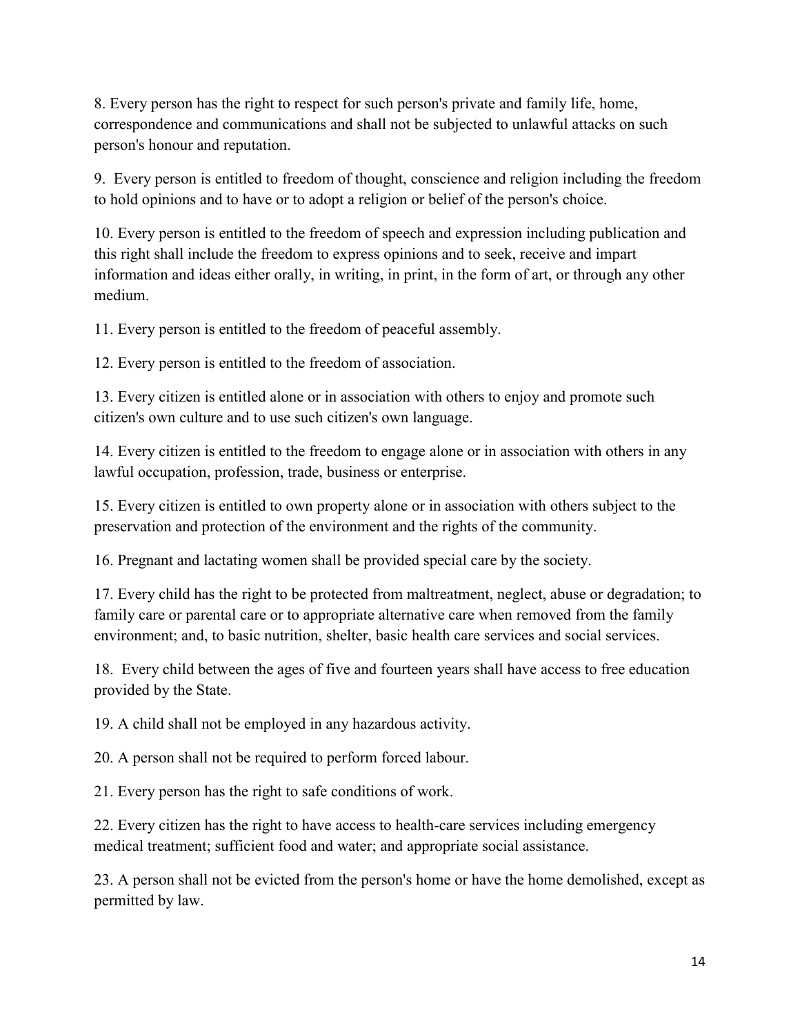8. Every person has the right to respect for such person's private and family life, home, correspondence and communications and shall not be subjected to unlawful attacks on such person's honour and reputation.

9. Every person is entitled to freedom of thought, conscience and religion including the freedom to hold opinions and to have or to adopt a religion or belief of the person's choice.

10. Every person is entitled to the freedom of speech and expression including publication and this right shall include the freedom to express opinions and to seek, receive and impart information and ideas either orally, in writing, in print, in the form of art, or through any other medium.

11. Every person is entitled to the freedom of peaceful assembly.

12. Every person is entitled to the freedom of association.

13. Every citizen is entitled alone or in association with others to enjoy and promote such citizen's own culture and to use such citizen's own language.

14. Every citizen is entitled to the freedom to engage alone or in association with others in any lawful occupation, profession, trade, business or enterprise.

15. Every citizen is entitled to own property alone or in association with others subject to the preservation and protection of the environment and the rights of the community.

16. Pregnant and lactating women shall be provided special care by the society.

17. Every child has the right to be protected from maltreatment, neglect, abuse or degradation; to family care or parental care or to appropriate alternative care when removed from the family environment; and, to basic nutrition, shelter, basic health care services and social services.

18. Every child between the ages of five and fourteen years shall have access to free education provided by the State.

19. A child shall not be employed in any hazardous activity.

20. A person shall not be required to perform forced labour.

21. Every person has the right to safe conditions of work.

22. Every citizen has the right to have access to health-care services including emergency medical treatment; sufficient food and water; and appropriate social assistance.

23. A person shall not be evicted from the person's home or have the home demolished, except as permitted by law.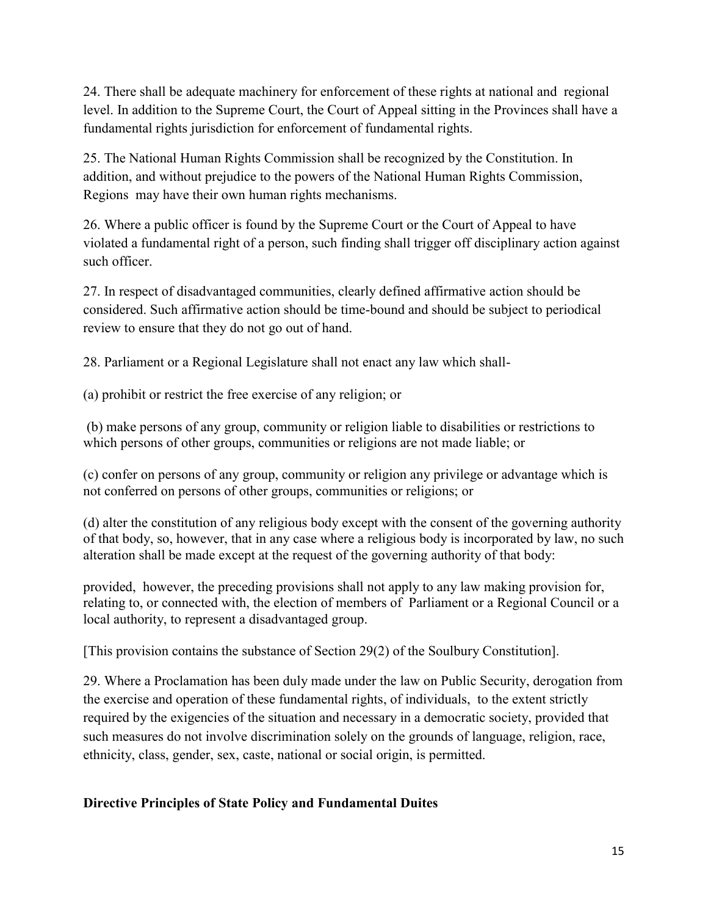24. There shall be adequate machinery for enforcement of these rights at national and regional level. In addition to the Supreme Court, the Court of Appeal sitting in the Provinces shall have a fundamental rights jurisdiction for enforcement of fundamental rights.

25. The National Human Rights Commission shall be recognized by the Constitution. In addition, and without prejudice to the powers of the National Human Rights Commission, Regions may have their own human rights mechanisms.

26. Where a public officer is found by the Supreme Court or the Court of Appeal to have violated a fundamental right of a person, such finding shall trigger off disciplinary action against such officer.

27. In respect of disadvantaged communities, clearly defined affirmative action should be considered. Such affirmative action should be time-bound and should be subject to periodical review to ensure that they do not go out of hand.

28. Parliament or a Regional Legislature shall not enact any law which shall-

(a) prohibit or restrict the free exercise of any religion; or

(b) make persons of any group, community or religion liable to disabilities or restrictions to which persons of other groups, communities or religions are not made liable; or

(c) confer on persons of any group, community or religion any privilege or advantage which is not conferred on persons of other groups, communities or religions; or

(d) alter the constitution of any religious body except with the consent of the governing authority of that body, so, however, that in any case where a religious body is incorporated by law, no such alteration shall be made except at the request of the governing authority of that body:

provided, however, the preceding provisions shall not apply to any law making provision for, relating to, or connected with, the election of members of Parliament or a Regional Council or a local authority, to represent a disadvantaged group.

[This provision contains the substance of Section 29(2) of the Soulbury Constitution].

29. Where a Proclamation has been duly made under the law on Public Security, derogation from the exercise and operation of these fundamental rights, of individuals, to the extent strictly required by the exigencies of the situation and necessary in a democratic society, provided that such measures do not involve discrimination solely on the grounds of language, religion, race, ethnicity, class, gender, sex, caste, national or social origin, is permitted.

**Directive Principles of State Policy and Fundamental Duites**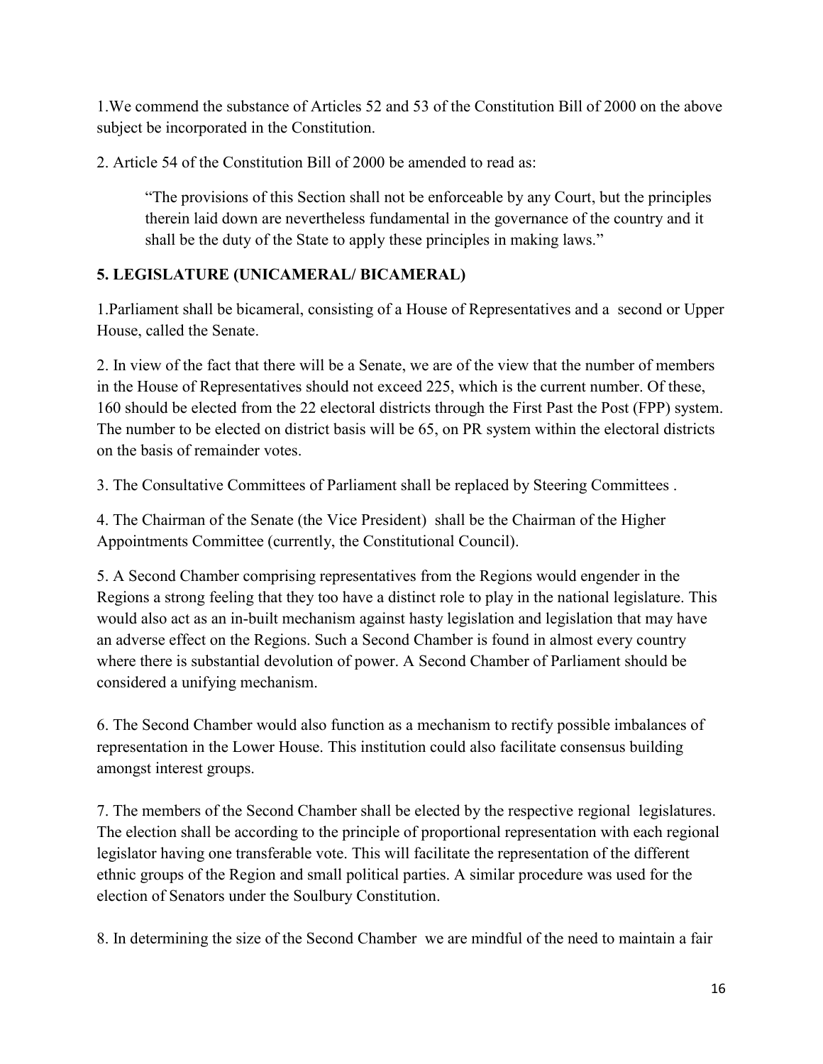1.We commend the substance of Articles 52 and 53 of the Constitution Bill of 2000 on the above subject be incorporated in the Constitution.

2. Article 54 of the Constitution Bill of 2000 be amended to read as:

> "The provisions of this Section shall not be enforceable by any Court, but the principles therein laid down are nevertheless fundamental in the governance of the country and it shall be the duty of the State to apply these principles in making laws."

## 5. LEGISLATURE (UNICAMERAL/ BICAMERAL)

1.Parliament shall be bicameral, consisting of a House of Representatives and a second or Upper House, called the Senate.

2. In view of the fact that there will be a Senate, we are of the view that the number of members in the House of Representatives should not exceed 225, which is the current number. Of these, 160 should be elected from the 22 electoral districts through the First Past the Post (FPP) system. The number to be elected on district basis will be 65, on PR system within the electoral districts on the basis of remainder votes.

3. The Consultative Committees of Parliament shall be replaced by Steering Committees .

4. The Chairman of the Senate (the Vice President) shall be the Chairman of the Higher Appointments Committee (currently, the Constitutional Council).

5. A Second Chamber comprising representatives from the Regions would engender in the Regions a strong feeling that they too have a distinct role to play in the national legislature. This would also act as an in-built mechanism against hasty legislation and legislation that may have an adverse effect on the Regions. Such a Second Chamber is found in almost every country where there is substantial devolution of power. A Second Chamber of Parliament should be considered a unifying mechanism.

6. The Second Chamber would also function as a mechanism to rectify possible imbalances of representation in the Lower House. This institution could also facilitate consensus building amongst interest groups.

7. The members of the Second Chamber shall be elected by the respective regional legislatures. The election shall be according to the principle of proportional representation with each regional legislator having one transferable vote. This will facilitate the representation of the different ethnic groups of the Region and small political parties. A similar procedure was used for the election of Senators under the Soulbury Constitution.

8. In determining the size of the Second Chamber we are mindful of the need to maintain a fair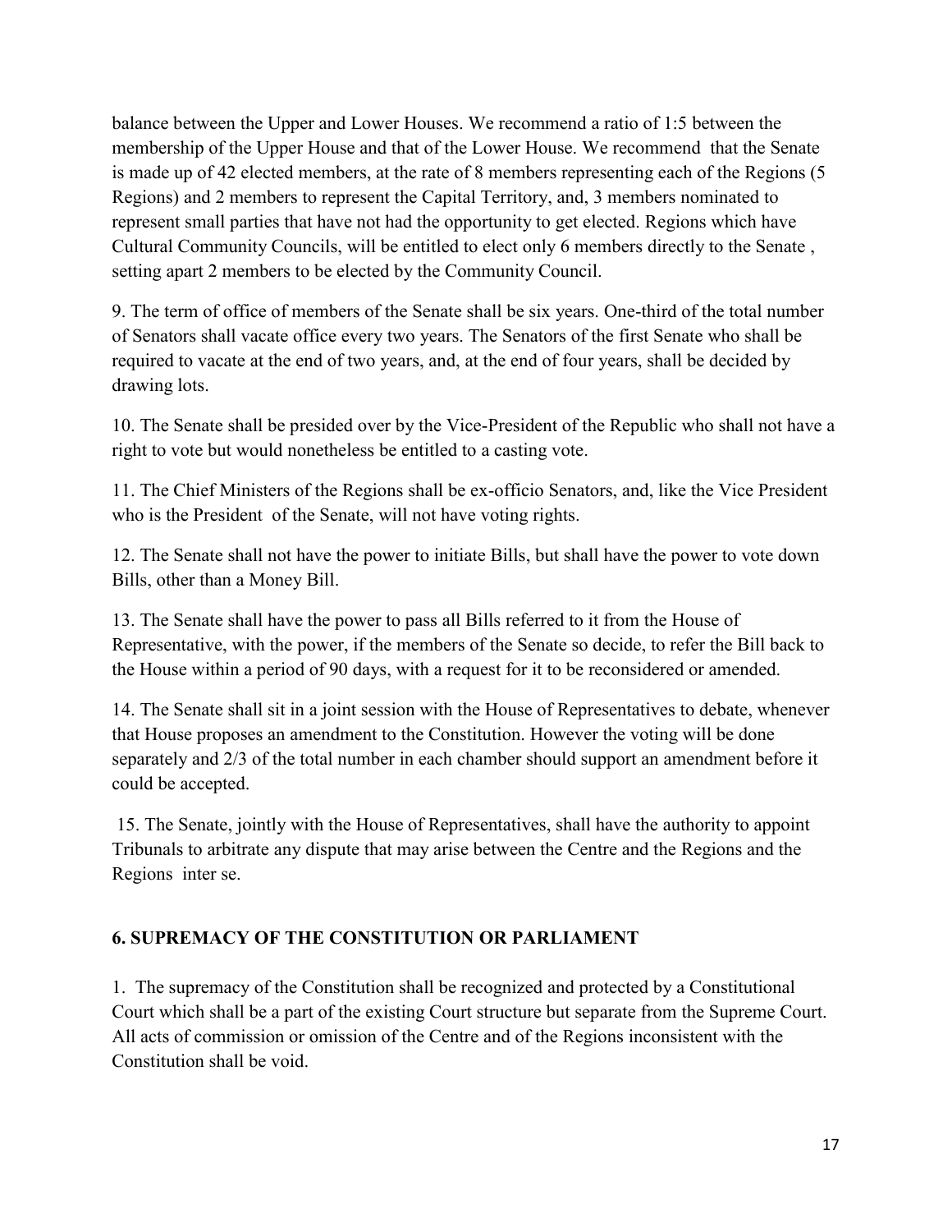balance between the Upper and Lower Houses. We recommend a ratio of 1:5 between the membership of the Upper House and that of the Lower House. We recommend that the Senate is made up of 42 elected members, at the rate of 8 members representing each of the Regions (5 Regions) and 2 members to represent the Capital Territory, and, 3 members nominated to represent small parties that have not had the opportunity to get elected. Regions which have Cultural Community Councils, will be entitled to elect only 6 members directly to the Senate , setting apart 2 members to be elected by the Community Council.

9. The term of office of members of the Senate shall be six years. One-third of the total number of Senators shall vacate office every two years. The Senators of the first Senate who shall be required to vacate at the end of two years, and, at the end of four years, shall be decided by drawing lots.

10. The Senate shall be presided over by the Vice-President of the Republic who shall not have a right to vote but would nonetheless be entitled to a casting vote.

11. The Chief Ministers of the Regions shall be ex-officio Senators, and, like the Vice President who is the President of the Senate, will not have voting rights.

12. The Senate shall not have the power to initiate Bills, but shall have the power to vote down Bills, other than a Money Bill.

13. The Senate shall have the power to pass all Bills referred to it from the House of Representative, with the power, if the members of the Senate so decide, to refer the Bill back to the House within a period of 90 days, with a request for it to be reconsidered or amended.

14. The Senate shall sit in a joint session with the House of Representatives to debate, whenever that House proposes an amendment to the Constitution. However the voting will be done separately and 2/3 of the total number in each chamber should support an amendment before it could be accepted.

15. The Senate, jointly with the House of Representatives, shall have the authority to appoint Tribunals to arbitrate any dispute that may arise between the Centre and the Regions and the Regions inter se.

## 6. SUPREMACY OF THE CONSTITUTION OR PARLIAMENT

1. The supremacy of the Constitution shall be recognized and protected by a Constitutional Court which shall be a part of the existing Court structure but separate from the Supreme Court. All acts of commission or omission of the Centre and of the Regions inconsistent with the Constitution shall be void.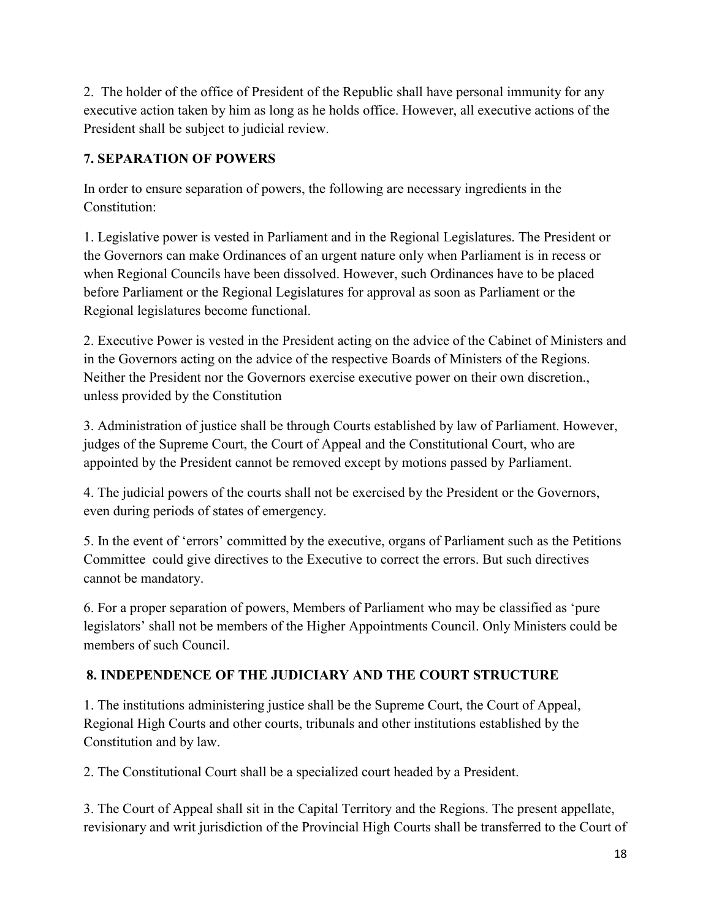2. The holder of the office of President of the Republic shall have personal immunity for any executive action taken by him as long as he holds office. However, all executive actions of the President shall be subject to judicial review.

## 7. SEPARATION OF POWERS

In order to ensure separation of powers, the following are necessary ingredients in the Constitution:

1. Legislative power is vested in Parliament and in the Regional Legislatures. The President or the Governors can make Ordinances of an urgent nature only when Parliament is in recess or when Regional Councils have been dissolved. However, such Ordinances have to be placed before Parliament or the Regional Legislatures for approval as soon as Parliament or the Regional legislatures become functional.

2. Executive Power is vested in the President acting on the advice of the Cabinet of Ministers and in the Governors acting on the advice of the respective Boards of Ministers of the Regions. Neither the President nor the Governors exercise executive power on their own discretion., unless provided by the Constitution

3. Administration of justice shall be through Courts established by law of Parliament. However, judges of the Supreme Court, the Court of Appeal and the Constitutional Court, who are appointed by the President cannot be removed except by motions passed by Parliament.

4. The judicial powers of the courts shall not be exercised by the President or the Governors, even during periods of states of emergency.

5. In the event of 'errors' committed by the executive, organs of Parliament such as the Petitions Committee could give directives to the Executive to correct the errors. But such directives cannot be mandatory.

6. For a proper separation of powers, Members of Parliament who may be classified as 'pure legislators' shall not be members of the Higher Appointments Council. Only Ministers could be members of such Council.

## 8. INDEPENDENCE OF THE JUDICIARY AND THE COURT STRUCTURE

1. The institutions administering justice shall be the Supreme Court, the Court of Appeal, Regional High Courts and other courts, tribunals and other institutions established by the Constitution and by law.

2. The Constitutional Court shall be a specialized court headed by a President.

3. The Court of Appeal shall sit in the Capital Territory and the Regions. The present appellate, revisionary and writ jurisdiction of the Provincial High Courts shall be transferred to the Court of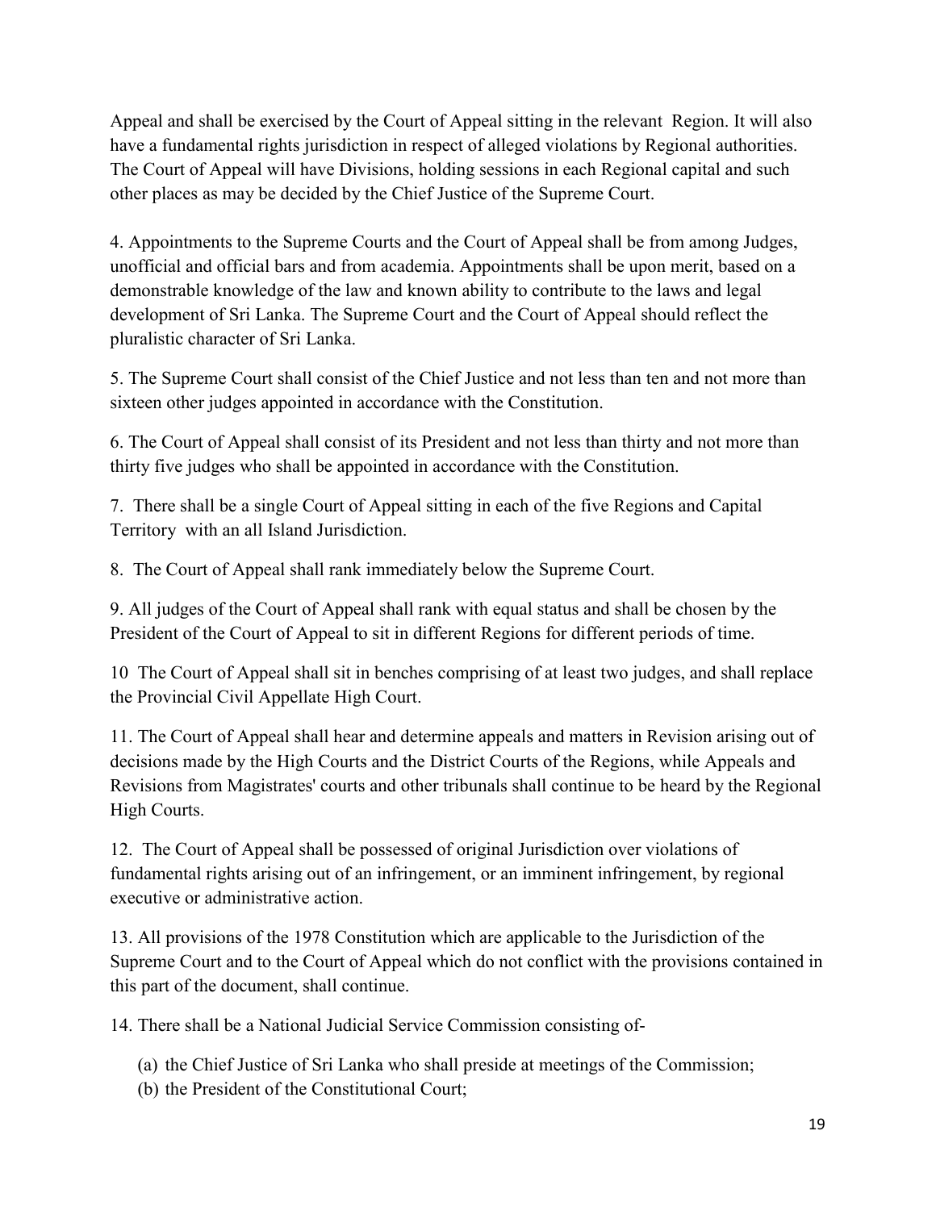Appeal and shall be exercised by the Court of Appeal sitting in the relevant Region. It will also have a fundamental rights jurisdiction in respect of alleged violations by Regional authorities. The Court of Appeal will have Divisions, holding sessions in each Regional capital and such other places as may be decided by the Chief Justice of the Supreme Court.

4. Appointments to the Supreme Courts and the Court of Appeal shall be from among Judges, unofficial and official bars and from academia. Appointments shall be upon merit, based on a demonstrable knowledge of the law and known ability to contribute to the laws and legal development of Sri Lanka. The Supreme Court and the Court of Appeal should reflect the pluralistic character of Sri Lanka.

5. The Supreme Court shall consist of the Chief Justice and not less than ten and not more than sixteen other judges appointed in accordance with the Constitution.

6. The Court of Appeal shall consist of its President and not less than thirty and not more than thirty five judges who shall be appointed in accordance with the Constitution.

7. There shall be a single Court of Appeal sitting in each of the five Regions and Capital Territory with an all Island Jurisdiction.

8. The Court of Appeal shall rank immediately below the Supreme Court.

9. All judges of the Court of Appeal shall rank with equal status and shall be chosen by the President of the Court of Appeal to sit in different Regions for different periods of time.

10 The Court of Appeal shall sit in benches comprising of at least two judges, and shall replace the Provincial Civil Appellate High Court.

11. The Court of Appeal shall hear and determine appeals and matters in Revision arising out of decisions made by the High Courts and the District Courts of the Regions, while Appeals and Revisions from Magistrates' courts and other tribunals shall continue to be heard by the Regional High Courts.

12. The Court of Appeal shall be possessed of original Jurisdiction over violations of fundamental rights arising out of an infringement, or an imminent infringement, by regional executive or administrative action.

13. All provisions of the 1978 Constitution which are applicable to the Jurisdiction of the Supreme Court and to the Court of Appeal which do not conflict with the provisions contained in this part of the document, shall continue.

14. There shall be a National Judicial Service Commission consisting of-

(a) the Chief Justice of Sri Lanka who shall preside at meetings of the Commission;
(b) the President of the Constitutional Court;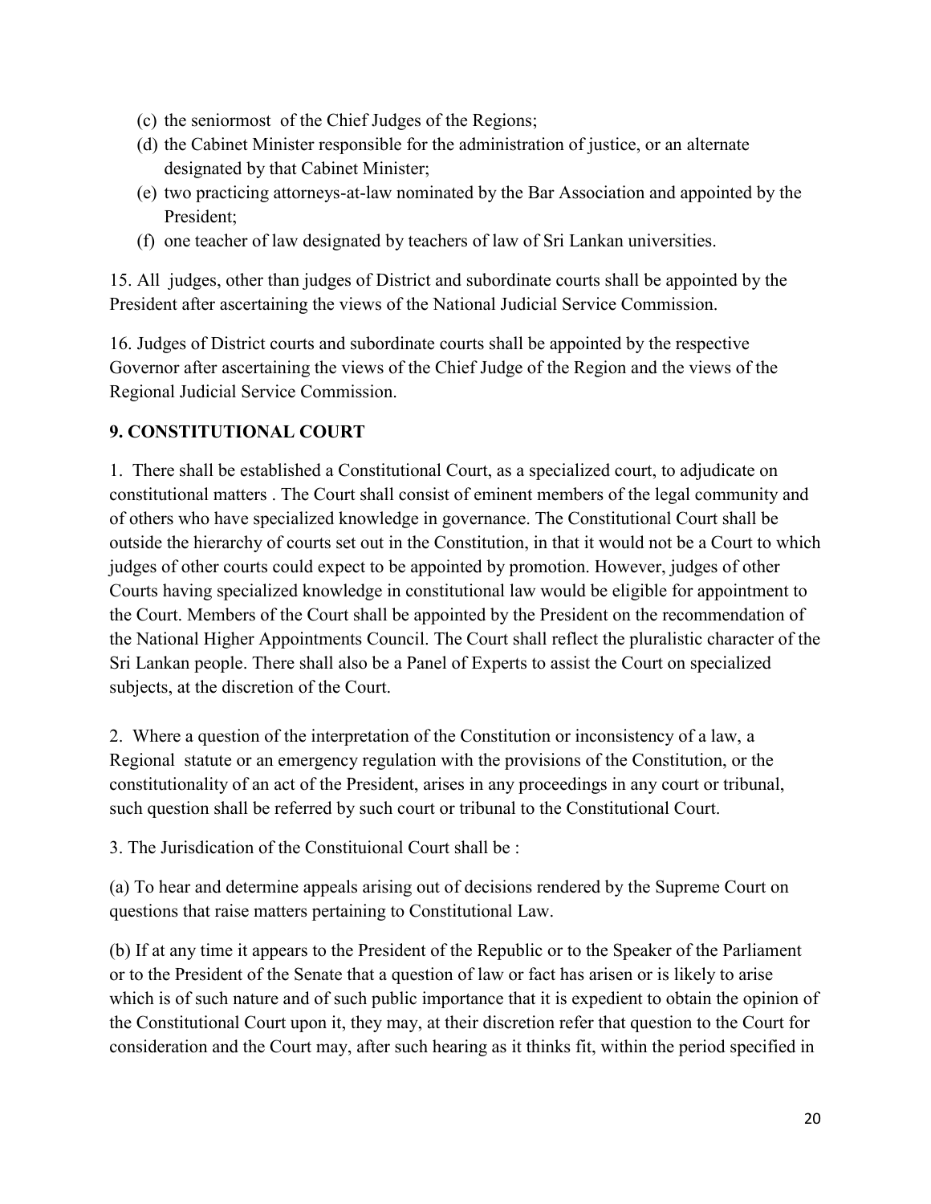(c) the seniormost of the Chief Judges of the Regions;
(d) the Cabinet Minister responsible for the administration of justice, or an alternate designated by that Cabinet Minister;
(e) two practicing attorneys-at-law nominated by the Bar Association and appointed by the President;
(f) one teacher of law designated by teachers of law of Sri Lankan universities.

15. All judges, other than judges of District and subordinate courts shall be appointed by the President after ascertaining the views of the National Judicial Service Commission.

16. Judges of District courts and subordinate courts shall be appointed by the respective Governor after ascertaining the views of the Chief Judge of the Region and the views of the Regional Judicial Service Commission.

## 9. CONSTITUTIONAL COURT

1. There shall be established a Constitutional Court, as a specialized court, to adjudicate on constitutional matters . The Court shall consist of eminent members of the legal community and of others who have specialized knowledge in governance. The Constitutional Court shall be outside the hierarchy of courts set out in the Constitution, in that it would not be a Court to which judges of other courts could expect to be appointed by promotion. However, judges of other Courts having specialized knowledge in constitutional law would be eligible for appointment to the Court. Members of the Court shall be appointed by the President on the recommendation of the National Higher Appointments Council. The Court shall reflect the pluralistic character of the Sri Lankan people. There shall also be a Panel of Experts to assist the Court on specialized subjects, at the discretion of the Court.

2. Where a question of the interpretation of the Constitution or inconsistency of a law, a Regional statute or an emergency regulation with the provisions of the Constitution, or the constitutionality of an act of the President, arises in any proceedings in any court or tribunal, such question shall be referred by such court or tribunal to the Constitutional Court.

3. The Jurisdication of the Constituional Court shall be :

(a) To hear and determine appeals arising out of decisions rendered by the Supreme Court on questions that raise matters pertaining to Constitutional Law.

(b) If at any time it appears to the President of the Republic or to the Speaker of the Parliament or to the President of the Senate that a question of law or fact has arisen or is likely to arise which is of such nature and of such public importance that it is expedient to obtain the opinion of the Constitutional Court upon it, they may, at their discretion refer that question to the Court for consideration and the Court may, after such hearing as it thinks fit, within the period specified in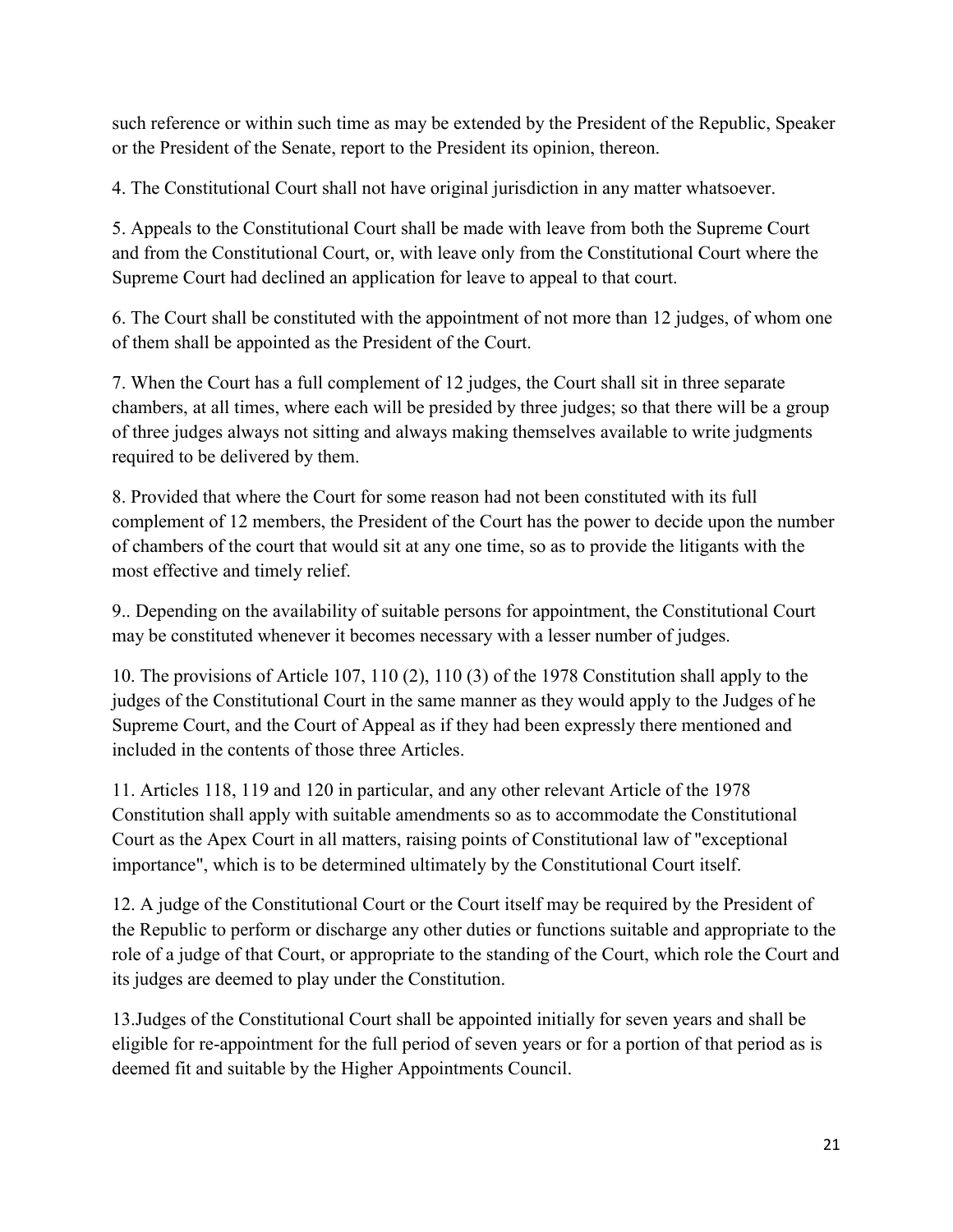such reference or within such time as may be extended by the President of the Republic, Speaker or the President of the Senate, report to the President its opinion, thereon.

4. The Constitutional Court shall not have original jurisdiction in any matter whatsoever.

5. Appeals to the Constitutional Court shall be made with leave from both the Supreme Court and from the Constitutional Court, or, with leave only from the Constitutional Court where the Supreme Court had declined an application for leave to appeal to that court.

6. The Court shall be constituted with the appointment of not more than 12 judges, of whom one of them shall be appointed as the President of the Court.

7. When the Court has a full complement of 12 judges, the Court shall sit in three separate chambers, at all times, where each will be presided by three judges; so that there will be a group of three judges always not sitting and always making themselves available to write judgments required to be delivered by them.

8. Provided that where the Court for some reason had not been constituted with its full complement of 12 members, the President of the Court has the power to decide upon the number of chambers of the court that would sit at any one time, so as to provide the litigants with the most effective and timely relief.

9.. Depending on the availability of suitable persons for appointment, the Constitutional Court may be constituted whenever it becomes necessary with a lesser number of judges.

10. The provisions of Article 107, 110 (2), 110 (3) of the 1978 Constitution shall apply to the judges of the Constitutional Court in the same manner as they would apply to the Judges of he Supreme Court, and the Court of Appeal as if they had been expressly there mentioned and included in the contents of those three Articles.

11. Articles 118, 119 and 120 in particular, and any other relevant Article of the 1978 Constitution shall apply with suitable amendments so as to accommodate the Constitutional Court as the Apex Court in all matters, raising points of Constitutional law of "exceptional importance", which is to be determined ultimately by the Constitutional Court itself.

12. A judge of the Constitutional Court or the Court itself may be required by the President of the Republic to perform or discharge any other duties or functions suitable and appropriate to the role of a judge of that Court, or appropriate to the standing of the Court, which role the Court and its judges are deemed to play under the Constitution.

13.Judges of the Constitutional Court shall be appointed initially for seven years and shall be eligible for re-appointment for the full period of seven years or for a portion of that period as is deemed fit and suitable by the Higher Appointments Council.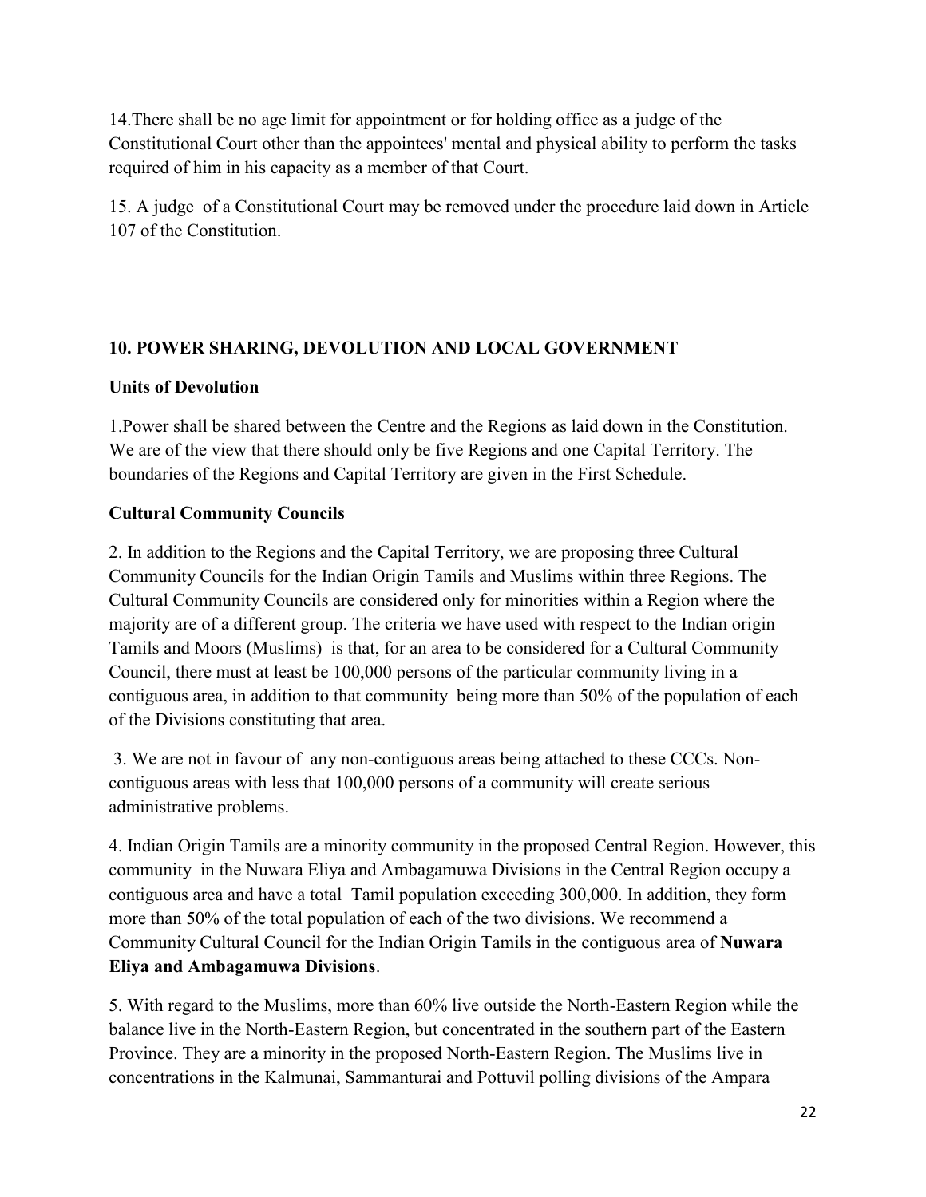14.There shall be no age limit for appointment or for holding office as a judge of the Constitutional Court other than the appointees' mental and physical ability to perform the tasks required of him in his capacity as a member of that Court.

15. A judge of a Constitutional Court may be removed under the procedure laid down in Article 107 of the Constitution.

## 10. POWER SHARING, DEVOLUTION AND LOCAL GOVERNMENT

### Units of Devolution

1.Power shall be shared between the Centre and the Regions as laid down in the Constitution. We are of the view that there should only be five Regions and one Capital Territory. The boundaries of the Regions and Capital Territory are given in the First Schedule.

### Cultural Community Councils

2. In addition to the Regions and the Capital Territory, we are proposing three Cultural Community Councils for the Indian Origin Tamils and Muslims within three Regions. The Cultural Community Councils are considered only for minorities within a Region where the majority are of a different group. The criteria we have used with respect to the Indian origin Tamils and Moors (Muslims) is that, for an area to be considered for a Cultural Community Council, there must at least be 100,000 persons of the particular community living in a contiguous area, in addition to that community being more than 50% of the population of each of the Divisions constituting that area.

3. We are not in favour of any non-contiguous areas being attached to these CCCs. Non-contiguous areas with less that 100,000 persons of a community will create serious administrative problems.

4. Indian Origin Tamils are a minority community in the proposed Central Region. However, this community in the Nuwara Eliya and Ambagamuwa Divisions in the Central Region occupy a contiguous area and have a total Tamil population exceeding 300,000. In addition, they form more than 50% of the total population of each of the two divisions. We recommend a Community Cultural Council for the Indian Origin Tamils in the contiguous area of **Nuwara Eliya and Ambagamuwa Divisions**.

5. With regard to the Muslims, more than 60% live outside the North-Eastern Region while the balance live in the North-Eastern Region, but concentrated in the southern part of the Eastern Province. They are a minority in the proposed North-Eastern Region. The Muslims live in concentrations in the Kalmunai, Sammanturai and Pottuvil polling divisions of the Ampara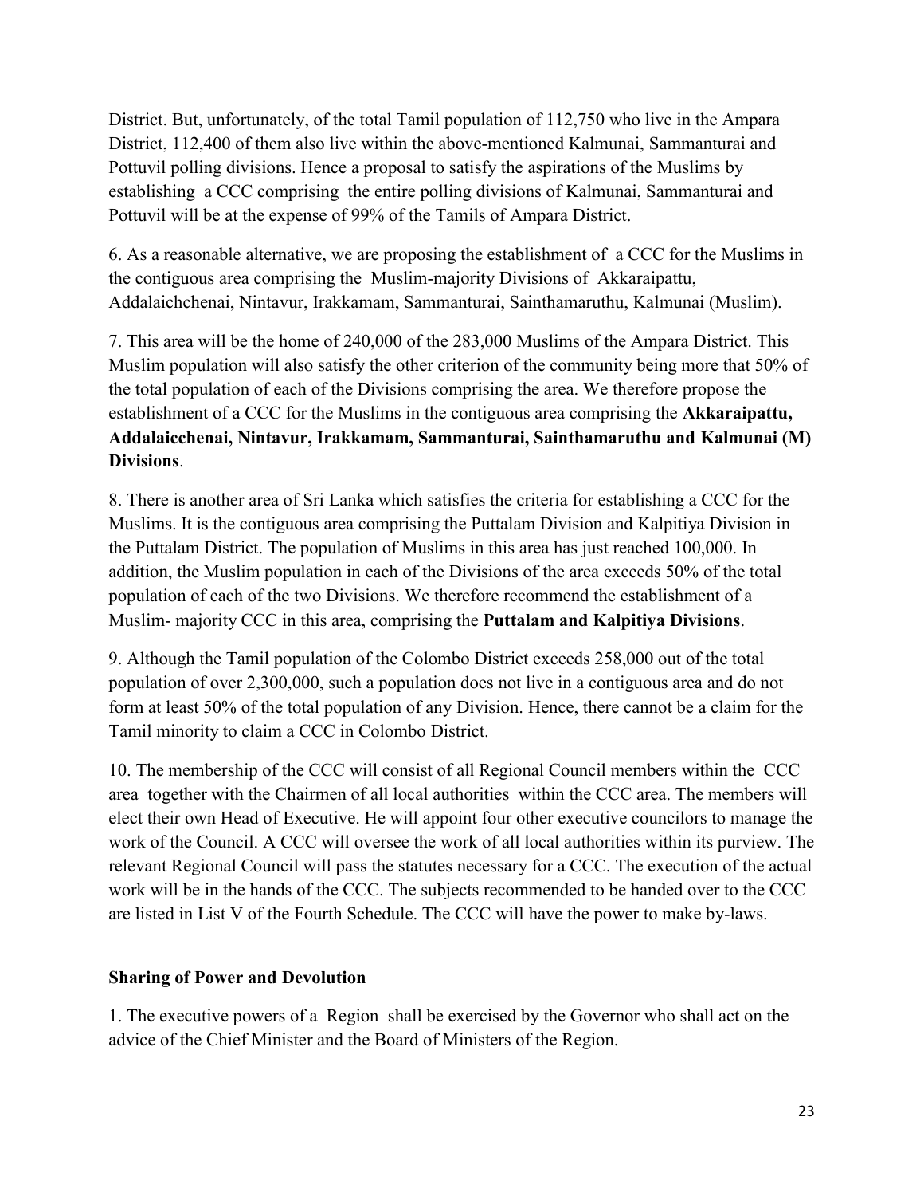District. But, unfortunately, of the total Tamil population of 112,750 who live in the Ampara District, 112,400 of them also live within the above-mentioned Kalmunai, Sammanturai and Pottuvil polling divisions. Hence a proposal to satisfy the aspirations of the Muslims by establishing a CCC comprising the entire polling divisions of Kalmunai, Sammanturai and Pottuvil will be at the expense of 99% of the Tamils of Ampara District.

6. As a reasonable alternative, we are proposing the establishment of a CCC for the Muslims in the contiguous area comprising the Muslim-majority Divisions of Akkaraipattu, Addalaichchenai, Nintavur, Irakkamam, Sammanturai, Sainthamaruthu, Kalmunai (Muslim).

7. This area will be the home of 240,000 of the 283,000 Muslims of the Ampara District. This Muslim population will also satisfy the other criterion of the community being more that 50% of the total population of each of the Divisions comprising the area. We therefore propose the establishment of a CCC for the Muslims in the contiguous area comprising the **Akkaraipattu, Addalaicchenai, Nintavur, Irakkamam, Sammanturai, Sainthamaruthu and Kalmunai (M) Divisions**.

8. There is another area of Sri Lanka which satisfies the criteria for establishing a CCC for the Muslims. It is the contiguous area comprising the Puttalam Division and Kalpitiya Division in the Puttalam District. The population of Muslims in this area has just reached 100,000. In addition, the Muslim population in each of the Divisions of the area exceeds 50% of the total population of each of the two Divisions. We therefore recommend the establishment of a Muslim- majority CCC in this area, comprising the **Puttalam and Kalpitiya Divisions**.

9. Although the Tamil population of the Colombo District exceeds 258,000 out of the total population of over 2,300,000, such a population does not live in a contiguous area and do not form at least 50% of the total population of any Division. Hence, there cannot be a claim for the Tamil minority to claim a CCC in Colombo District.

10. The membership of the CCC will consist of all Regional Council members within the CCC area together with the Chairmen of all local authorities within the CCC area. The members will elect their own Head of Executive. He will appoint four other executive councilors to manage the work of the Council. A CCC will oversee the work of all local authorities within its purview. The relevant Regional Council will pass the statutes necessary for a CCC. The execution of the actual work will be in the hands of the CCC. The subjects recommended to be handed over to the CCC are listed in List V of the Fourth Schedule. The CCC will have the power to make by-laws.

**Sharing of Power and Devolution**

1. The executive powers of a Region shall be exercised by the Governor who shall act on the advice of the Chief Minister and the Board of Ministers of the Region.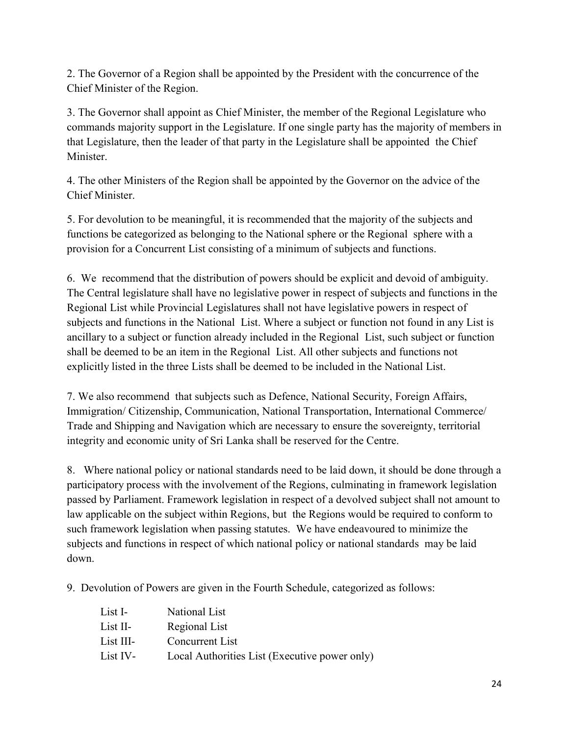2. The Governor of a Region shall be appointed by the President with the concurrence of the Chief Minister of the Region.

3. The Governor shall appoint as Chief Minister, the member of the Regional Legislature who commands majority support in the Legislature. If one single party has the majority of members in that Legislature, then the leader of that party in the Legislature shall be appointed the Chief Minister.

4. The other Ministers of the Region shall be appointed by the Governor on the advice of the Chief Minister.

5. For devolution to be meaningful, it is recommended that the majority of the subjects and functions be categorized as belonging to the National sphere or the Regional sphere with a provision for a Concurrent List consisting of a minimum of subjects and functions.

6. We recommend that the distribution of powers should be explicit and devoid of ambiguity. The Central legislature shall have no legislative power in respect of subjects and functions in the Regional List while Provincial Legislatures shall not have legislative powers in respect of subjects and functions in the National List. Where a subject or function not found in any List is ancillary to a subject or function already included in the Regional List, such subject or function shall be deemed to be an item in the Regional List. All other subjects and functions not explicitly listed in the three Lists shall be deemed to be included in the National List.

7. We also recommend that subjects such as Defence, National Security, Foreign Affairs, Immigration/ Citizenship, Communication, National Transportation, International Commerce/ Trade and Shipping and Navigation which are necessary to ensure the sovereignty, territorial integrity and economic unity of Sri Lanka shall be reserved for the Centre.

8. Where national policy or national standards need to be laid down, it should be done through a participatory process with the involvement of the Regions, culminating in framework legislation passed by Parliament. Framework legislation in respect of a devolved subject shall not amount to law applicable on the subject within Regions, but the Regions would be required to conform to such framework legislation when passing statutes. We have endeavoured to minimize the subjects and functions in respect of which national policy or national standards may be laid down.

9. Devolution of Powers are given in the Fourth Schedule, categorized as follows:

| | |
|---|---|
| List I- | National List |
| List II- | Regional List |
| List III- | Concurrent List |
| List IV- | Local Authorities List (Executive power only) |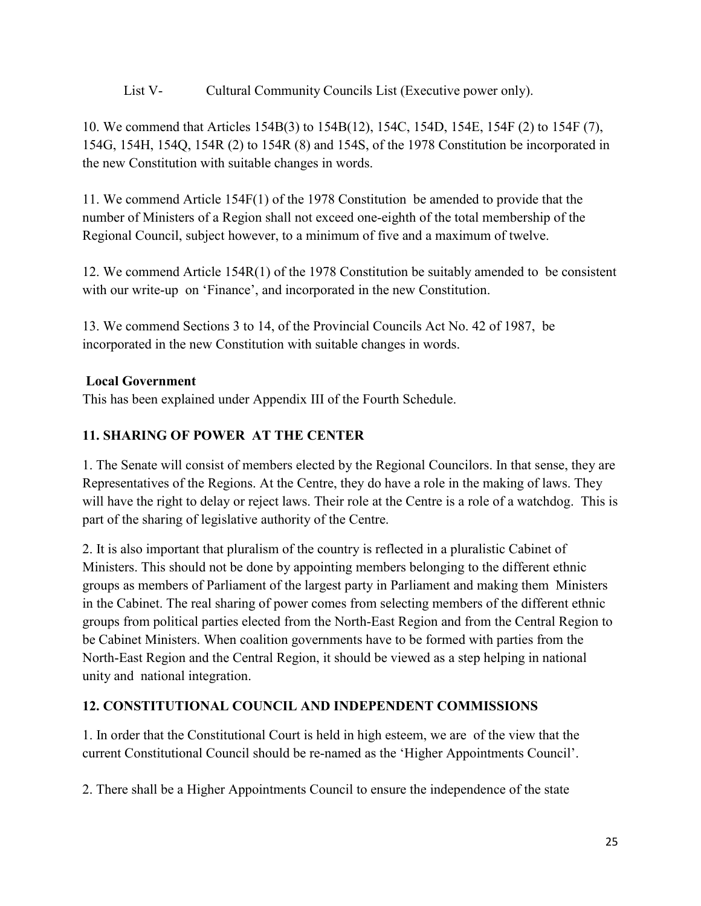List V- Cultural Community Councils List (Executive power only).

10. We commend that Articles 154B(3) to 154B(12), 154C, 154D, 154E, 154F (2) to 154F (7), 154G, 154H, 154Q, 154R (2) to 154R (8) and 154S, of the 1978 Constitution be incorporated in the new Constitution with suitable changes in words.

11. We commend Article 154F(1) of the 1978 Constitution be amended to provide that the number of Ministers of a Region shall not exceed one-eighth of the total membership of the Regional Council, subject however, to a minimum of five and a maximum of twelve.

12. We commend Article 154R(1) of the 1978 Constitution be suitably amended to be consistent with our write-up on 'Finance', and incorporated in the new Constitution.

13. We commend Sections 3 to 14, of the Provincial Councils Act No. 42 of 1987, be incorporated in the new Constitution with suitable changes in words.

**Local Government**

This has been explained under Appendix III of the Fourth Schedule.

## 11. SHARING OF POWER AT THE CENTER

1. The Senate will consist of members elected by the Regional Councilors. In that sense, they are Representatives of the Regions. At the Centre, they do have a role in the making of laws. They will have the right to delay or reject laws. Their role at the Centre is a role of a watchdog. This is part of the sharing of legislative authority of the Centre.

2. It is also important that pluralism of the country is reflected in a pluralistic Cabinet of Ministers. This should not be done by appointing members belonging to the different ethnic groups as members of Parliament of the largest party in Parliament and making them Ministers in the Cabinet. The real sharing of power comes from selecting members of the different ethnic groups from political parties elected from the North-East Region and from the Central Region to be Cabinet Ministers. When coalition governments have to be formed with parties from the North-East Region and the Central Region, it should be viewed as a step helping in national unity and national integration.

## 12. CONSTITUTIONAL COUNCIL AND INDEPENDENT COMMISSIONS

1. In order that the Constitutional Court is held in high esteem, we are of the view that the current Constitutional Council should be re-named as the 'Higher Appointments Council'.

2. There shall be a Higher Appointments Council to ensure the independence of the state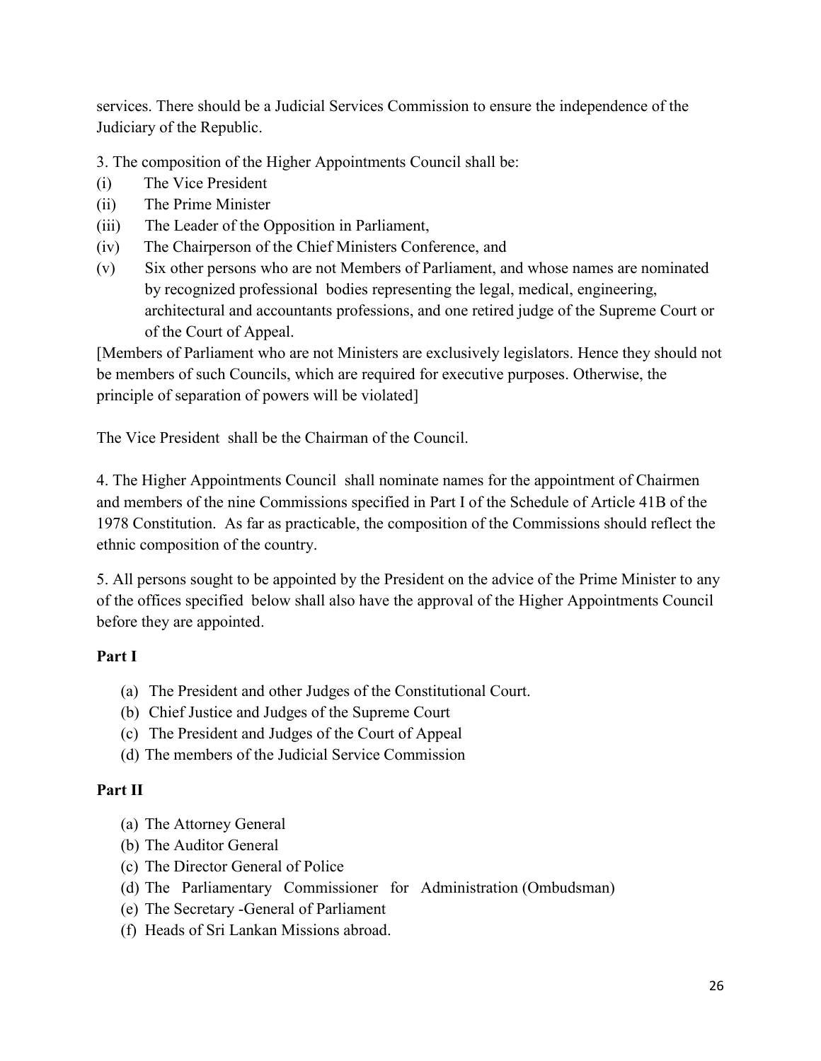services. There should be a Judicial Services Commission to ensure the independence of the Judiciary of the Republic.

3. The composition of the Higher Appointments Council shall be:

(i) The Vice President
(ii) The Prime Minister
(iii) The Leader of the Opposition in Parliament,
(iv) The Chairperson of the Chief Ministers Conference, and
(v) Six other persons who are not Members of Parliament, and whose names are nominated by recognized professional bodies representing the legal, medical, engineering, architectural and accountants professions, and one retired judge of the Supreme Court or of the Court of Appeal.

[Members of Parliament who are not Ministers are exclusively legislators. Hence they should not be members of such Councils, which are required for executive purposes. Otherwise, the principle of separation of powers will be violated]

The Vice President shall be the Chairman of the Council.

4. The Higher Appointments Council shall nominate names for the appointment of Chairmen and members of the nine Commissions specified in Part I of the Schedule of Article 41B of the 1978 Constitution. As far as practicable, the composition of the Commissions should reflect the ethnic composition of the country.

5. All persons sought to be appointed by the President on the advice of the Prime Minister to any of the offices specified below shall also have the approval of the Higher Appointments Council before they are appointed.

**Part I**

(a) The President and other Judges of the Constitutional Court.
(b) Chief Justice and Judges of the Supreme Court
(c) The President and Judges of the Court of Appeal
(d) The members of the Judicial Service Commission

**Part II**

(a) The Attorney General
(b) The Auditor General
(c) The Director General of Police
(d) The Parliamentary Commissioner for Administration (Ombudsman)
(e) The Secretary -General of Parliament
(f) Heads of Sri Lankan Missions abroad.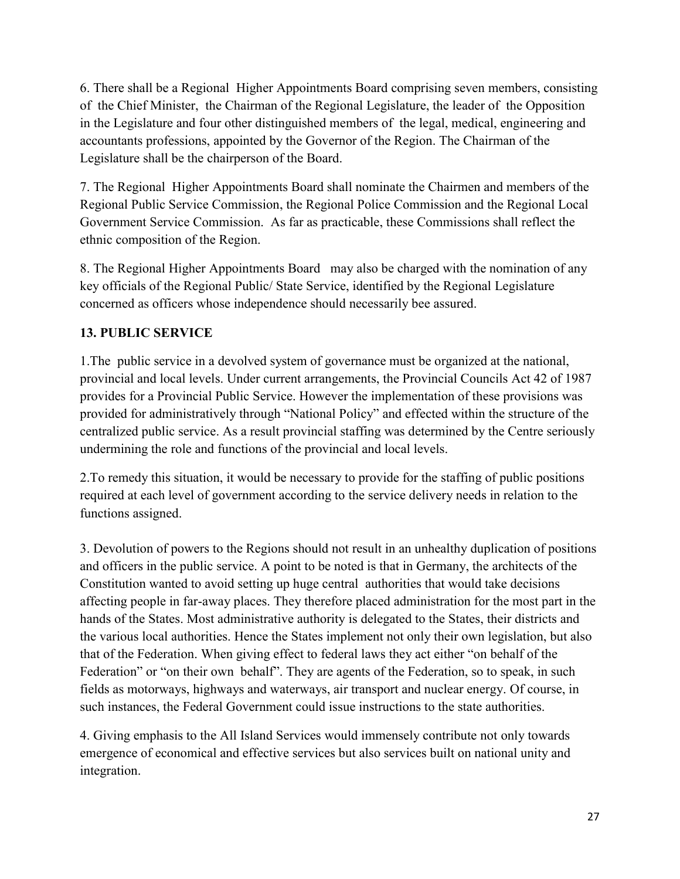6. There shall be a Regional Higher Appointments Board comprising seven members, consisting of the Chief Minister, the Chairman of the Regional Legislature, the leader of the Opposition in the Legislature and four other distinguished members of the legal, medical, engineering and accountants professions, appointed by the Governor of the Region. The Chairman of the Legislature shall be the chairperson of the Board.

7. The Regional Higher Appointments Board shall nominate the Chairmen and members of the Regional Public Service Commission, the Regional Police Commission and the Regional Local Government Service Commission. As far as practicable, these Commissions shall reflect the ethnic composition of the Region.

8. The Regional Higher Appointments Board may also be charged with the nomination of any key officials of the Regional Public/ State Service, identified by the Regional Legislature concerned as officers whose independence should necessarily bee assured.

## 13. PUBLIC SERVICE

1.The public service in a devolved system of governance must be organized at the national, provincial and local levels. Under current arrangements, the Provincial Councils Act 42 of 1987 provides for a Provincial Public Service. However the implementation of these provisions was provided for administratively through "National Policy" and effected within the structure of the centralized public service. As a result provincial staffing was determined by the Centre seriously undermining the role and functions of the provincial and local levels.

2.To remedy this situation, it would be necessary to provide for the staffing of public positions required at each level of government according to the service delivery needs in relation to the functions assigned.

3. Devolution of powers to the Regions should not result in an unhealthy duplication of positions and officers in the public service. A point to be noted is that in Germany, the architects of the Constitution wanted to avoid setting up huge central authorities that would take decisions affecting people in far-away places. They therefore placed administration for the most part in the hands of the States. Most administrative authority is delegated to the States, their districts and the various local authorities. Hence the States implement not only their own legislation, but also that of the Federation. When giving effect to federal laws they act either "on behalf of the Federation" or "on their own behalf". They are agents of the Federation, so to speak, in such fields as motorways, highways and waterways, air transport and nuclear energy. Of course, in such instances, the Federal Government could issue instructions to the state authorities.

4. Giving emphasis to the All Island Services would immensely contribute not only towards emergence of economical and effective services but also services built on national unity and integration.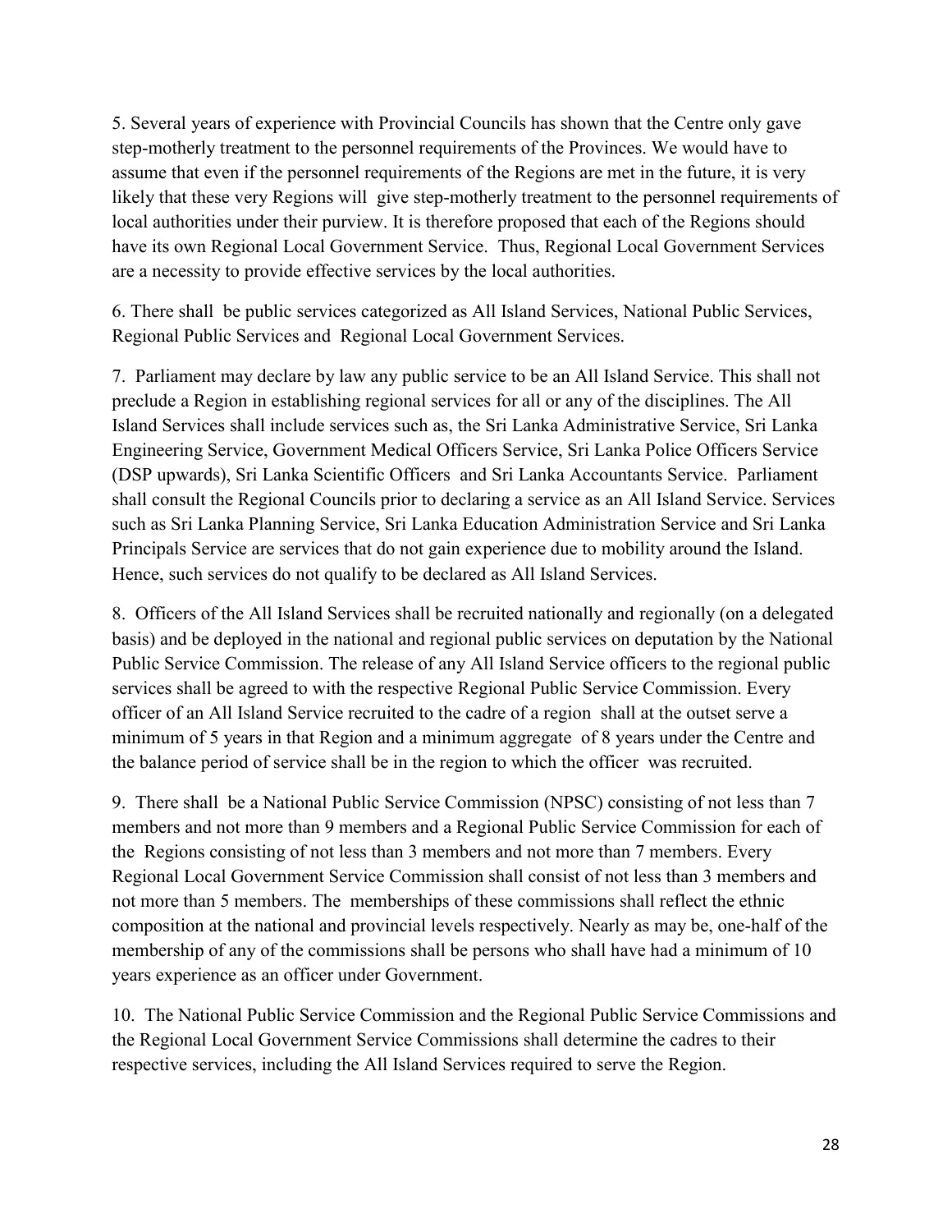5. Several years of experience with Provincial Councils has shown that the Centre only gave step-motherly treatment to the personnel requirements of the Provinces. We would have to assume that even if the personnel requirements of the Regions are met in the future, it is very likely that these very Regions will give step-motherly treatment to the personnel requirements of local authorities under their purview. It is therefore proposed that each of the Regions should have its own Regional Local Government Service. Thus, Regional Local Government Services are a necessity to provide effective services by the local authorities.

6. There shall be public services categorized as All Island Services, National Public Services, Regional Public Services and Regional Local Government Services.

7. Parliament may declare by law any public service to be an All Island Service. This shall not preclude a Region in establishing regional services for all or any of the disciplines. The All Island Services shall include services such as, the Sri Lanka Administrative Service, Sri Lanka Engineering Service, Government Medical Officers Service, Sri Lanka Police Officers Service (DSP upwards), Sri Lanka Scientific Officers and Sri Lanka Accountants Service. Parliament shall consult the Regional Councils prior to declaring a service as an All Island Service. Services such as Sri Lanka Planning Service, Sri Lanka Education Administration Service and Sri Lanka Principals Service are services that do not gain experience due to mobility around the Island. Hence, such services do not qualify to be declared as All Island Services.

8. Officers of the All Island Services shall be recruited nationally and regionally (on a delegated basis) and be deployed in the national and regional public services on deputation by the National Public Service Commission. The release of any All Island Service officers to the regional public services shall be agreed to with the respective Regional Public Service Commission. Every officer of an All Island Service recruited to the cadre of a region shall at the outset serve a minimum of 5 years in that Region and a minimum aggregate of 8 years under the Centre and the balance period of service shall be in the region to which the officer was recruited.

9. There shall be a National Public Service Commission (NPSC) consisting of not less than 7 members and not more than 9 members and a Regional Public Service Commission for each of the Regions consisting of not less than 3 members and not more than 7 members. Every Regional Local Government Service Commission shall consist of not less than 3 members and not more than 5 members. The memberships of these commissions shall reflect the ethnic composition at the national and provincial levels respectively. Nearly as may be, one-half of the membership of any of the commissions shall be persons who shall have had a minimum of 10 years experience as an officer under Government.

10. The National Public Service Commission and the Regional Public Service Commissions and the Regional Local Government Service Commissions shall determine the cadres to their respective services, including the All Island Services required to serve the Region.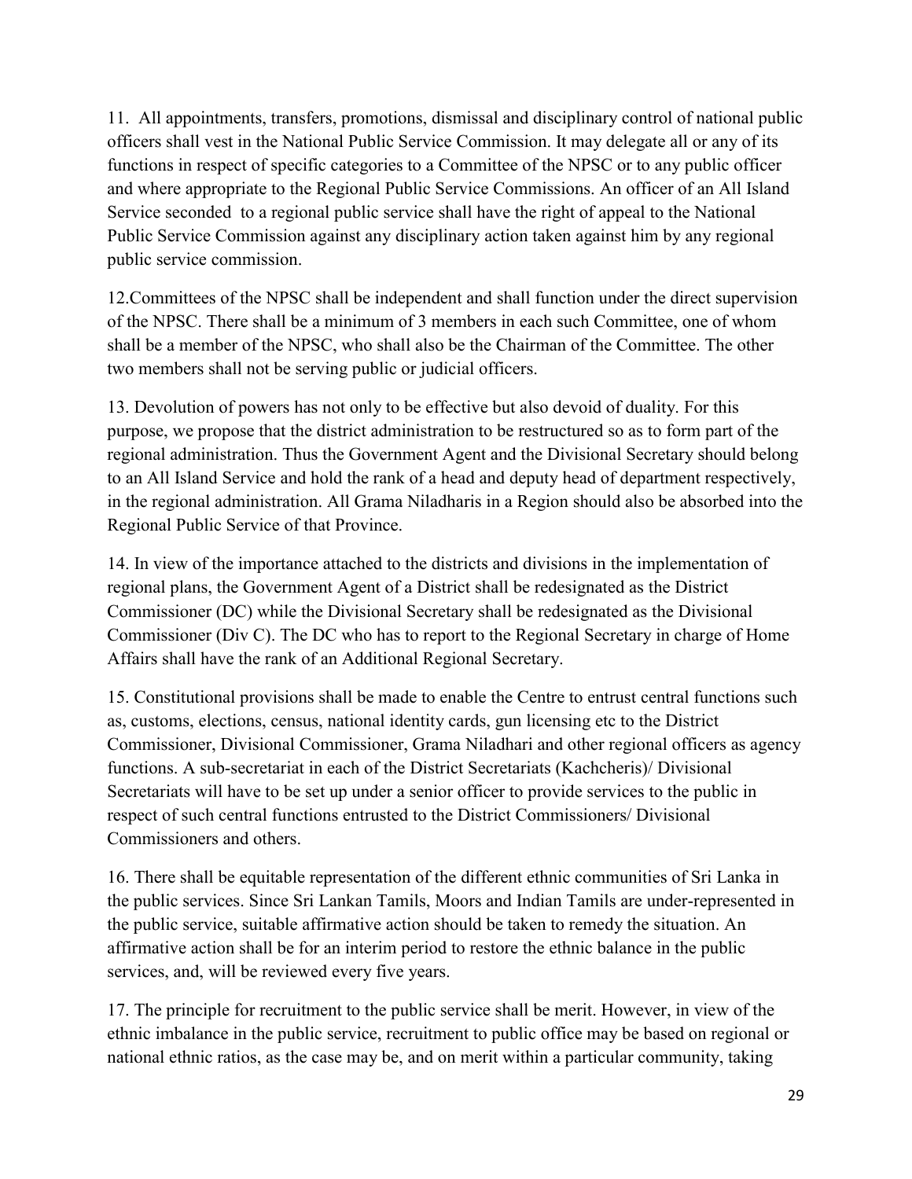11. All appointments, transfers, promotions, dismissal and disciplinary control of national public officers shall vest in the National Public Service Commission. It may delegate all or any of its functions in respect of specific categories to a Committee of the NPSC or to any public officer and where appropriate to the Regional Public Service Commissions. An officer of an All Island Service seconded to a regional public service shall have the right of appeal to the National Public Service Commission against any disciplinary action taken against him by any regional public service commission.

12.Committees of the NPSC shall be independent and shall function under the direct supervision of the NPSC. There shall be a minimum of 3 members in each such Committee, one of whom shall be a member of the NPSC, who shall also be the Chairman of the Committee. The other two members shall not be serving public or judicial officers.

13. Devolution of powers has not only to be effective but also devoid of duality. For this purpose, we propose that the district administration to be restructured so as to form part of the regional administration. Thus the Government Agent and the Divisional Secretary should belong to an All Island Service and hold the rank of a head and deputy head of department respectively, in the regional administration. All Grama Niladharis in a Region should also be absorbed into the Regional Public Service of that Province.

14. In view of the importance attached to the districts and divisions in the implementation of regional plans, the Government Agent of a District shall be redesignated as the District Commissioner (DC) while the Divisional Secretary shall be redesignated as the Divisional Commissioner (Div C). The DC who has to report to the Regional Secretary in charge of Home Affairs shall have the rank of an Additional Regional Secretary.

15. Constitutional provisions shall be made to enable the Centre to entrust central functions such as, customs, elections, census, national identity cards, gun licensing etc to the District Commissioner, Divisional Commissioner, Grama Niladhari and other regional officers as agency functions. A sub-secretariat in each of the District Secretariats (Kachcheris)/ Divisional Secretariats will have to be set up under a senior officer to provide services to the public in respect of such central functions entrusted to the District Commissioners/ Divisional Commissioners and others.

16. There shall be equitable representation of the different ethnic communities of Sri Lanka in the public services. Since Sri Lankan Tamils, Moors and Indian Tamils are under-represented in the public service, suitable affirmative action should be taken to remedy the situation. An affirmative action shall be for an interim period to restore the ethnic balance in the public services, and, will be reviewed every five years.

17. The principle for recruitment to the public service shall be merit. However, in view of the ethnic imbalance in the public service, recruitment to public office may be based on regional or national ethnic ratios, as the case may be, and on merit within a particular community, taking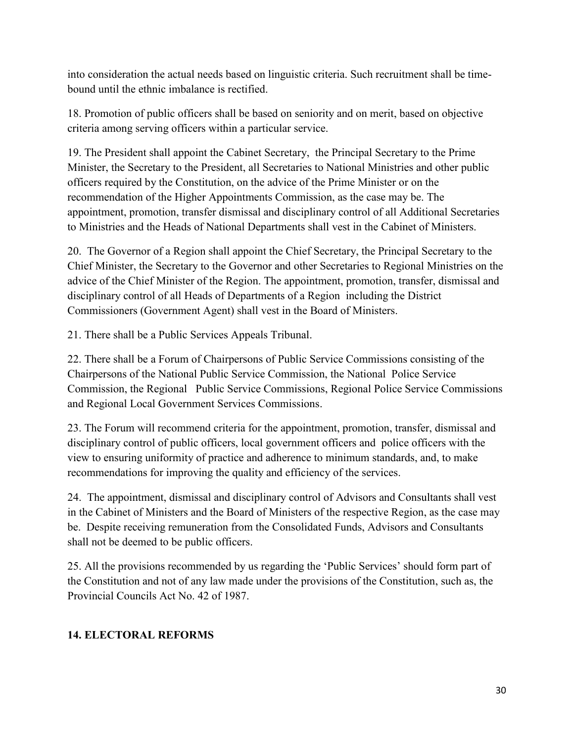into consideration the actual needs based on linguistic criteria. Such recruitment shall be time-bound until the ethnic imbalance is rectified.

18. Promotion of public officers shall be based on seniority and on merit, based on objective criteria among serving officers within a particular service.

19. The President shall appoint the Cabinet Secretary, the Principal Secretary to the Prime Minister, the Secretary to the President, all Secretaries to National Ministries and other public officers required by the Constitution, on the advice of the Prime Minister or on the recommendation of the Higher Appointments Commission, as the case may be. The appointment, promotion, transfer dismissal and disciplinary control of all Additional Secretaries to Ministries and the Heads of National Departments shall vest in the Cabinet of Ministers.

20. The Governor of a Region shall appoint the Chief Secretary, the Principal Secretary to the Chief Minister, the Secretary to the Governor and other Secretaries to Regional Ministries on the advice of the Chief Minister of the Region. The appointment, promotion, transfer, dismissal and disciplinary control of all Heads of Departments of a Region including the District Commissioners (Government Agent) shall vest in the Board of Ministers.

21. There shall be a Public Services Appeals Tribunal.

22. There shall be a Forum of Chairpersons of Public Service Commissions consisting of the Chairpersons of the National Public Service Commission, the National Police Service Commission, the Regional Public Service Commissions, Regional Police Service Commissions and Regional Local Government Services Commissions.

23. The Forum will recommend criteria for the appointment, promotion, transfer, dismissal and disciplinary control of public officers, local government officers and police officers with the view to ensuring uniformity of practice and adherence to minimum standards, and, to make recommendations for improving the quality and efficiency of the services.

24. The appointment, dismissal and disciplinary control of Advisors and Consultants shall vest in the Cabinet of Ministers and the Board of Ministers of the respective Region, as the case may be. Despite receiving remuneration from the Consolidated Funds, Advisors and Consultants shall not be deemed to be public officers.

25. All the provisions recommended by us regarding the 'Public Services' should form part of the Constitution and not of any law made under the provisions of the Constitution, such as, the Provincial Councils Act No. 42 of 1987.

## 14. ELECTORAL REFORMS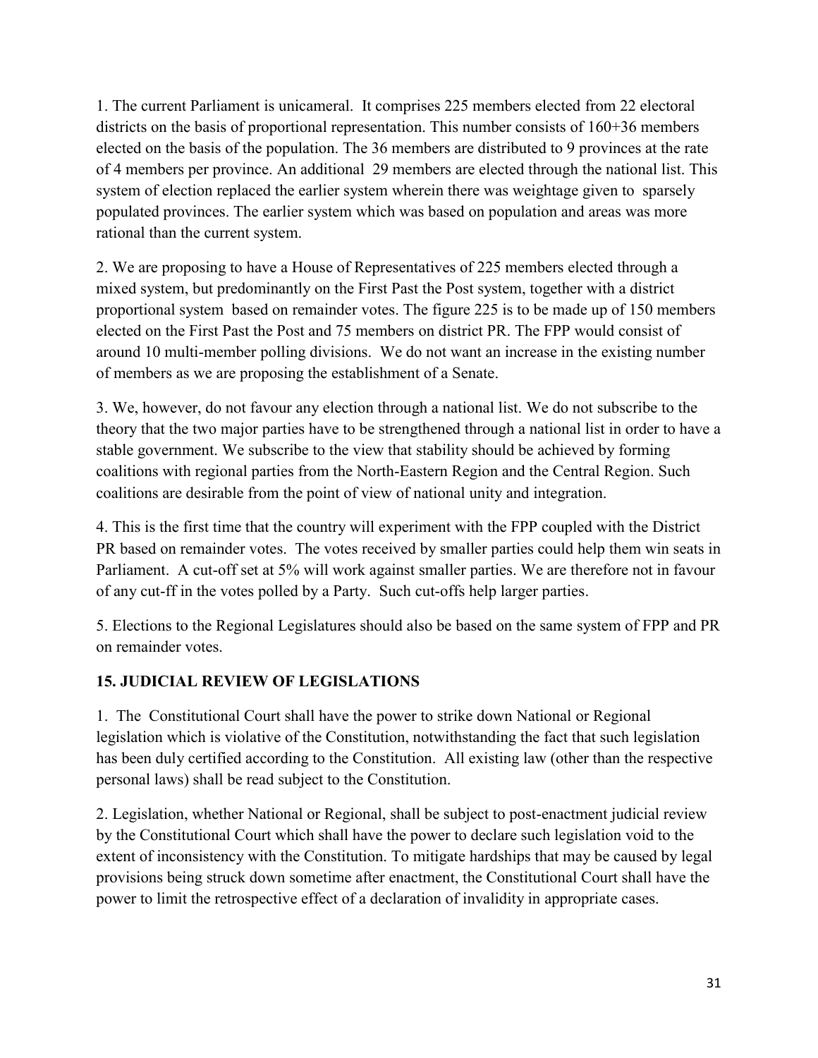1. The current Parliament is unicameral. It comprises 225 members elected from 22 electoral districts on the basis of proportional representation. This number consists of 160+36 members elected on the basis of the population. The 36 members are distributed to 9 provinces at the rate of 4 members per province. An additional 29 members are elected through the national list. This system of election replaced the earlier system wherein there was weightage given to sparsely populated provinces. The earlier system which was based on population and areas was more rational than the current system.

2. We are proposing to have a House of Representatives of 225 members elected through a mixed system, but predominantly on the First Past the Post system, together with a district proportional system based on remainder votes. The figure 225 is to be made up of 150 members elected on the First Past the Post and 75 members on district PR. The FPP would consist of around 10 multi-member polling divisions. We do not want an increase in the existing number of members as we are proposing the establishment of a Senate.

3. We, however, do not favour any election through a national list. We do not subscribe to the theory that the two major parties have to be strengthened through a national list in order to have a stable government. We subscribe to the view that stability should be achieved by forming coalitions with regional parties from the North-Eastern Region and the Central Region. Such coalitions are desirable from the point of view of national unity and integration.

4. This is the first time that the country will experiment with the FPP coupled with the District PR based on remainder votes. The votes received by smaller parties could help them win seats in Parliament. A cut-off set at 5% will work against smaller parties. We are therefore not in favour of any cut-ff in the votes polled by a Party. Such cut-offs help larger parties.

5. Elections to the Regional Legislatures should also be based on the same system of FPP and PR on remainder votes.

## 15. JUDICIAL REVIEW OF LEGISLATIONS

1. The Constitutional Court shall have the power to strike down National or Regional legislation which is violative of the Constitution, notwithstanding the fact that such legislation has been duly certified according to the Constitution. All existing law (other than the respective personal laws) shall be read subject to the Constitution.

2. Legislation, whether National or Regional, shall be subject to post-enactment judicial review by the Constitutional Court which shall have the power to declare such legislation void to the extent of inconsistency with the Constitution. To mitigate hardships that may be caused by legal provisions being struck down sometime after enactment, the Constitutional Court shall have the power to limit the retrospective effect of a declaration of invalidity in appropriate cases.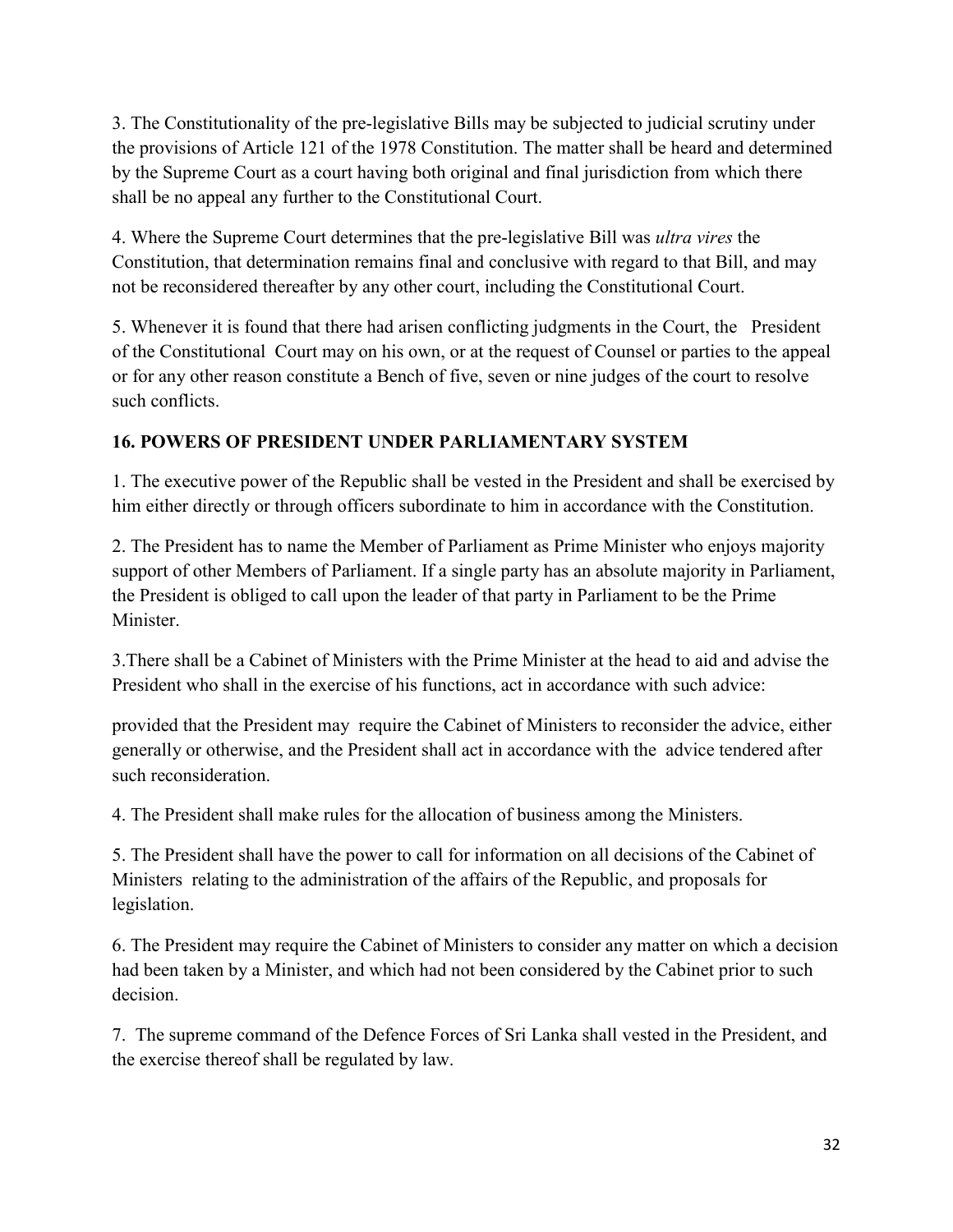3. The Constitutionality of the pre-legislative Bills may be subjected to judicial scrutiny under the provisions of Article 121 of the 1978 Constitution. The matter shall be heard and determined by the Supreme Court as a court having both original and final jurisdiction from which there shall be no appeal any further to the Constitutional Court.

4. Where the Supreme Court determines that the pre-legislative Bill was *ultra vires* the Constitution, that determination remains final and conclusive with regard to that Bill, and may not be reconsidered thereafter by any other court, including the Constitutional Court.

5. Whenever it is found that there had arisen conflicting judgments in the Court, the President of the Constitutional Court may on his own, or at the request of Counsel or parties to the appeal or for any other reason constitute a Bench of five, seven or nine judges of the court to resolve such conflicts.

## 16. POWERS OF PRESIDENT UNDER PARLIAMENTARY SYSTEM

1. The executive power of the Republic shall be vested in the President and shall be exercised by him either directly or through officers subordinate to him in accordance with the Constitution.

2. The President has to name the Member of Parliament as Prime Minister who enjoys majority support of other Members of Parliament. If a single party has an absolute majority in Parliament, the President is obliged to call upon the leader of that party in Parliament to be the Prime Minister.

3.There shall be a Cabinet of Ministers with the Prime Minister at the head to aid and advise the President who shall in the exercise of his functions, act in accordance with such advice:

provided that the President may require the Cabinet of Ministers to reconsider the advice, either generally or otherwise, and the President shall act in accordance with the advice tendered after such reconsideration.

4. The President shall make rules for the allocation of business among the Ministers.

5. The President shall have the power to call for information on all decisions of the Cabinet of Ministers relating to the administration of the affairs of the Republic, and proposals for legislation.

6. The President may require the Cabinet of Ministers to consider any matter on which a decision had been taken by a Minister, and which had not been considered by the Cabinet prior to such decision.

7. The supreme command of the Defence Forces of Sri Lanka shall vested in the President, and the exercise thereof shall be regulated by law.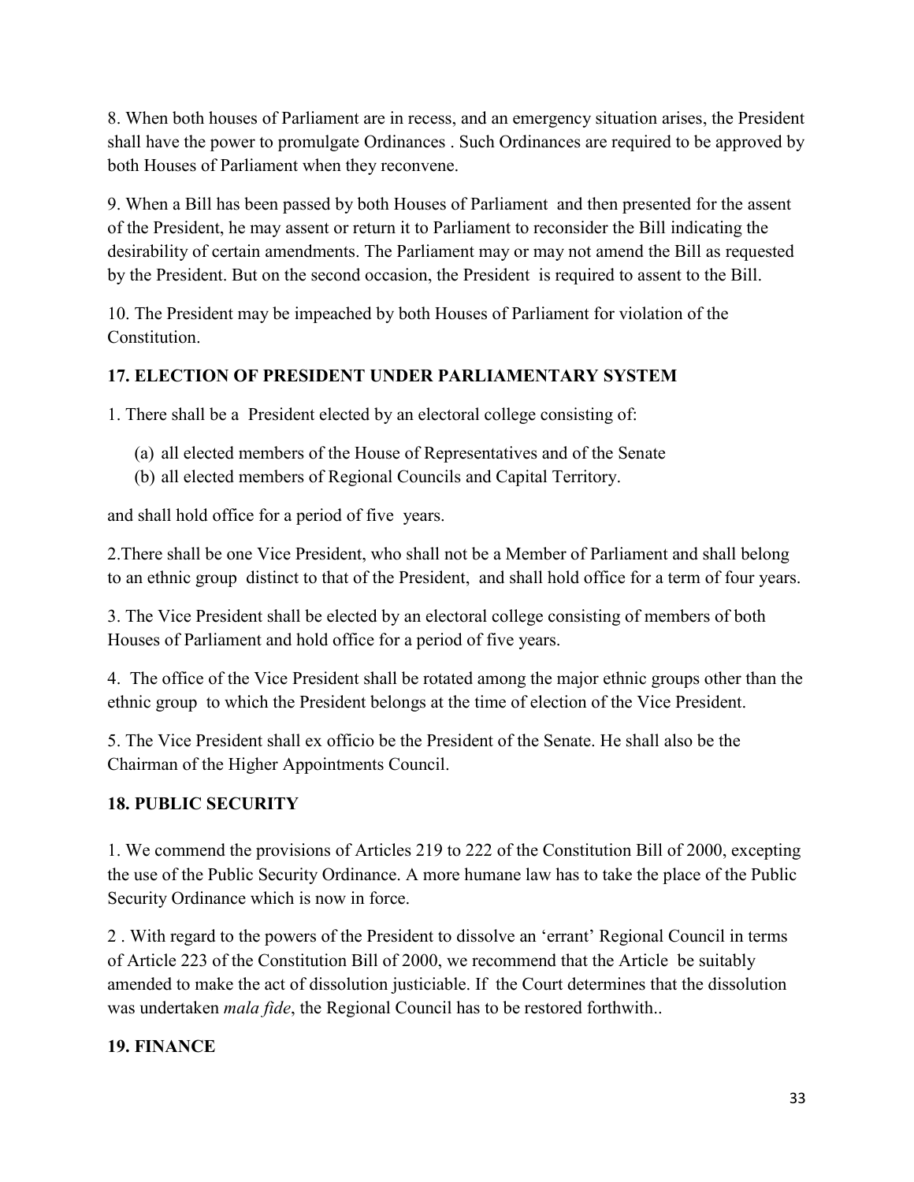8. When both houses of Parliament are in recess, and an emergency situation arises, the President shall have the power to promulgate Ordinances . Such Ordinances are required to be approved by both Houses of Parliament when they reconvene.

9. When a Bill has been passed by both Houses of Parliament and then presented for the assent of the President, he may assent or return it to Parliament to reconsider the Bill indicating the desirability of certain amendments. The Parliament may or may not amend the Bill as requested by the President. But on the second occasion, the President is required to assent to the Bill.

10. The President may be impeached by both Houses of Parliament for violation of the Constitution.

## 17. ELECTION OF PRESIDENT UNDER PARLIAMENTARY SYSTEM

1. There shall be a President elected by an electoral college consisting of:

   (a) all elected members of the House of Representatives and of the Senate
   (b) all elected members of Regional Councils and Capital Territory.

and shall hold office for a period of five years.

2.There shall be one Vice President, who shall not be a Member of Parliament and shall belong to an ethnic group distinct to that of the President, and shall hold office for a term of four years.

3. The Vice President shall be elected by an electoral college consisting of members of both Houses of Parliament and hold office for a period of five years.

4. The office of the Vice President shall be rotated among the major ethnic groups other than the ethnic group to which the President belongs at the time of election of the Vice President.

5. The Vice President shall ex officio be the President of the Senate. He shall also be the Chairman of the Higher Appointments Council.

## 18. PUBLIC SECURITY

1. We commend the provisions of Articles 219 to 222 of the Constitution Bill of 2000, excepting the use of the Public Security Ordinance. A more humane law has to take the place of the Public Security Ordinance which is now in force.

2 . With regard to the powers of the President to dissolve an 'errant' Regional Council in terms of Article 223 of the Constitution Bill of 2000, we recommend that the Article be suitably amended to make the act of dissolution justiciable. If the Court determines that the dissolution was undertaken *mala fide*, the Regional Council has to be restored forthwith..

## 19. FINANCE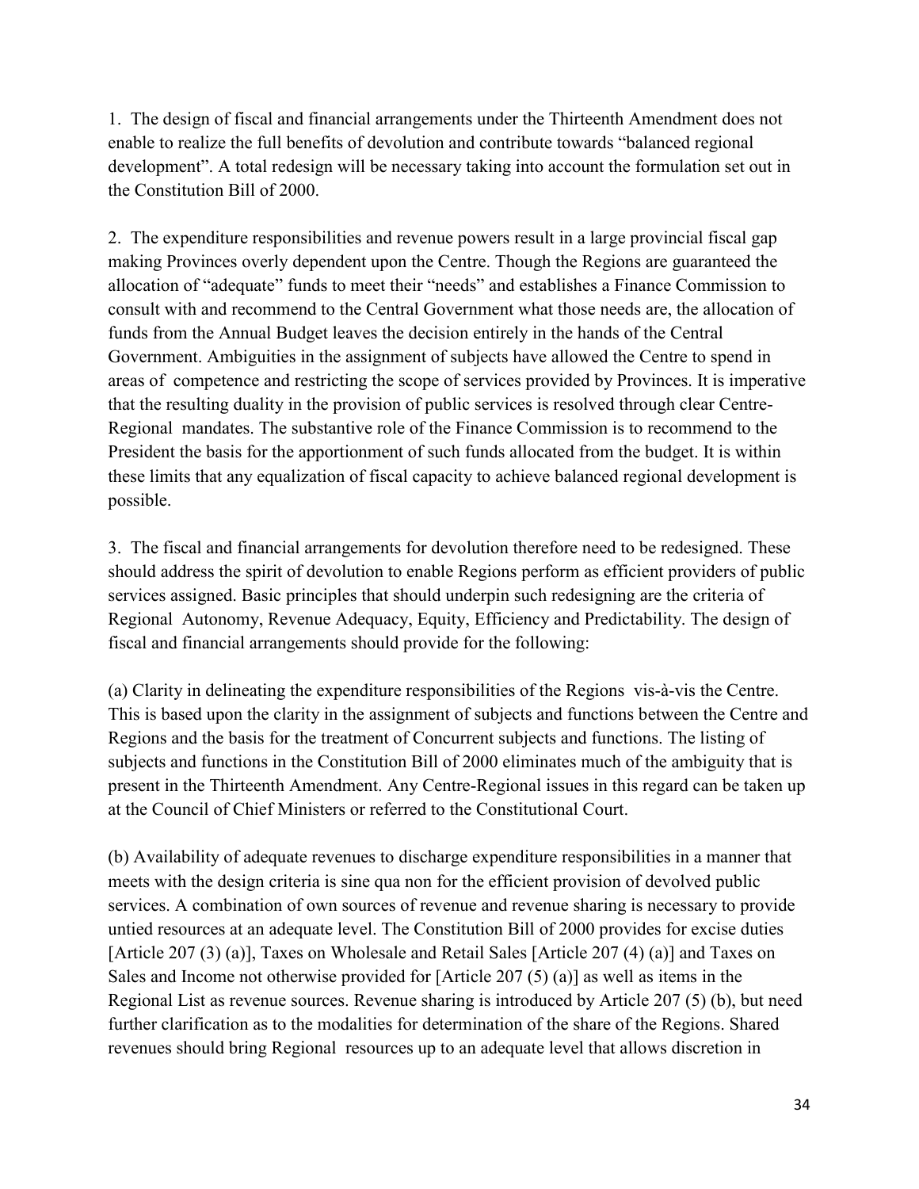1. The design of fiscal and financial arrangements under the Thirteenth Amendment does not enable to realize the full benefits of devolution and contribute towards "balanced regional development". A total redesign will be necessary taking into account the formulation set out in the Constitution Bill of 2000.

2. The expenditure responsibilities and revenue powers result in a large provincial fiscal gap making Provinces overly dependent upon the Centre. Though the Regions are guaranteed the allocation of "adequate" funds to meet their "needs" and establishes a Finance Commission to consult with and recommend to the Central Government what those needs are, the allocation of funds from the Annual Budget leaves the decision entirely in the hands of the Central Government. Ambiguities in the assignment of subjects have allowed the Centre to spend in areas of competence and restricting the scope of services provided by Provinces. It is imperative that the resulting duality in the provision of public services is resolved through clear Centre-Regional mandates. The substantive role of the Finance Commission is to recommend to the President the basis for the apportionment of such funds allocated from the budget. It is within these limits that any equalization of fiscal capacity to achieve balanced regional development is possible.

3. The fiscal and financial arrangements for devolution therefore need to be redesigned. These should address the spirit of devolution to enable Regions perform as efficient providers of public services assigned. Basic principles that should underpin such redesigning are the criteria of Regional Autonomy, Revenue Adequacy, Equity, Efficiency and Predictability. The design of fiscal and financial arrangements should provide for the following:

(a) Clarity in delineating the expenditure responsibilities of the Regions vis-à-vis the Centre. This is based upon the clarity in the assignment of subjects and functions between the Centre and Regions and the basis for the treatment of Concurrent subjects and functions. The listing of subjects and functions in the Constitution Bill of 2000 eliminates much of the ambiguity that is present in the Thirteenth Amendment. Any Centre-Regional issues in this regard can be taken up at the Council of Chief Ministers or referred to the Constitutional Court.

(b) Availability of adequate revenues to discharge expenditure responsibilities in a manner that meets with the design criteria is sine qua non for the efficient provision of devolved public services. A combination of own sources of revenue and revenue sharing is necessary to provide untied resources at an adequate level. The Constitution Bill of 2000 provides for excise duties [Article 207 (3) (a)], Taxes on Wholesale and Retail Sales [Article 207 (4) (a)] and Taxes on Sales and Income not otherwise provided for [Article 207 (5) (a)] as well as items in the Regional List as revenue sources. Revenue sharing is introduced by Article 207 (5) (b), but need further clarification as to the modalities for determination of the share of the Regions. Shared revenues should bring Regional resources up to an adequate level that allows discretion in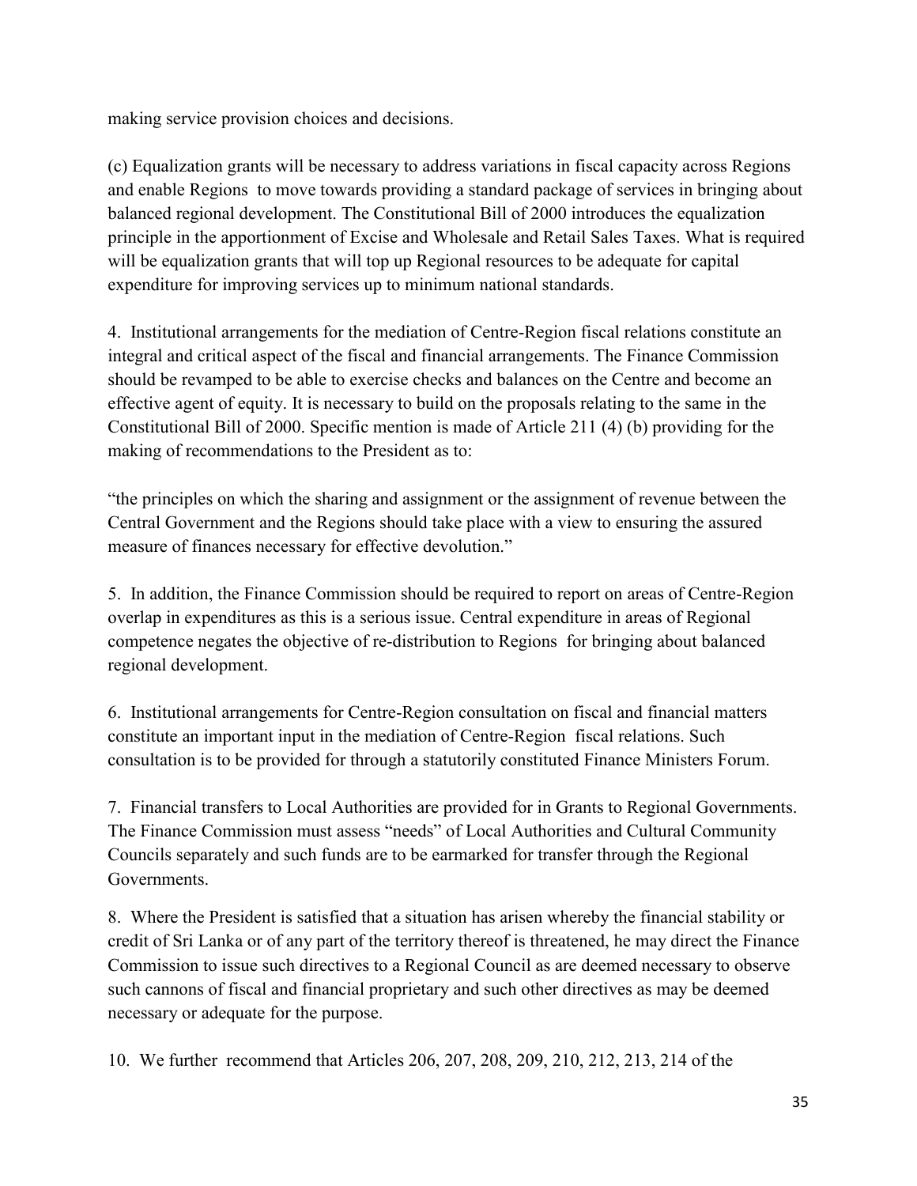making service provision choices and decisions.

(c) Equalization grants will be necessary to address variations in fiscal capacity across Regions and enable Regions to move towards providing a standard package of services in bringing about balanced regional development. The Constitutional Bill of 2000 introduces the equalization principle in the apportionment of Excise and Wholesale and Retail Sales Taxes. What is required will be equalization grants that will top up Regional resources to be adequate for capital expenditure for improving services up to minimum national standards.

4. Institutional arrangements for the mediation of Centre-Region fiscal relations constitute an integral and critical aspect of the fiscal and financial arrangements. The Finance Commission should be revamped to be able to exercise checks and balances on the Centre and become an effective agent of equity. It is necessary to build on the proposals relating to the same in the Constitutional Bill of 2000. Specific mention is made of Article 211 (4) (b) providing for the making of recommendations to the President as to:

"the principles on which the sharing and assignment or the assignment of revenue between the Central Government and the Regions should take place with a view to ensuring the assured measure of finances necessary for effective devolution."

5. In addition, the Finance Commission should be required to report on areas of Centre-Region overlap in expenditures as this is a serious issue. Central expenditure in areas of Regional competence negates the objective of re-distribution to Regions for bringing about balanced regional development.

6. Institutional arrangements for Centre-Region consultation on fiscal and financial matters constitute an important input in the mediation of Centre-Region fiscal relations. Such consultation is to be provided for through a statutorily constituted Finance Ministers Forum.

7. Financial transfers to Local Authorities are provided for in Grants to Regional Governments. The Finance Commission must assess "needs" of Local Authorities and Cultural Community Councils separately and such funds are to be earmarked for transfer through the Regional Governments.

8. Where the President is satisfied that a situation has arisen whereby the financial stability or credit of Sri Lanka or of any part of the territory thereof is threatened, he may direct the Finance Commission to issue such directives to a Regional Council as are deemed necessary to observe such cannons of fiscal and financial proprietary and such other directives as may be deemed necessary or adequate for the purpose.

10. We further recommend that Articles 206, 207, 208, 209, 210, 212, 213, 214 of the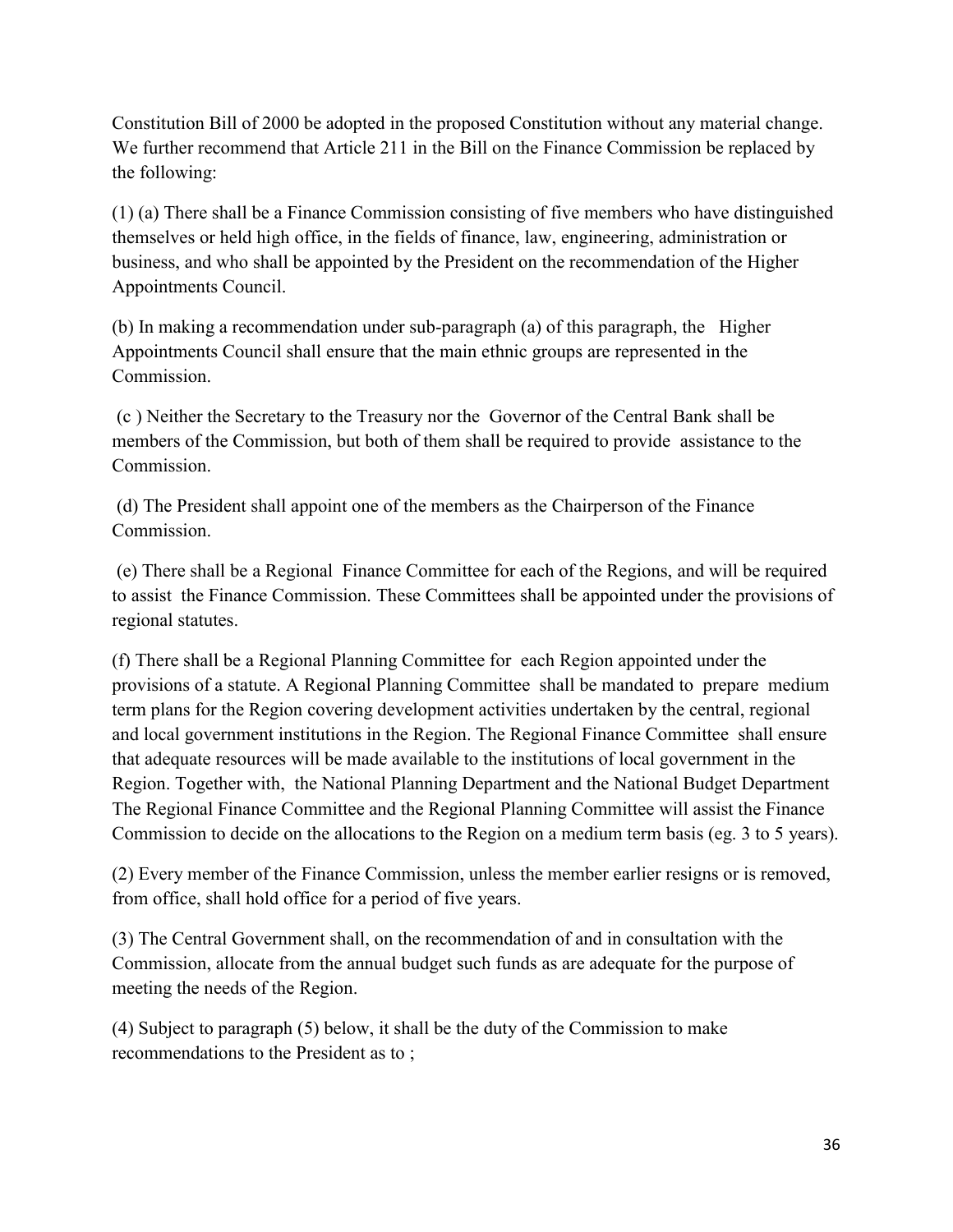Constitution Bill of 2000 be adopted in the proposed Constitution without any material change. We further recommend that Article 211 in the Bill on the Finance Commission be replaced by the following:

(1) (a) There shall be a Finance Commission consisting of five members who have distinguished themselves or held high office, in the fields of finance, law, engineering, administration or business, and who shall be appointed by the President on the recommendation of the Higher Appointments Council.

(b) In making a recommendation under sub-paragraph (a) of this paragraph, the Higher Appointments Council shall ensure that the main ethnic groups are represented in the Commission.

(c ) Neither the Secretary to the Treasury nor the Governor of the Central Bank shall be members of the Commission, but both of them shall be required to provide assistance to the Commission.

(d) The President shall appoint one of the members as the Chairperson of the Finance Commission.

(e) There shall be a Regional Finance Committee for each of the Regions, and will be required to assist the Finance Commission. These Committees shall be appointed under the provisions of regional statutes.

(f) There shall be a Regional Planning Committee for each Region appointed under the provisions of a statute. A Regional Planning Committee shall be mandated to prepare medium term plans for the Region covering development activities undertaken by the central, regional and local government institutions in the Region. The Regional Finance Committee shall ensure that adequate resources will be made available to the institutions of local government in the Region. Together with, the National Planning Department and the National Budget Department The Regional Finance Committee and the Regional Planning Committee will assist the Finance Commission to decide on the allocations to the Region on a medium term basis (eg. 3 to 5 years).

(2) Every member of the Finance Commission, unless the member earlier resigns or is removed, from office, shall hold office for a period of five years.

(3) The Central Government shall, on the recommendation of and in consultation with the Commission, allocate from the annual budget such funds as are adequate for the purpose of meeting the needs of the Region.

(4) Subject to paragraph (5) below, it shall be the duty of the Commission to make recommendations to the President as to ;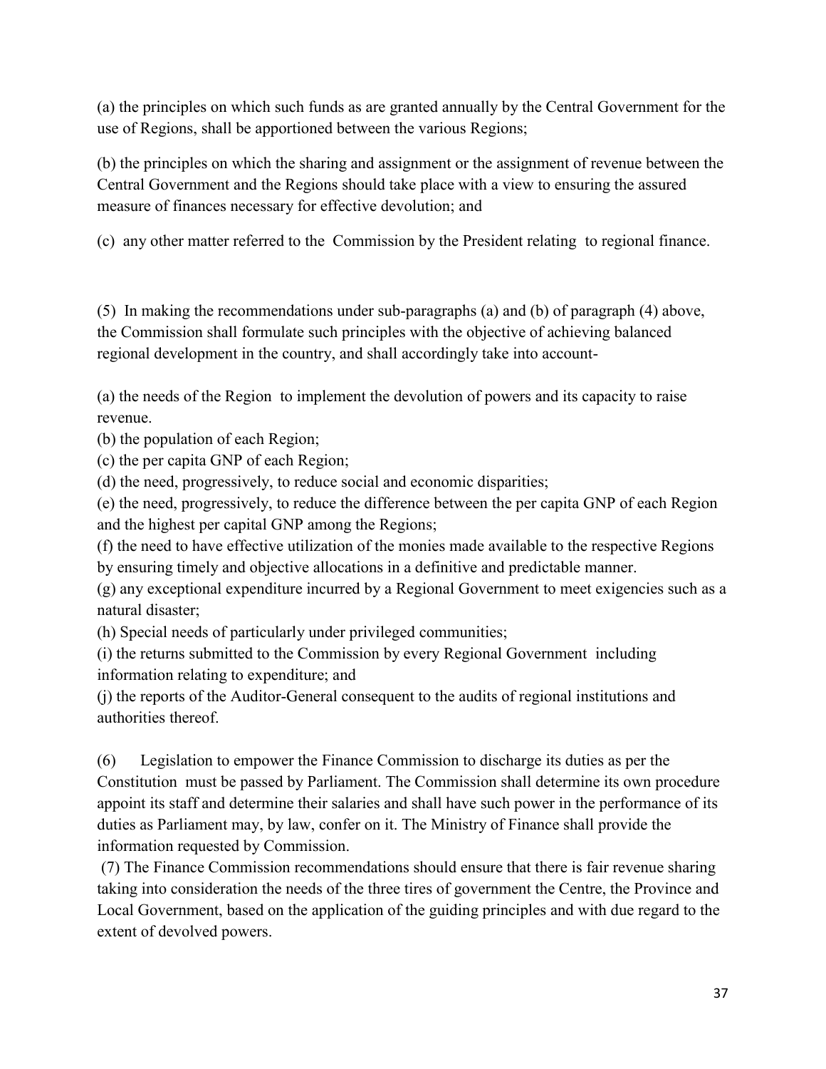(a) the principles on which such funds as are granted annually by the Central Government for the use of Regions, shall be apportioned between the various Regions;

(b) the principles on which the sharing and assignment or the assignment of revenue between the Central Government and the Regions should take place with a view to ensuring the assured measure of finances necessary for effective devolution; and

(c) any other matter referred to the Commission by the President relating to regional finance.

(5) In making the recommendations under sub-paragraphs (a) and (b) of paragraph (4) above, the Commission shall formulate such principles with the objective of achieving balanced regional development in the country, and shall accordingly take into account-

(a) the needs of the Region to implement the devolution of powers and its capacity to raise revenue.
(b) the population of each Region;
(c) the per capita GNP of each Region;
(d) the need, progressively, to reduce social and economic disparities;
(e) the need, progressively, to reduce the difference between the per capita GNP of each Region and the highest per capital GNP among the Regions;
(f) the need to have effective utilization of the monies made available to the respective Regions by ensuring timely and objective allocations in a definitive and predictable manner.
(g) any exceptional expenditure incurred by a Regional Government to meet exigencies such as a natural disaster;
(h) Special needs of particularly under privileged communities;
(i) the returns submitted to the Commission by every Regional Government including information relating to expenditure; and
(j) the reports of the Auditor-General consequent to the audits of regional institutions and authorities thereof.

(6) Legislation to empower the Finance Commission to discharge its duties as per the Constitution must be passed by Parliament. The Commission shall determine its own procedure appoint its staff and determine their salaries and shall have such power in the performance of its duties as Parliament may, by law, confer on it. The Ministry of Finance shall provide the information requested by Commission.

(7) The Finance Commission recommendations should ensure that there is fair revenue sharing taking into consideration the needs of the three tires of government the Centre, the Province and Local Government, based on the application of the guiding principles and with due regard to the extent of devolved powers.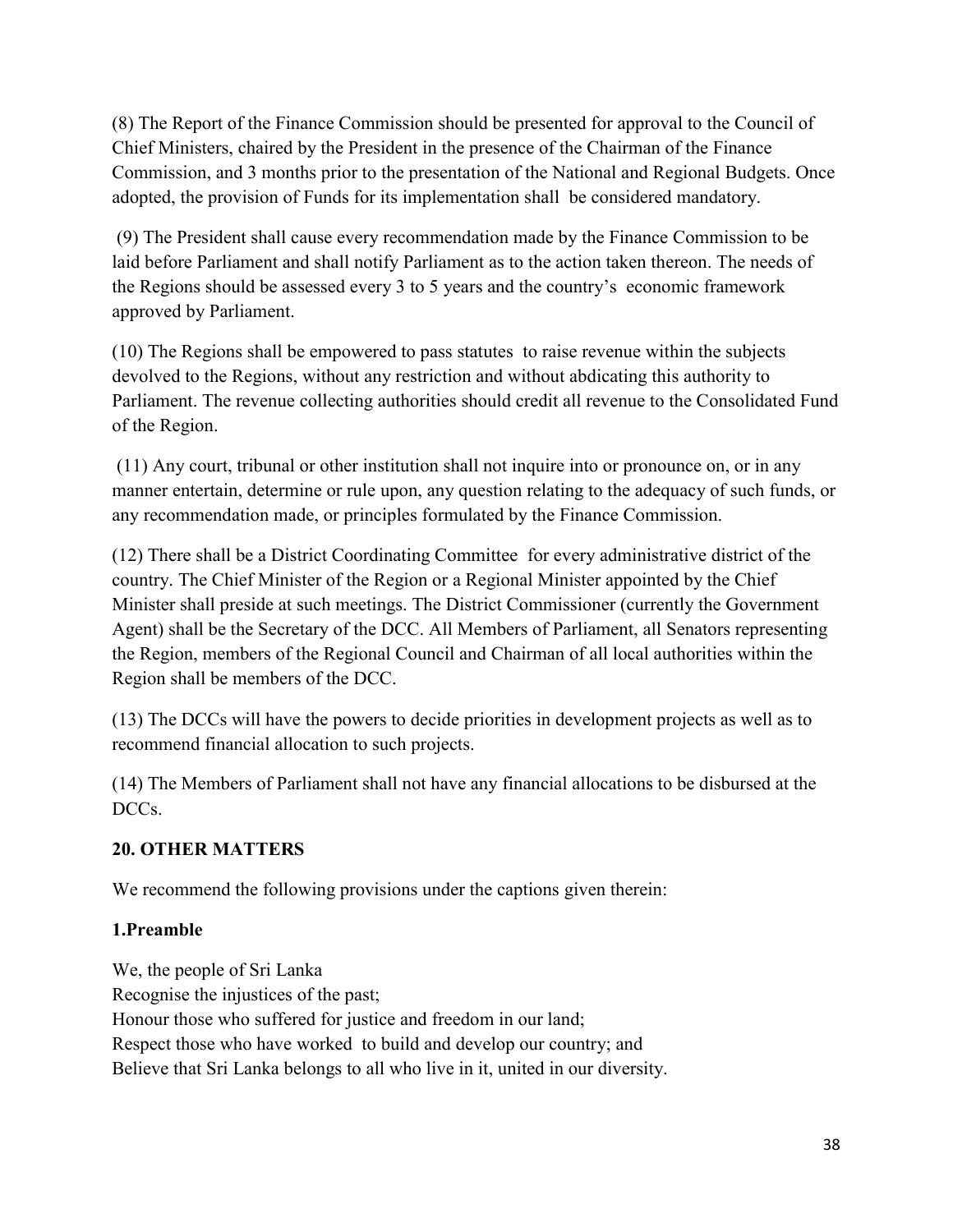(8) The Report of the Finance Commission should be presented for approval to the Council of Chief Ministers, chaired by the President in the presence of the Chairman of the Finance Commission, and 3 months prior to the presentation of the National and Regional Budgets. Once adopted, the provision of Funds for its implementation shall be considered mandatory.

(9) The President shall cause every recommendation made by the Finance Commission to be laid before Parliament and shall notify Parliament as to the action taken thereon. The needs of the Regions should be assessed every 3 to 5 years and the country's economic framework approved by Parliament.

(10) The Regions shall be empowered to pass statutes to raise revenue within the subjects devolved to the Regions, without any restriction and without abdicating this authority to Parliament. The revenue collecting authorities should credit all revenue to the Consolidated Fund of the Region.

(11) Any court, tribunal or other institution shall not inquire into or pronounce on, or in any manner entertain, determine or rule upon, any question relating to the adequacy of such funds, or any recommendation made, or principles formulated by the Finance Commission.

(12) There shall be a District Coordinating Committee for every administrative district of the country. The Chief Minister of the Region or a Regional Minister appointed by the Chief Minister shall preside at such meetings. The District Commissioner (currently the Government Agent) shall be the Secretary of the DCC. All Members of Parliament, all Senators representing the Region, members of the Regional Council and Chairman of all local authorities within the Region shall be members of the DCC.

(13) The DCCs will have the powers to decide priorities in development projects as well as to recommend financial allocation to such projects.

(14) The Members of Parliament shall not have any financial allocations to be disbursed at the DCCs.

## 20. OTHER MATTERS

We recommend the following provisions under the captions given therein:

### 1.Preamble

We, the people of Sri Lanka
Recognise the injustices of the past;
Honour those who suffered for justice and freedom in our land;
Respect those who have worked to build and develop our country; and
Believe that Sri Lanka belongs to all who live in it, united in our diversity.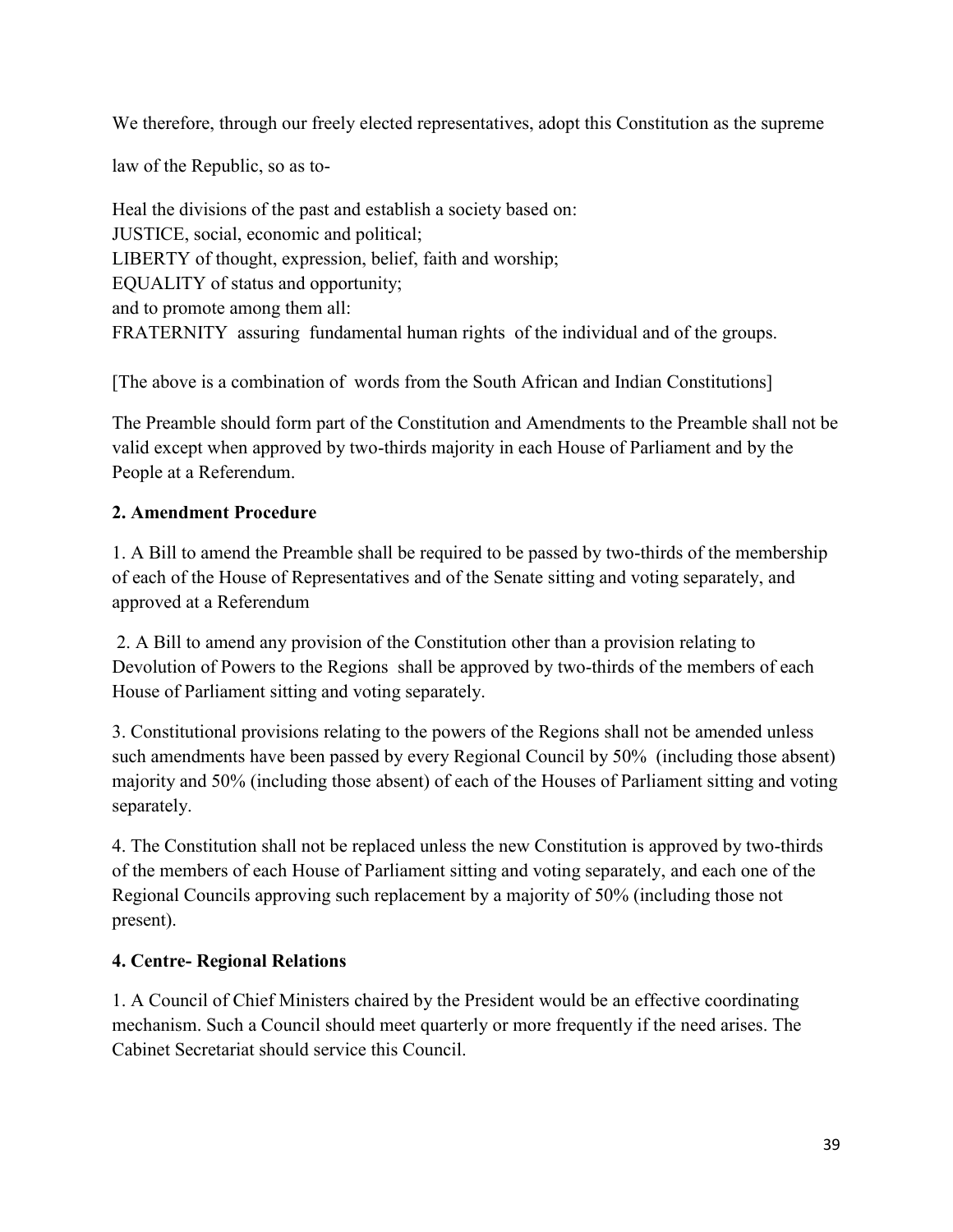We therefore, through our freely elected representatives, adopt this Constitution as the supreme

law of the Republic, so as to-

Heal the divisions of the past and establish a society based on:
JUSTICE, social, economic and political;
LIBERTY of thought, expression, belief, faith and worship;
EQUALITY of status and opportunity;
and to promote among them all:
FRATERNITY assuring fundamental human rights of the individual and of the groups.

[The above is a combination of words from the South African and Indian Constitutions]

The Preamble should form part of the Constitution and Amendments to the Preamble shall not be valid except when approved by two-thirds majority in each House of Parliament and by the People at a Referendum.

**2. Amendment Procedure**

1. A Bill to amend the Preamble shall be required to be passed by two-thirds of the membership of each of the House of Representatives and of the Senate sitting and voting separately, and approved at a Referendum

2. A Bill to amend any provision of the Constitution other than a provision relating to Devolution of Powers to the Regions shall be approved by two-thirds of the members of each House of Parliament sitting and voting separately.

3. Constitutional provisions relating to the powers of the Regions shall not be amended unless such amendments have been passed by every Regional Council by 50% (including those absent) majority and 50% (including those absent) of each of the Houses of Parliament sitting and voting separately.

4. The Constitution shall not be replaced unless the new Constitution is approved by two-thirds of the members of each House of Parliament sitting and voting separately, and each one of the Regional Councils approving such replacement by a majority of 50% (including those not present).

**4. Centre- Regional Relations**

1. A Council of Chief Ministers chaired by the President would be an effective coordinating mechanism. Such a Council should meet quarterly or more frequently if the need arises. The Cabinet Secretariat should service this Council.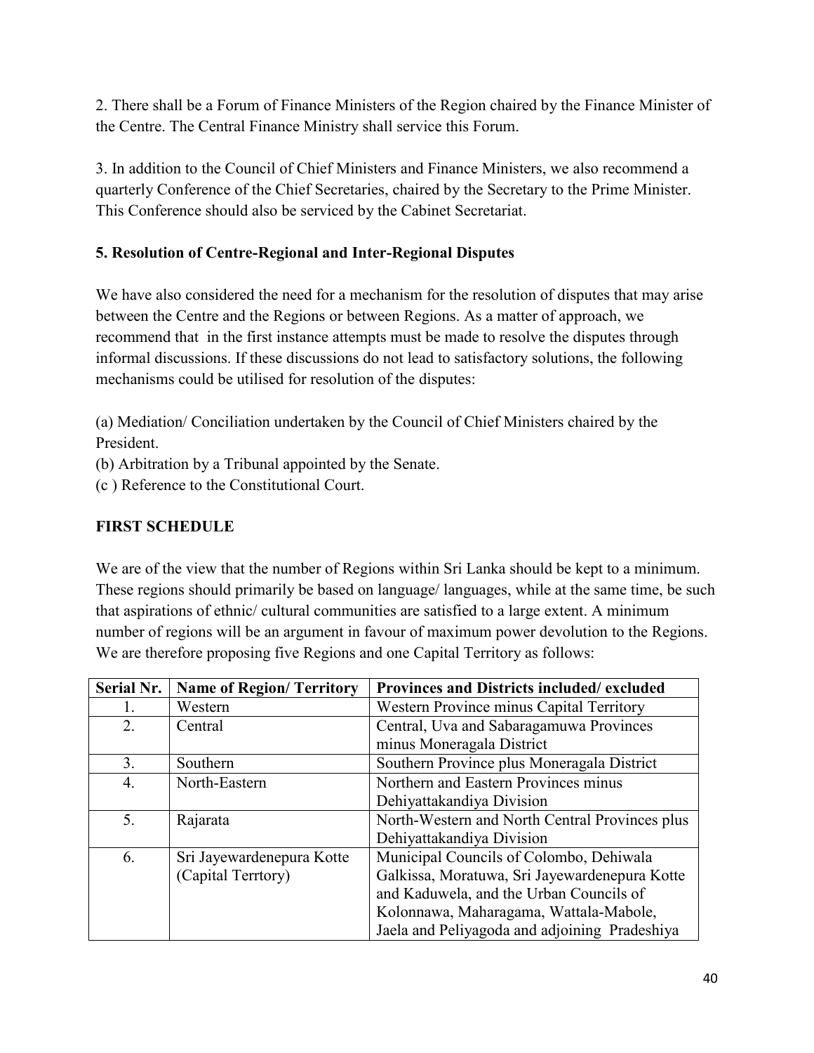2. There shall be a Forum of Finance Ministers of the Region chaired by the Finance Minister of the Centre. The Central Finance Ministry shall service this Forum.

3. In addition to the Council of Chief Ministers and Finance Ministers, we also recommend a quarterly Conference of the Chief Secretaries, chaired by the Secretary to the Prime Minister. This Conference should also be serviced by the Cabinet Secretariat.

**5. Resolution of Centre-Regional and Inter-Regional Disputes**

We have also considered the need for a mechanism for the resolution of disputes that may arise between the Centre and the Regions or between Regions. As a matter of approach, we recommend that in the first instance attempts must be made to resolve the disputes through informal discussions. If these discussions do not lead to satisfactory solutions, the following mechanisms could be utilised for resolution of the disputes:

(a) Mediation/ Conciliation undertaken by the Council of Chief Ministers chaired by the President.
(b) Arbitration by a Tribunal appointed by the Senate.
(c ) Reference to the Constitutional Court.

**FIRST SCHEDULE**

We are of the view that the number of Regions within Sri Lanka should be kept to a minimum. These regions should primarily be based on language/ languages, while at the same time, be such that aspirations of ethnic/ cultural communities are satisfied to a large extent. A minimum number of regions will be an argument in favour of maximum power devolution to the Regions. We are therefore proposing five Regions and one Capital Territory as follows:

| Serial Nr. | Name of Region/ Territory | Provinces and Districts included/ excluded |
|---|---|---|
| 1. | Western | Western Province minus Capital Territory |
| 2. | Central | Central, Uva and Sabaragamuwa Provinces minus Moneragala District |
| 3. | Southern | Southern Province plus Moneragala District |
| 4. | North-Eastern | Northern and Eastern Provinces minus Dehiyattakandiya Division |
| 5. | Rajarata | North-Western and North Central Provinces plus Dehiyattakandiya Division |
| 6. | Sri Jayewardenepura Kotte (Capital Terrtory) | Municipal Councils of Colombo, Dehiwala Galkissa, Moratuwa, Sri Jayewardenepura Kotte and Kaduwela, and the Urban Councils of Kolonnawa, Maharagama, Wattala-Mabole, Jaela and Peliyagoda and adjoining Pradeshiya |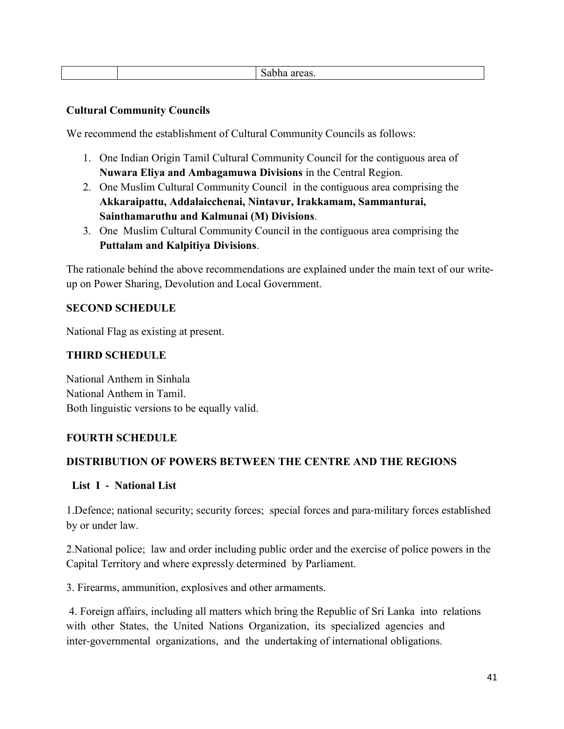|  |  | Sabha areas. |
| --- | --- | --- |

**Cultural Community Councils**

We recommend the establishment of Cultural Community Councils as follows:

1. One Indian Origin Tamil Cultural Community Council for the contiguous area of **Nuwara Eliya and Ambagamuwa Divisions** in the Central Region.
2. One Muslim Cultural Community Council in the contiguous area comprising the **Akkaraipattu, Addalaicchenai, Nintavur, Irakkamam, Sammanturai, Sainthamaruthu and Kalmunai (M) Divisions**.
3. One Muslim Cultural Community Council in the contiguous area comprising the **Puttalam and Kalpitiya Divisions**.

The rationale behind the above recommendations are explained under the main text of our write-up on Power Sharing, Devolution and Local Government.

**SECOND SCHEDULE**

National Flag as existing at present.

**THIRD SCHEDULE**

National Anthem in Sinhala
National Anthem in Tamil.
Both linguistic versions to be equally valid.

**FOURTH SCHEDULE**

**DISTRIBUTION OF POWERS BETWEEN THE CENTRE AND THE REGIONS**

**List I - National List**

1.Defence; national security; security forces; special forces and para-military forces established by or under law.

2.National police; law and order including public order and the exercise of police powers in the Capital Territory and where expressly determined by Parliament.

3. Firearms, ammunition, explosives and other armaments.

4. Foreign affairs, including all matters which bring the Republic of Sri Lanka into relations with other States, the United Nations Organization, its specialized agencies and inter-governmental organizations, and the undertaking of international obligations.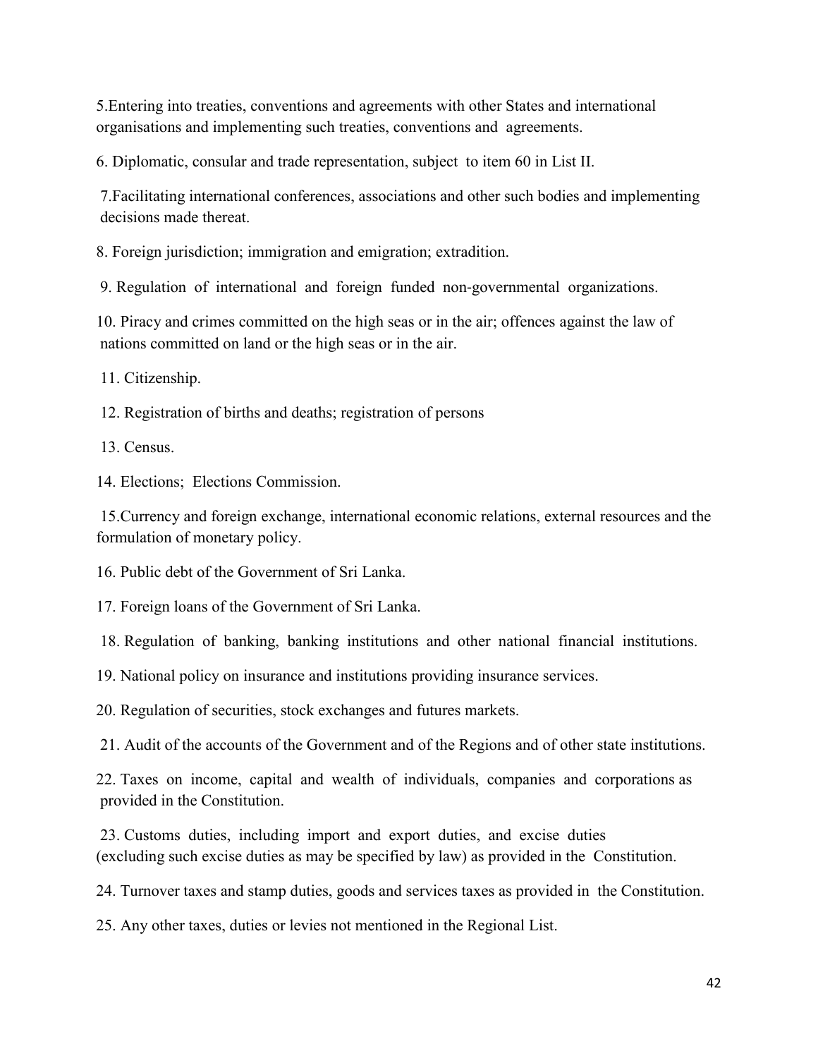5. Entering into treaties, conventions and agreements with other States and international organisations and implementing such treaties, conventions and agreements.

6. Diplomatic, consular and trade representation, subject to item 60 in List II.

7. Facilitating international conferences, associations and other such bodies and implementing decisions made thereat.

8. Foreign jurisdiction; immigration and emigration; extradition.

9. Regulation of international and foreign funded non-governmental organizations.

10. Piracy and crimes committed on the high seas or in the air; offences against the law of nations committed on land or the high seas or in the air.

11. Citizenship.

12. Registration of births and deaths; registration of persons

13. Census.

14. Elections; Elections Commission.

15. Currency and foreign exchange, international economic relations, external resources and the formulation of monetary policy.

16. Public debt of the Government of Sri Lanka.

17. Foreign loans of the Government of Sri Lanka.

18. Regulation of banking, banking institutions and other national financial institutions.

19. National policy on insurance and institutions providing insurance services.

20. Regulation of securities, stock exchanges and futures markets.

21. Audit of the accounts of the Government and of the Regions and of other state institutions.

22. Taxes on income, capital and wealth of individuals, companies and corporations as provided in the Constitution.

23. Customs duties, including import and export duties, and excise duties (excluding such excise duties as may be specified by law) as provided in the Constitution.

24. Turnover taxes and stamp duties, goods and services taxes as provided in the Constitution.

25. Any other taxes, duties or levies not mentioned in the Regional List.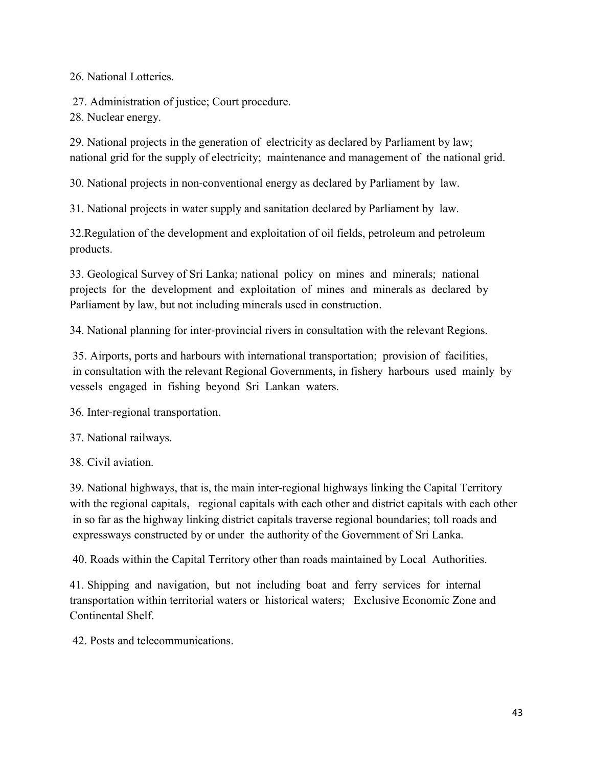26. National Lotteries.

27. Administration of justice; Court procedure.

28. Nuclear energy.

29. National projects in the generation of electricity as declared by Parliament by law; national grid for the supply of electricity; maintenance and management of the national grid.

30. National projects in non-conventional energy as declared by Parliament by law.

31. National projects in water supply and sanitation declared by Parliament by law.

32. Regulation of the development and exploitation of oil fields, petroleum and petroleum products.

33. Geological Survey of Sri Lanka; national policy on mines and minerals; national projects for the development and exploitation of mines and minerals as declared by Parliament by law, but not including minerals used in construction.

34. National planning for inter-provincial rivers in consultation with the relevant Regions.

35. Airports, ports and harbours with international transportation; provision of facilities, in consultation with the relevant Regional Governments, in fishery harbours used mainly by vessels engaged in fishing beyond Sri Lankan waters.

36. Inter-regional transportation.

37. National railways.

38. Civil aviation.

39. National highways, that is, the main inter-regional highways linking the Capital Territory with the regional capitals, regional capitals with each other and district capitals with each other in so far as the highway linking district capitals traverse regional boundaries; toll roads and expressways constructed by or under the authority of the Government of Sri Lanka.

40. Roads within the Capital Territory other than roads maintained by Local Authorities.

41. Shipping and navigation, but not including boat and ferry services for internal transportation within territorial waters or historical waters; Exclusive Economic Zone and Continental Shelf.

42. Posts and telecommunications.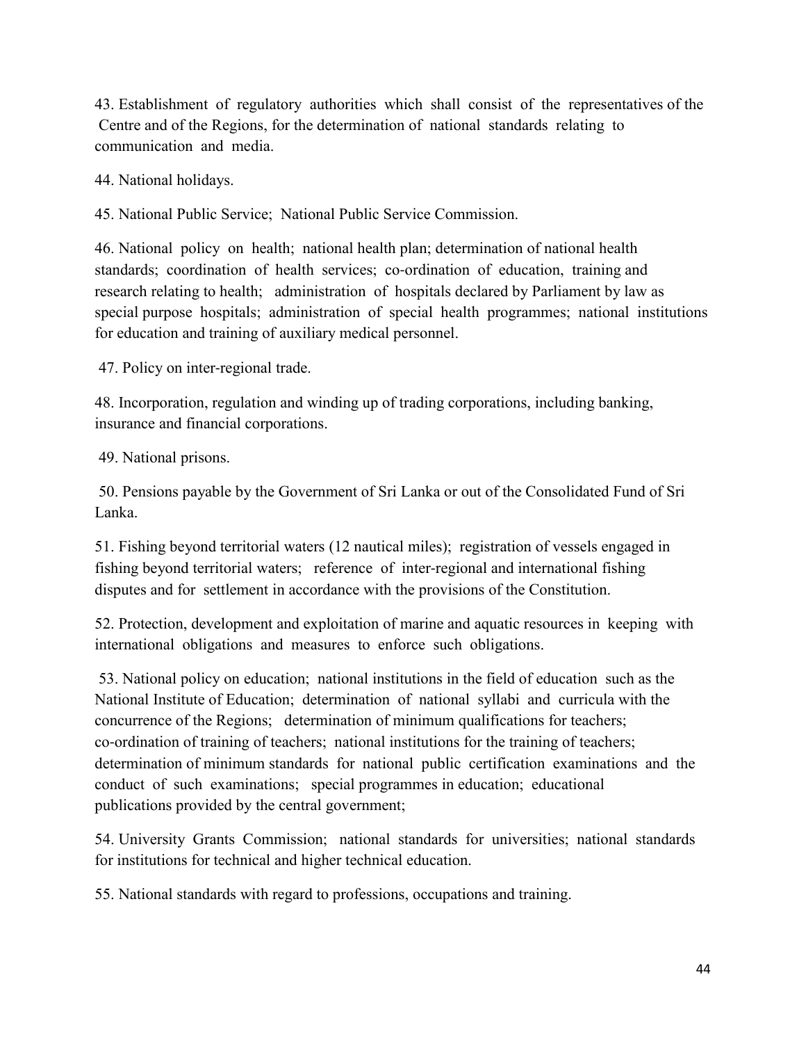43. Establishment of regulatory authorities which shall consist of the representatives of the Centre and of the Regions, for the determination of national standards relating to communication and media.

44. National holidays.

45. National Public Service; National Public Service Commission.

46. National policy on health; national health plan; determination of national health standards; coordination of health services; co-ordination of education, training and research relating to health; administration of hospitals declared by Parliament by law as special purpose hospitals; administration of special health programmes; national institutions for education and training of auxiliary medical personnel.

47. Policy on inter-regional trade.

48. Incorporation, regulation and winding up of trading corporations, including banking, insurance and financial corporations.

49. National prisons.

50. Pensions payable by the Government of Sri Lanka or out of the Consolidated Fund of Sri Lanka.

51. Fishing beyond territorial waters (12 nautical miles); registration of vessels engaged in fishing beyond territorial waters; reference of inter-regional and international fishing disputes and for settlement in accordance with the provisions of the Constitution.

52. Protection, development and exploitation of marine and aquatic resources in keeping with international obligations and measures to enforce such obligations.

53. National policy on education; national institutions in the field of education such as the National Institute of Education; determination of national syllabi and curricula with the concurrence of the Regions; determination of minimum qualifications for teachers; co-ordination of training of teachers; national institutions for the training of teachers; determination of minimum standards for national public certification examinations and the conduct of such examinations; special programmes in education; educational publications provided by the central government;

54. University Grants Commission; national standards for universities; national standards for institutions for technical and higher technical education.

55. National standards with regard to professions, occupations and training.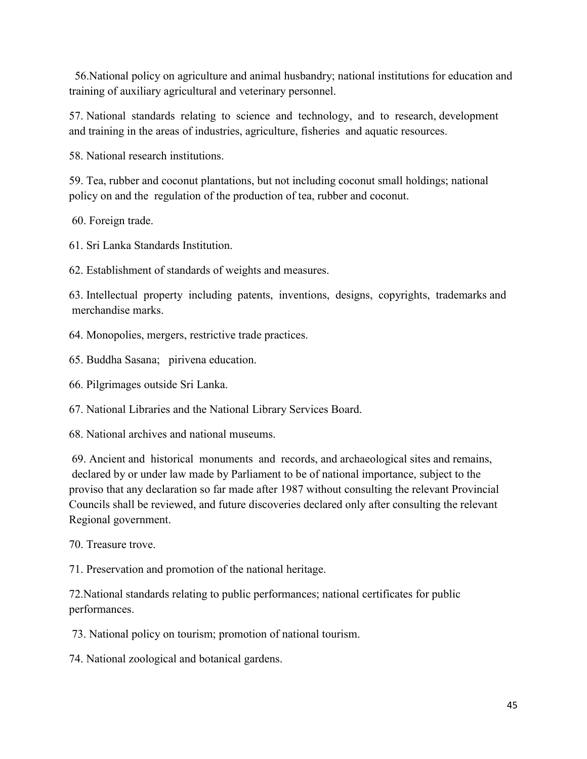56. National policy on agriculture and animal husbandry; national institutions for education and training of auxiliary agricultural and veterinary personnel.

57. National standards relating to science and technology, and to research, development and training in the areas of industries, agriculture, fisheries and aquatic resources.

58. National research institutions.

59. Tea, rubber and coconut plantations, but not including coconut small holdings; national policy on and the regulation of the production of tea, rubber and coconut.

60. Foreign trade.

61. Sri Lanka Standards Institution.

62. Establishment of standards of weights and measures.

63. Intellectual property including patents, inventions, designs, copyrights, trademarks and merchandise marks.

64. Monopolies, mergers, restrictive trade practices.

65. Buddha Sasana; pirivena education.

66. Pilgrimages outside Sri Lanka.

67. National Libraries and the National Library Services Board.

68. National archives and national museums.

69. Ancient and historical monuments and records, and archaeological sites and remains, declared by or under law made by Parliament to be of national importance, subject to the proviso that any declaration so far made after 1987 without consulting the relevant Provincial Councils shall be reviewed, and future discoveries declared only after consulting the relevant Regional government.

70. Treasure trove.

71. Preservation and promotion of the national heritage.

72. National standards relating to public performances; national certificates for public performances.

73. National policy on tourism; promotion of national tourism.

74. National zoological and botanical gardens.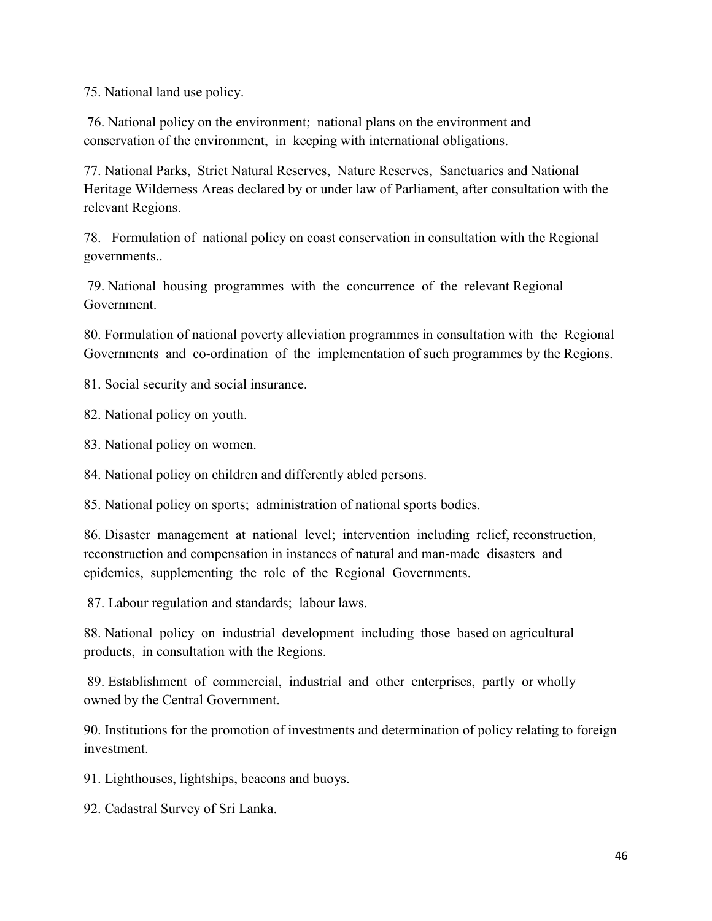75. National land use policy.

76. National policy on the environment; national plans on the environment and conservation of the environment, in keeping with international obligations.

77. National Parks, Strict Natural Reserves, Nature Reserves, Sanctuaries and National Heritage Wilderness Areas declared by or under law of Parliament, after consultation with the relevant Regions.

78. Formulation of national policy on coast conservation in consultation with the Regional governments..

79. National housing programmes with the concurrence of the relevant Regional Government.

80. Formulation of national poverty alleviation programmes in consultation with the Regional Governments and co-ordination of the implementation of such programmes by the Regions.

81. Social security and social insurance.

82. National policy on youth.

83. National policy on women.

84. National policy on children and differently abled persons.

85. National policy on sports; administration of national sports bodies.

86. Disaster management at national level; intervention including relief, reconstruction, reconstruction and compensation in instances of natural and man-made disasters and epidemics, supplementing the role of the Regional Governments.

87. Labour regulation and standards; labour laws.

88. National policy on industrial development including those based on agricultural products, in consultation with the Regions.

89. Establishment of commercial, industrial and other enterprises, partly or wholly owned by the Central Government.

90. Institutions for the promotion of investments and determination of policy relating to foreign investment.

91. Lighthouses, lightships, beacons and buoys.

92. Cadastral Survey of Sri Lanka.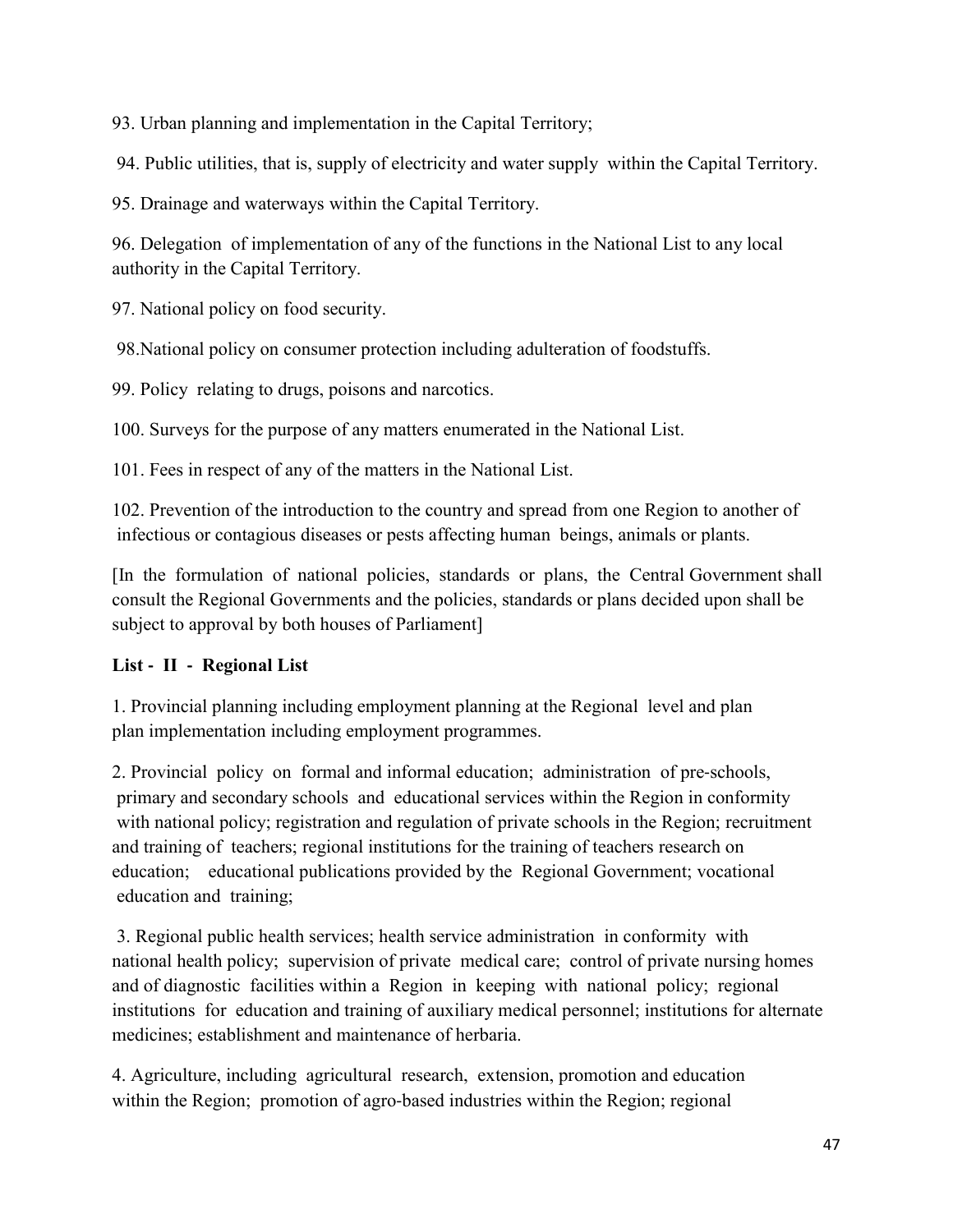93. Urban planning and implementation in the Capital Territory;

94. Public utilities, that is, supply of electricity and water supply within the Capital Territory.

95. Drainage and waterways within the Capital Territory.

96. Delegation of implementation of any of the functions in the National List to any local authority in the Capital Territory.

97. National policy on food security.

98.National policy on consumer protection including adulteration of foodstuffs.

99. Policy relating to drugs, poisons and narcotics.

100. Surveys for the purpose of any matters enumerated in the National List.

101. Fees in respect of any of the matters in the National List.

102. Prevention of the introduction to the country and spread from one Region to another of infectious or contagious diseases or pests affecting human beings, animals or plants.

[In the formulation of national policies, standards or plans, the Central Government shall consult the Regional Governments and the policies, standards or plans decided upon shall be subject to approval by both houses of Parliament]

**List - II - Regional List**

1. Provincial planning including employment planning at the Regional level and plan plan implementation including employment programmes.

2. Provincial policy on formal and informal education; administration of pre-schools, primary and secondary schools and educational services within the Region in conformity with national policy; registration and regulation of private schools in the Region; recruitment and training of teachers; regional institutions for the training of teachers research on education; educational publications provided by the Regional Government; vocational education and training;

3. Regional public health services; health service administration in conformity with national health policy; supervision of private medical care; control of private nursing homes and of diagnostic facilities within a Region in keeping with national policy; regional institutions for education and training of auxiliary medical personnel; institutions for alternate medicines; establishment and maintenance of herbaria.

4. Agriculture, including agricultural research, extension, promotion and education within the Region; promotion of agro-based industries within the Region; regional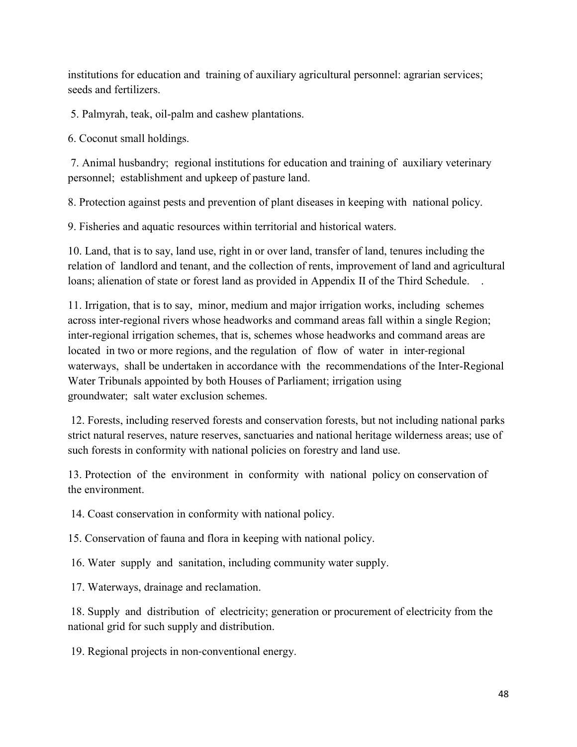institutions for education and training of auxiliary agricultural personnel: agrarian services; seeds and fertilizers.

5. Palmyrah, teak, oil-palm and cashew plantations.

6. Coconut small holdings.

7. Animal husbandry; regional institutions for education and training of auxiliary veterinary personnel; establishment and upkeep of pasture land.

8. Protection against pests and prevention of plant diseases in keeping with national policy.

9. Fisheries and aquatic resources within territorial and historical waters.

10. Land, that is to say, land use, right in or over land, transfer of land, tenures including the relation of landlord and tenant, and the collection of rents, improvement of land and agricultural loans; alienation of state or forest land as provided in Appendix II of the Third Schedule. .

11. Irrigation, that is to say, minor, medium and major irrigation works, including schemes across inter-regional rivers whose headworks and command areas fall within a single Region; inter-regional irrigation schemes, that is, schemes whose headworks and command areas are located in two or more regions, and the regulation of flow of water in inter-regional waterways, shall be undertaken in accordance with the recommendations of the Inter-Regional Water Tribunals appointed by both Houses of Parliament; irrigation using groundwater; salt water exclusion schemes.

12. Forests, including reserved forests and conservation forests, but not including national parks strict natural reserves, nature reserves, sanctuaries and national heritage wilderness areas; use of such forests in conformity with national policies on forestry and land use.

13. Protection of the environment in conformity with national policy on conservation of the environment.

14. Coast conservation in conformity with national policy.

15. Conservation of fauna and flora in keeping with national policy.

16. Water supply and sanitation, including community water supply.

17. Waterways, drainage and reclamation.

18. Supply and distribution of electricity; generation or procurement of electricity from the national grid for such supply and distribution.

19. Regional projects in non-conventional energy.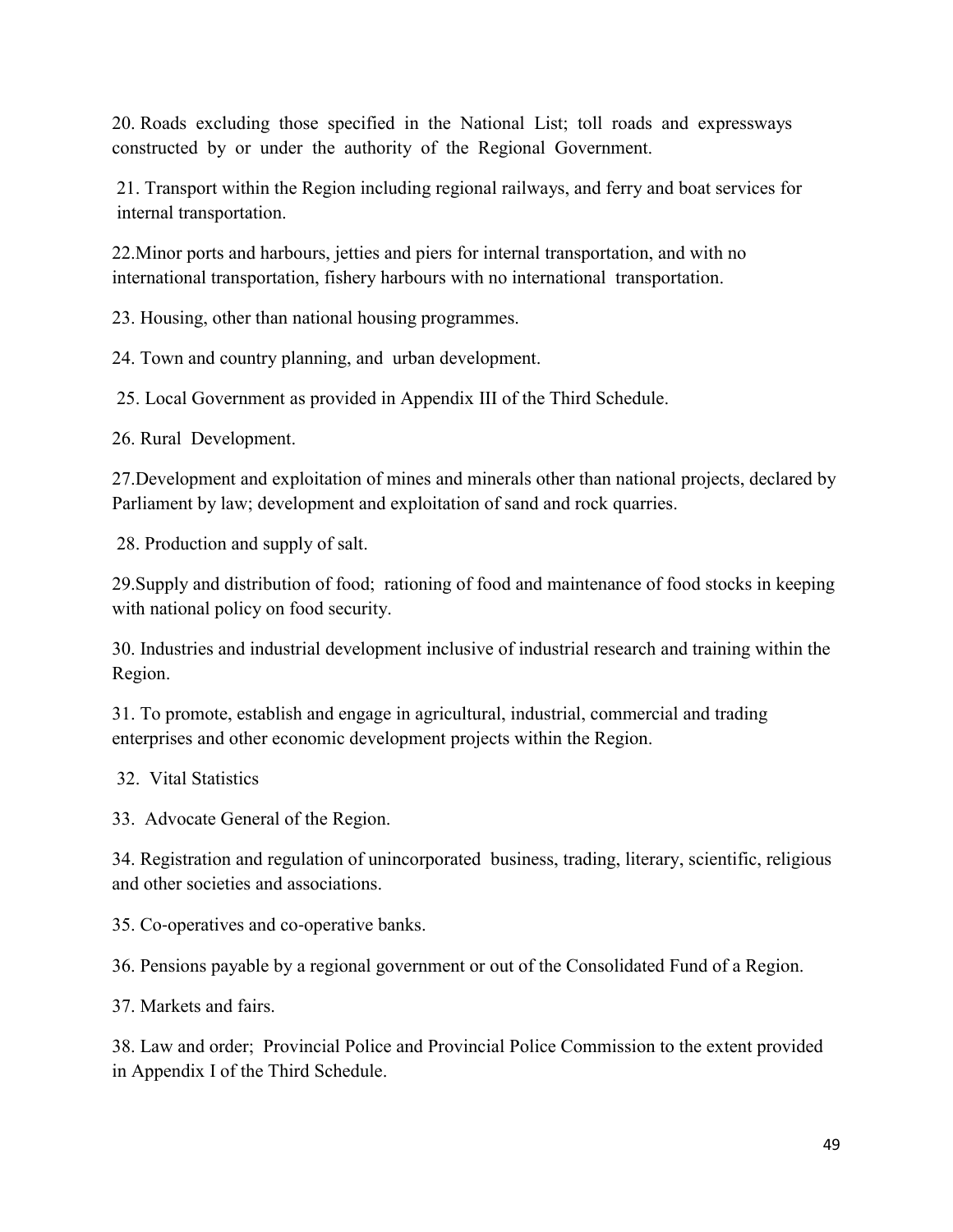20. Roads excluding those specified in the National List; toll roads and expressways constructed by or under the authority of the Regional Government.

21. Transport within the Region including regional railways, and ferry and boat services for internal transportation.

22. Minor ports and harbours, jetties and piers for internal transportation, and with no international transportation, fishery harbours with no international transportation.

23. Housing, other than national housing programmes.

24. Town and country planning, and urban development.

25. Local Government as provided in Appendix III of the Third Schedule.

26. Rural Development.

27. Development and exploitation of mines and minerals other than national projects, declared by Parliament by law; development and exploitation of sand and rock quarries.

28. Production and supply of salt.

29. Supply and distribution of food; rationing of food and maintenance of food stocks in keeping with national policy on food security.

30. Industries and industrial development inclusive of industrial research and training within the Region.

31. To promote, establish and engage in agricultural, industrial, commercial and trading enterprises and other economic development projects within the Region.

32. Vital Statistics

33. Advocate General of the Region.

34. Registration and regulation of unincorporated business, trading, literary, scientific, religious and other societies and associations.

35. Co-operatives and co-operative banks.

36. Pensions payable by a regional government or out of the Consolidated Fund of a Region.

37. Markets and fairs.

38. Law and order; Provincial Police and Provincial Police Commission to the extent provided in Appendix I of the Third Schedule.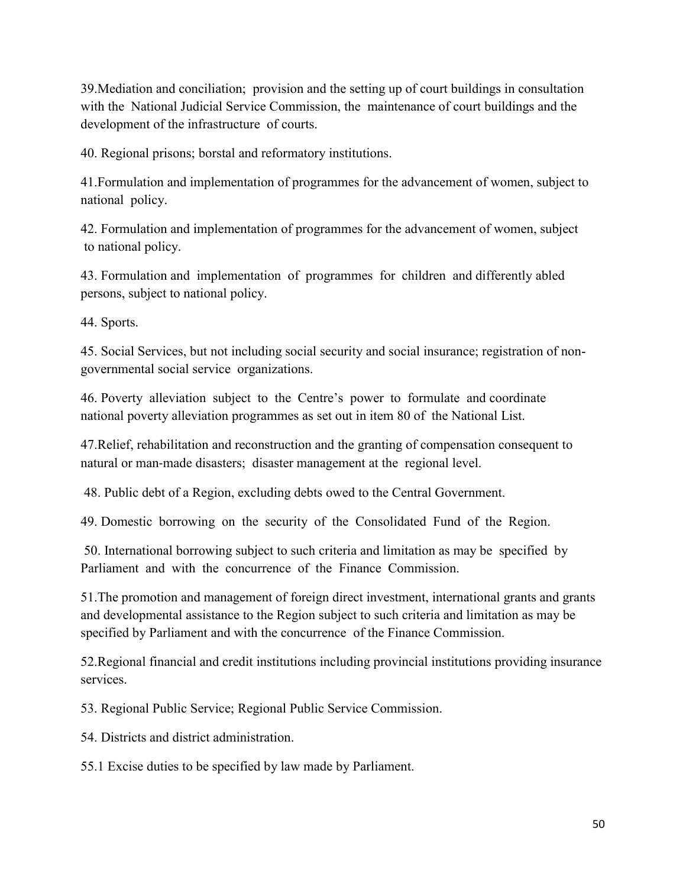39.Mediation and conciliation; provision and the setting up of court buildings in consultation with the National Judicial Service Commission, the maintenance of court buildings and the development of the infrastructure of courts.

40. Regional prisons; borstal and reformatory institutions.

41.Formulation and implementation of programmes for the advancement of women, subject to national policy.

42. Formulation and implementation of programmes for the advancement of women, subject to national policy.

43. Formulation and implementation of programmes for children and differently abled persons, subject to national policy.

44. Sports.

45. Social Services, but not including social security and social insurance; registration of non-governmental social service organizations.

46. Poverty alleviation subject to the Centre's power to formulate and coordinate national poverty alleviation programmes as set out in item 80 of the National List.

47.Relief, rehabilitation and reconstruction and the granting of compensation consequent to natural or man-made disasters; disaster management at the regional level.

48. Public debt of a Region, excluding debts owed to the Central Government.

49. Domestic borrowing on the security of the Consolidated Fund of the Region.

50. International borrowing subject to such criteria and limitation as may be specified by Parliament and with the concurrence of the Finance Commission.

51.The promotion and management of foreign direct investment, international grants and grants and developmental assistance to the Region subject to such criteria and limitation as may be specified by Parliament and with the concurrence of the Finance Commission.

52.Regional financial and credit institutions including provincial institutions providing insurance services.

53. Regional Public Service; Regional Public Service Commission.

54. Districts and district administration.

55.1 Excise duties to be specified by law made by Parliament.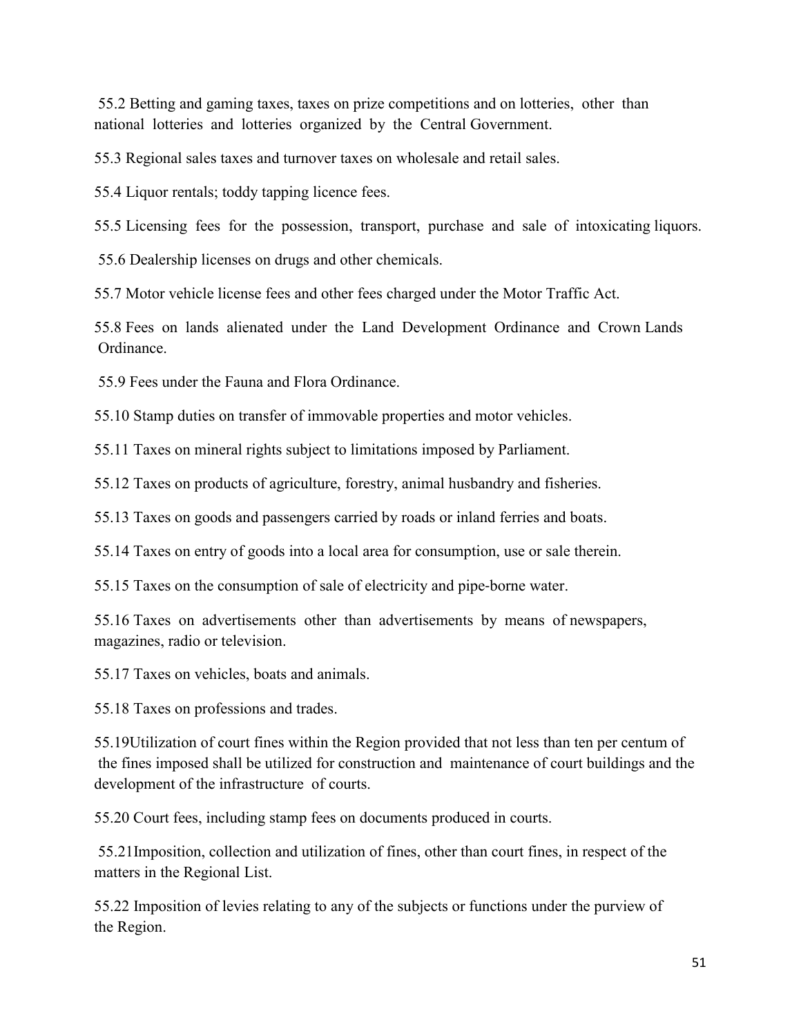55.2 Betting and gaming taxes, taxes on prize competitions and on lotteries, other than national lotteries and lotteries organized by the Central Government.

55.3 Regional sales taxes and turnover taxes on wholesale and retail sales.

55.4 Liquor rentals; toddy tapping licence fees.

55.5 Licensing fees for the possession, transport, purchase and sale of intoxicating liquors.

55.6 Dealership licenses on drugs and other chemicals.

55.7 Motor vehicle license fees and other fees charged under the Motor Traffic Act.

55.8 Fees on lands alienated under the Land Development Ordinance and Crown Lands Ordinance.

55.9 Fees under the Fauna and Flora Ordinance.

55.10 Stamp duties on transfer of immovable properties and motor vehicles.

55.11 Taxes on mineral rights subject to limitations imposed by Parliament.

55.12 Taxes on products of agriculture, forestry, animal husbandry and fisheries.

55.13 Taxes on goods and passengers carried by roads or inland ferries and boats.

55.14 Taxes on entry of goods into a local area for consumption, use or sale therein.

55.15 Taxes on the consumption of sale of electricity and pipe-borne water.

55.16 Taxes on advertisements other than advertisements by means of newspapers, magazines, radio or television.

55.17 Taxes on vehicles, boats and animals.

55.18 Taxes on professions and trades.

55.19Utilization of court fines within the Region provided that not less than ten per centum of the fines imposed shall be utilized for construction and maintenance of court buildings and the development of the infrastructure of courts.

55.20 Court fees, including stamp fees on documents produced in courts.

55.21Imposition, collection and utilization of fines, other than court fines, in respect of the matters in the Regional List.

55.22 Imposition of levies relating to any of the subjects or functions under the purview of the Region.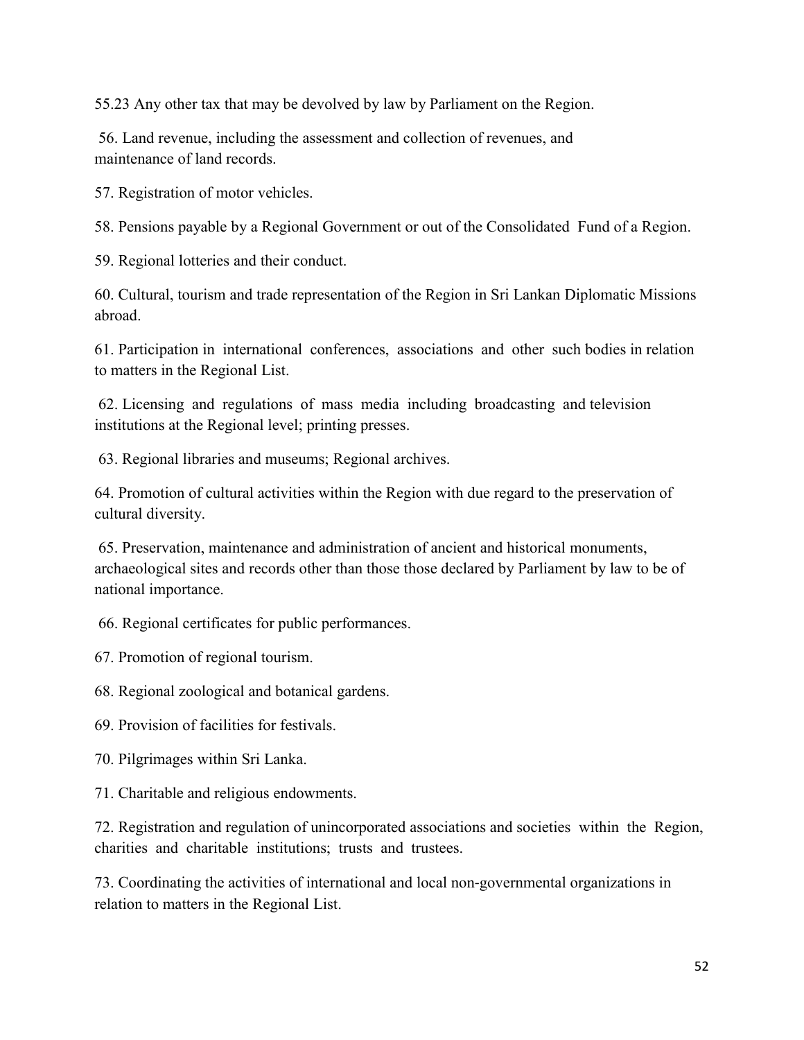55.23 Any other tax that may be devolved by law by Parliament on the Region.

56. Land revenue, including the assessment and collection of revenues, and maintenance of land records.

57. Registration of motor vehicles.

58. Pensions payable by a Regional Government or out of the Consolidated Fund of a Region.

59. Regional lotteries and their conduct.

60. Cultural, tourism and trade representation of the Region in Sri Lankan Diplomatic Missions abroad.

61. Participation in international conferences, associations and other such bodies in relation to matters in the Regional List.

62. Licensing and regulations of mass media including broadcasting and television institutions at the Regional level; printing presses.

63. Regional libraries and museums; Regional archives.

64. Promotion of cultural activities within the Region with due regard to the preservation of cultural diversity.

65. Preservation, maintenance and administration of ancient and historical monuments, archaeological sites and records other than those those declared by Parliament by law to be of national importance.

66. Regional certificates for public performances.

67. Promotion of regional tourism.

68. Regional zoological and botanical gardens.

69. Provision of facilities for festivals.

70. Pilgrimages within Sri Lanka.

71. Charitable and religious endowments.

72. Registration and regulation of unincorporated associations and societies within the Region, charities and charitable institutions; trusts and trustees.

73. Coordinating the activities of international and local non-governmental organizations in relation to matters in the Regional List.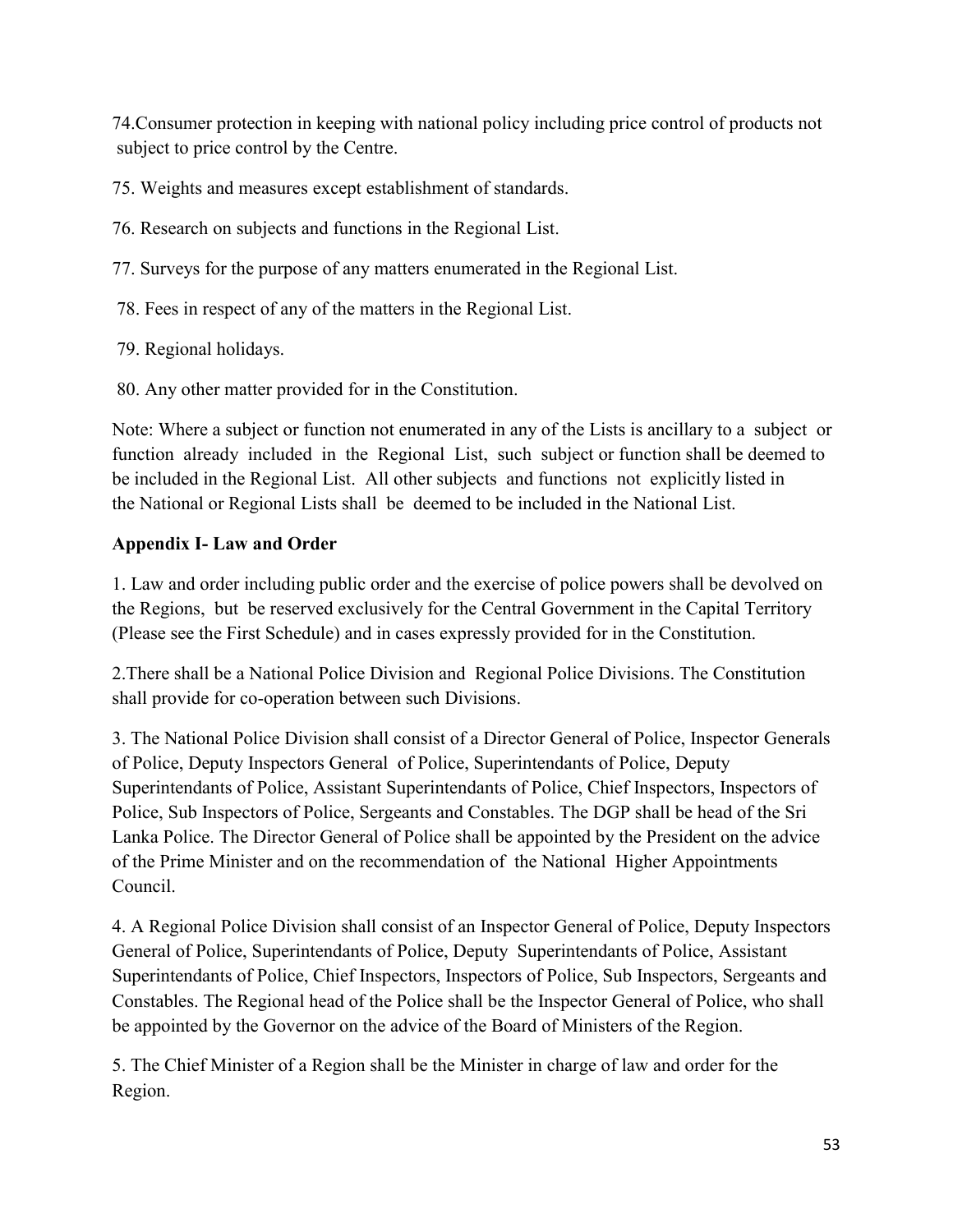74.Consumer protection in keeping with national policy including price control of products not subject to price control by the Centre.

75. Weights and measures except establishment of standards.

76. Research on subjects and functions in the Regional List.

77. Surveys for the purpose of any matters enumerated in the Regional List.

78. Fees in respect of any of the matters in the Regional List.

79. Regional holidays.

80. Any other matter provided for in the Constitution.

Note: Where a subject or function not enumerated in any of the Lists is ancillary to a subject or function already included in the Regional List, such subject or function shall be deemed to be included in the Regional List. All other subjects and functions not explicitly listed in the National or Regional Lists shall be deemed to be included in the National List.

**Appendix I- Law and Order**

1. Law and order including public order and the exercise of police powers shall be devolved on the Regions, but be reserved exclusively for the Central Government in the Capital Territory (Please see the First Schedule) and in cases expressly provided for in the Constitution.

2.There shall be a National Police Division and Regional Police Divisions. The Constitution shall provide for co-operation between such Divisions.

3. The National Police Division shall consist of a Director General of Police, Inspector Generals of Police, Deputy Inspectors General of Police, Superintendants of Police, Deputy Superintendants of Police, Assistant Superintendants of Police, Chief Inspectors, Inspectors of Police, Sub Inspectors of Police, Sergeants and Constables. The DGP shall be head of the Sri Lanka Police. The Director General of Police shall be appointed by the President on the advice of the Prime Minister and on the recommendation of the National Higher Appointments Council.

4. A Regional Police Division shall consist of an Inspector General of Police, Deputy Inspectors General of Police, Superintendants of Police, Deputy Superintendants of Police, Assistant Superintendants of Police, Chief Inspectors, Inspectors of Police, Sub Inspectors, Sergeants and Constables. The Regional head of the Police shall be the Inspector General of Police, who shall be appointed by the Governor on the advice of the Board of Ministers of the Region.

5. The Chief Minister of a Region shall be the Minister in charge of law and order for the Region.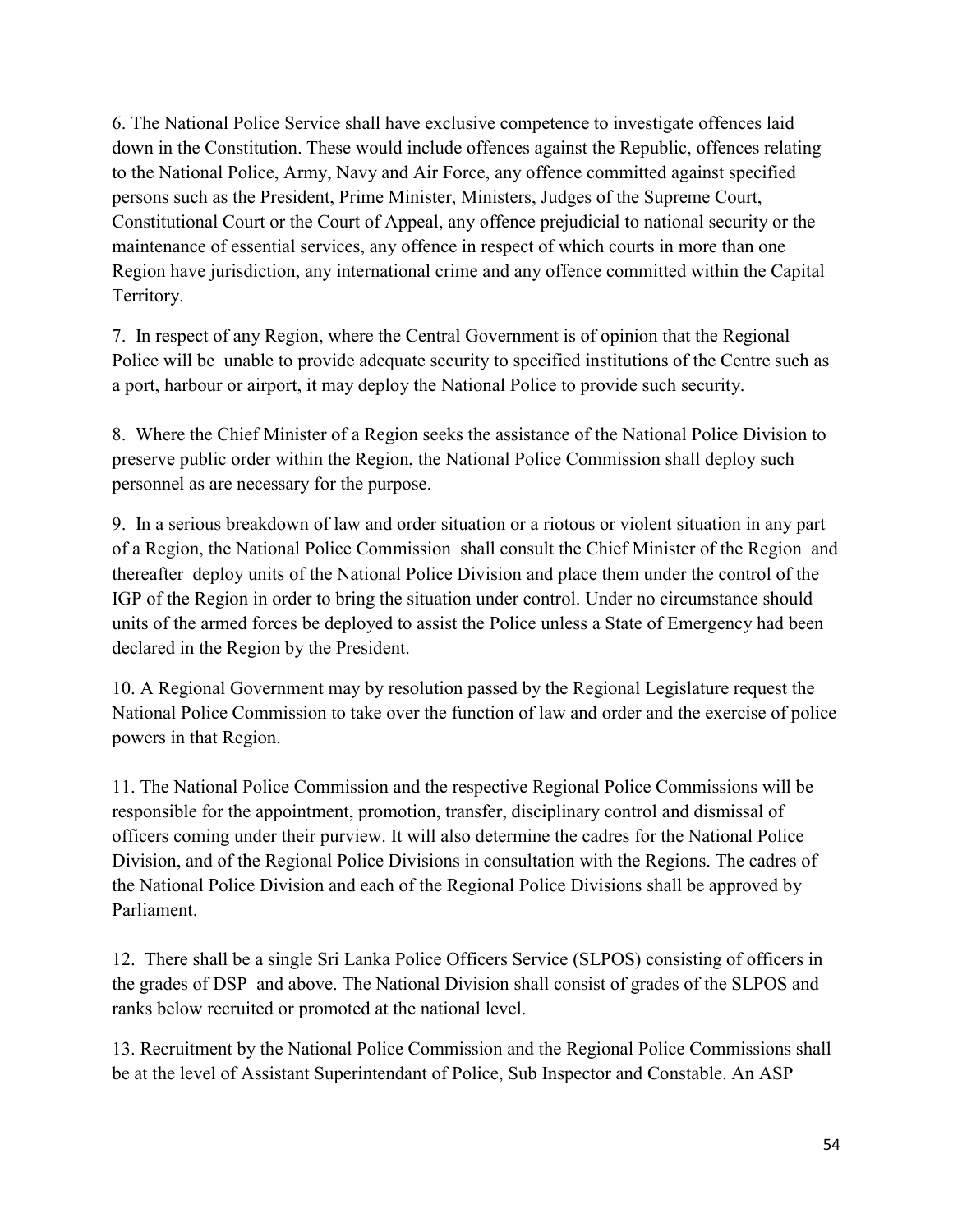6. The National Police Service shall have exclusive competence to investigate offences laid down in the Constitution. These would include offences against the Republic, offences relating to the National Police, Army, Navy and Air Force, any offence committed against specified persons such as the President, Prime Minister, Ministers, Judges of the Supreme Court, Constitutional Court or the Court of Appeal, any offence prejudicial to national security or the maintenance of essential services, any offence in respect of which courts in more than one Region have jurisdiction, any international crime and any offence committed within the Capital Territory.

7. In respect of any Region, where the Central Government is of opinion that the Regional Police will be unable to provide adequate security to specified institutions of the Centre such as a port, harbour or airport, it may deploy the National Police to provide such security.

8. Where the Chief Minister of a Region seeks the assistance of the National Police Division to preserve public order within the Region, the National Police Commission shall deploy such personnel as are necessary for the purpose.

9. In a serious breakdown of law and order situation or a riotous or violent situation in any part of a Region, the National Police Commission shall consult the Chief Minister of the Region and thereafter deploy units of the National Police Division and place them under the control of the IGP of the Region in order to bring the situation under control. Under no circumstance should units of the armed forces be deployed to assist the Police unless a State of Emergency had been declared in the Region by the President.

10. A Regional Government may by resolution passed by the Regional Legislature request the National Police Commission to take over the function of law and order and the exercise of police powers in that Region.

11. The National Police Commission and the respective Regional Police Commissions will be responsible for the appointment, promotion, transfer, disciplinary control and dismissal of officers coming under their purview. It will also determine the cadres for the National Police Division, and of the Regional Police Divisions in consultation with the Regions. The cadres of the National Police Division and each of the Regional Police Divisions shall be approved by Parliament.

12. There shall be a single Sri Lanka Police Officers Service (SLPOS) consisting of officers in the grades of DSP and above. The National Division shall consist of grades of the SLPOS and ranks below recruited or promoted at the national level.

13. Recruitment by the National Police Commission and the Regional Police Commissions shall be at the level of Assistant Superintendant of Police, Sub Inspector and Constable. An ASP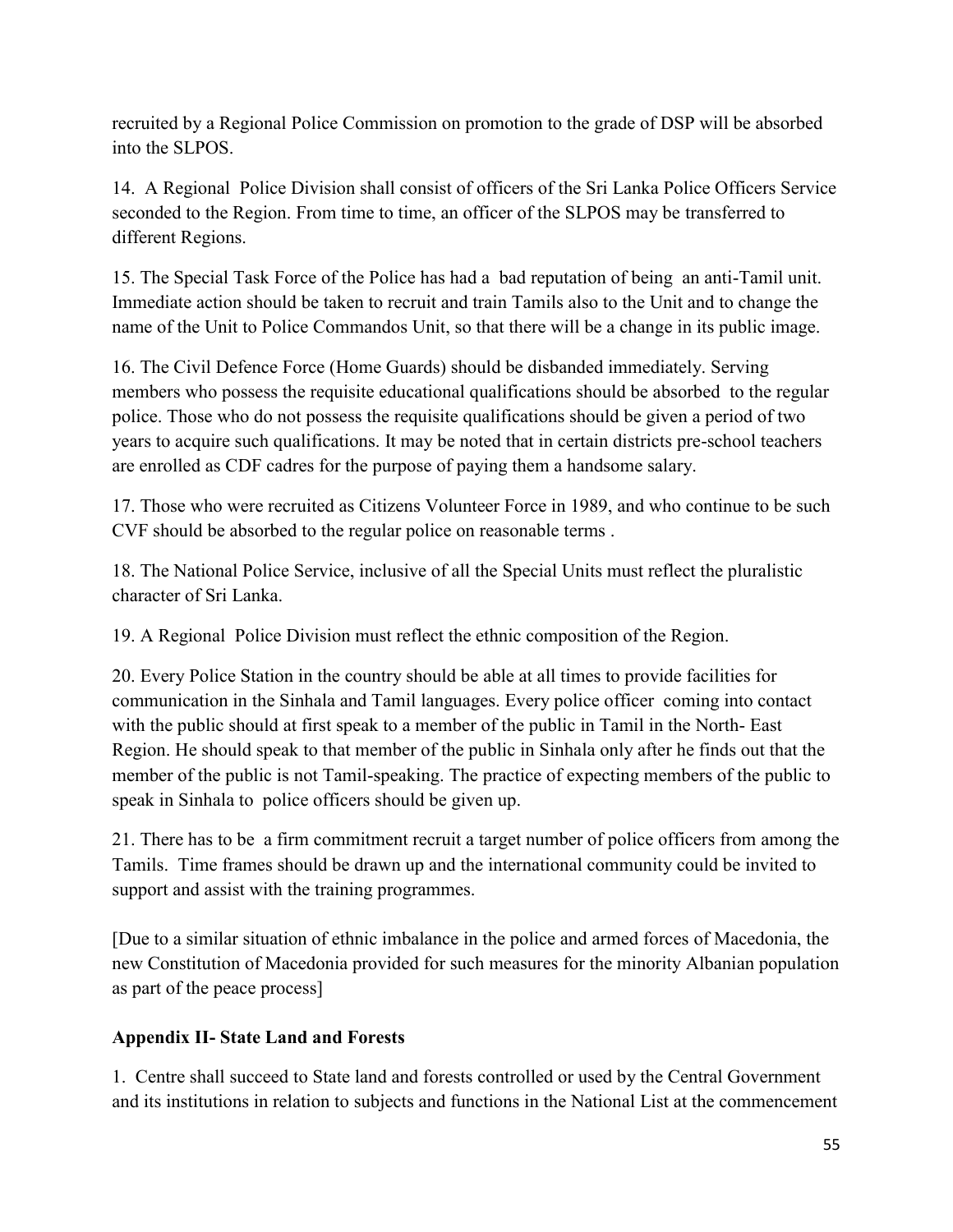recruited by a Regional Police Commission on promotion to the grade of DSP will be absorbed into the SLPOS.

14. A Regional Police Division shall consist of officers of the Sri Lanka Police Officers Service seconded to the Region. From time to time, an officer of the SLPOS may be transferred to different Regions.

15. The Special Task Force of the Police has had a bad reputation of being an anti-Tamil unit. Immediate action should be taken to recruit and train Tamils also to the Unit and to change the name of the Unit to Police Commandos Unit, so that there will be a change in its public image.

16. The Civil Defence Force (Home Guards) should be disbanded immediately. Serving members who possess the requisite educational qualifications should be absorbed to the regular police. Those who do not possess the requisite qualifications should be given a period of two years to acquire such qualifications. It may be noted that in certain districts pre-school teachers are enrolled as CDF cadres for the purpose of paying them a handsome salary.

17. Those who were recruited as Citizens Volunteer Force in 1989, and who continue to be such CVF should be absorbed to the regular police on reasonable terms .

18. The National Police Service, inclusive of all the Special Units must reflect the pluralistic character of Sri Lanka.

19. A Regional Police Division must reflect the ethnic composition of the Region.

20. Every Police Station in the country should be able at all times to provide facilities for communication in the Sinhala and Tamil languages. Every police officer coming into contact with the public should at first speak to a member of the public in Tamil in the North- East Region. He should speak to that member of the public in Sinhala only after he finds out that the member of the public is not Tamil-speaking. The practice of expecting members of the public to speak in Sinhala to police officers should be given up.

21. There has to be a firm commitment recruit a target number of police officers from among the Tamils. Time frames should be drawn up and the international community could be invited to support and assist with the training programmes.

[Due to a similar situation of ethnic imbalance in the police and armed forces of Macedonia, the new Constitution of Macedonia provided for such measures for the minority Albanian population as part of the peace process]

### Appendix II- State Land and Forests

1. Centre shall succeed to State land and forests controlled or used by the Central Government and its institutions in relation to subjects and functions in the National List at the commencement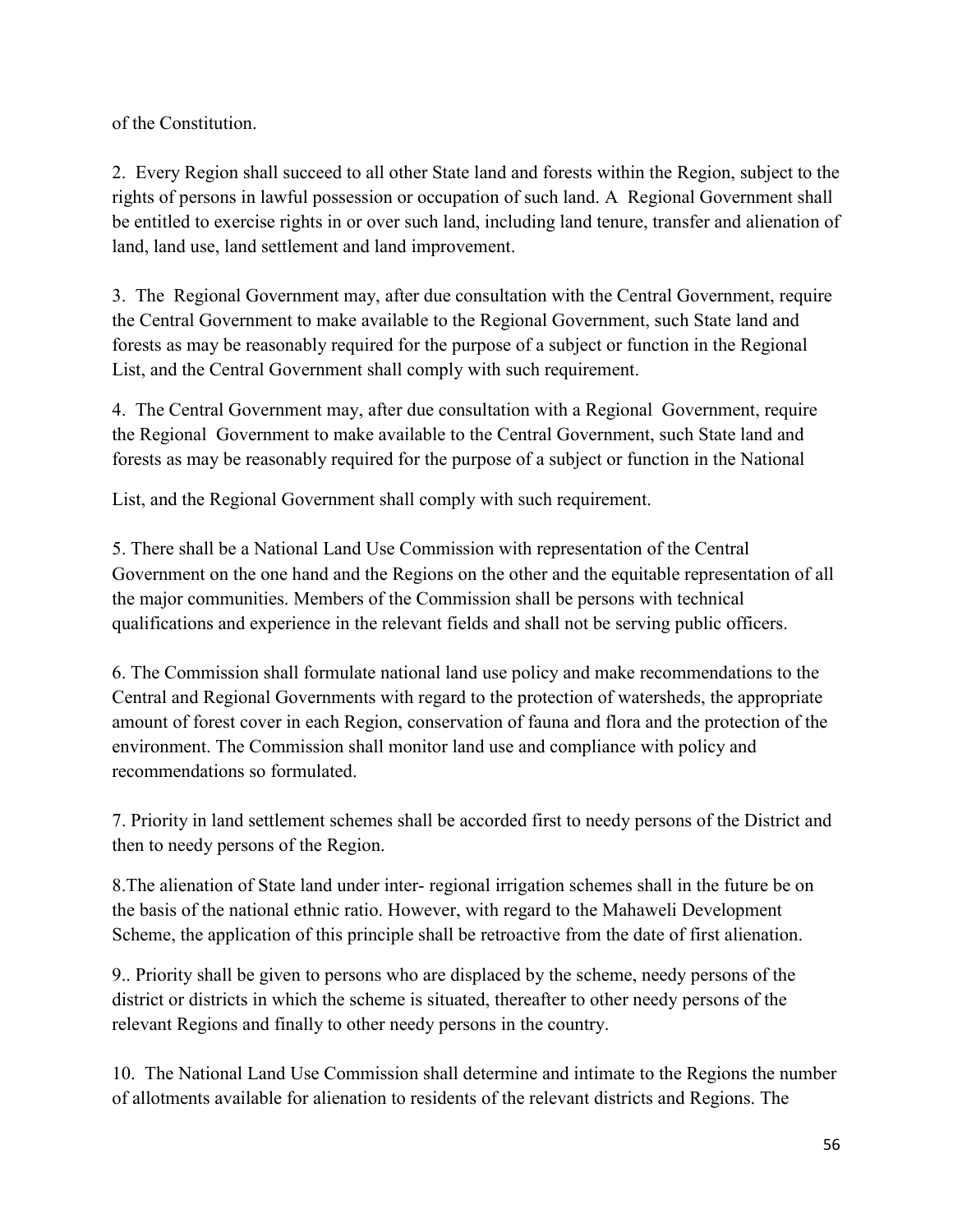of the Constitution.

2. Every Region shall succeed to all other State land and forests within the Region, subject to the rights of persons in lawful possession or occupation of such land. A Regional Government shall be entitled to exercise rights in or over such land, including land tenure, transfer and alienation of land, land use, land settlement and land improvement.

3. The Regional Government may, after due consultation with the Central Government, require the Central Government to make available to the Regional Government, such State land and forests as may be reasonably required for the purpose of a subject or function in the Regional List, and the Central Government shall comply with such requirement.

4. The Central Government may, after due consultation with a Regional Government, require the Regional Government to make available to the Central Government, such State land and forests as may be reasonably required for the purpose of a subject or function in the National List, and the Regional Government shall comply with such requirement.

5. There shall be a National Land Use Commission with representation of the Central Government on the one hand and the Regions on the other and the equitable representation of all the major communities. Members of the Commission shall be persons with technical qualifications and experience in the relevant fields and shall not be serving public officers.

6. The Commission shall formulate national land use policy and make recommendations to the Central and Regional Governments with regard to the protection of watersheds, the appropriate amount of forest cover in each Region, conservation of fauna and flora and the protection of the environment. The Commission shall monitor land use and compliance with policy and recommendations so formulated.

7. Priority in land settlement schemes shall be accorded first to needy persons of the District and then to needy persons of the Region.

8.The alienation of State land under inter- regional irrigation schemes shall in the future be on the basis of the national ethnic ratio. However, with regard to the Mahaweli Development Scheme, the application of this principle shall be retroactive from the date of first alienation.

9.. Priority shall be given to persons who are displaced by the scheme, needy persons of the district or districts in which the scheme is situated, thereafter to other needy persons of the relevant Regions and finally to other needy persons in the country.

10. The National Land Use Commission shall determine and intimate to the Regions the number of allotments available for alienation to residents of the relevant districts and Regions. The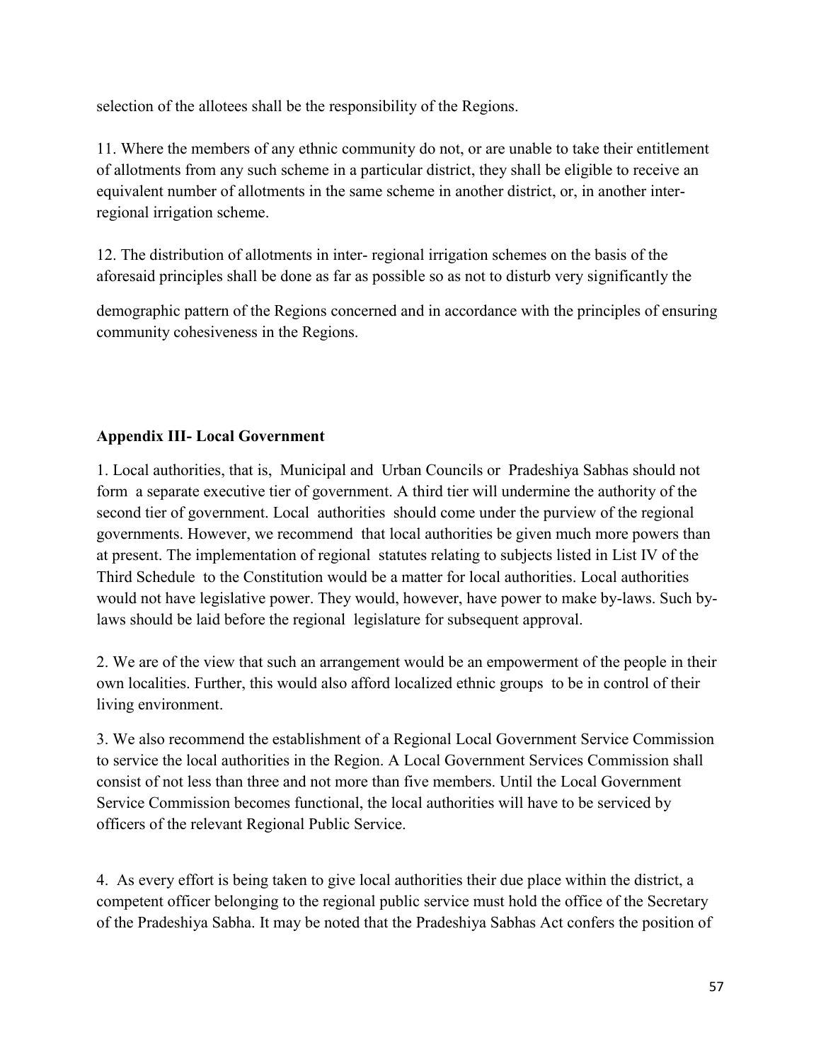selection of the allotees shall be the responsibility of the Regions.

11. Where the members of any ethnic community do not, or are unable to take their entitlement of allotments from any such scheme in a particular district, they shall be eligible to receive an equivalent number of allotments in the same scheme in another district, or, in another inter-regional irrigation scheme.

12. The distribution of allotments in inter- regional irrigation schemes on the basis of the aforesaid principles shall be done as far as possible so as not to disturb very significantly the demographic pattern of the Regions concerned and in accordance with the principles of ensuring community cohesiveness in the Regions.

## Appendix III- Local Government

1. Local authorities, that is, Municipal and Urban Councils or Pradeshiya Sabhas should not form a separate executive tier of government. A third tier will undermine the authority of the second tier of government. Local authorities should come under the purview of the regional governments. However, we recommend that local authorities be given much more powers than at present. The implementation of regional statutes relating to subjects listed in List IV of the Third Schedule to the Constitution would be a matter for local authorities. Local authorities would not have legislative power. They would, however, have power to make by-laws. Such by-laws should be laid before the regional legislature for subsequent approval.

2. We are of the view that such an arrangement would be an empowerment of the people in their own localities. Further, this would also afford localized ethnic groups to be in control of their living environment.

3. We also recommend the establishment of a Regional Local Government Service Commission to service the local authorities in the Region. A Local Government Services Commission shall consist of not less than three and not more than five members. Until the Local Government Service Commission becomes functional, the local authorities will have to be serviced by officers of the relevant Regional Public Service.

4. As every effort is being taken to give local authorities their due place within the district, a competent officer belonging to the regional public service must hold the office of the Secretary of the Pradeshiya Sabha. It may be noted that the Pradeshiya Sabhas Act confers the position of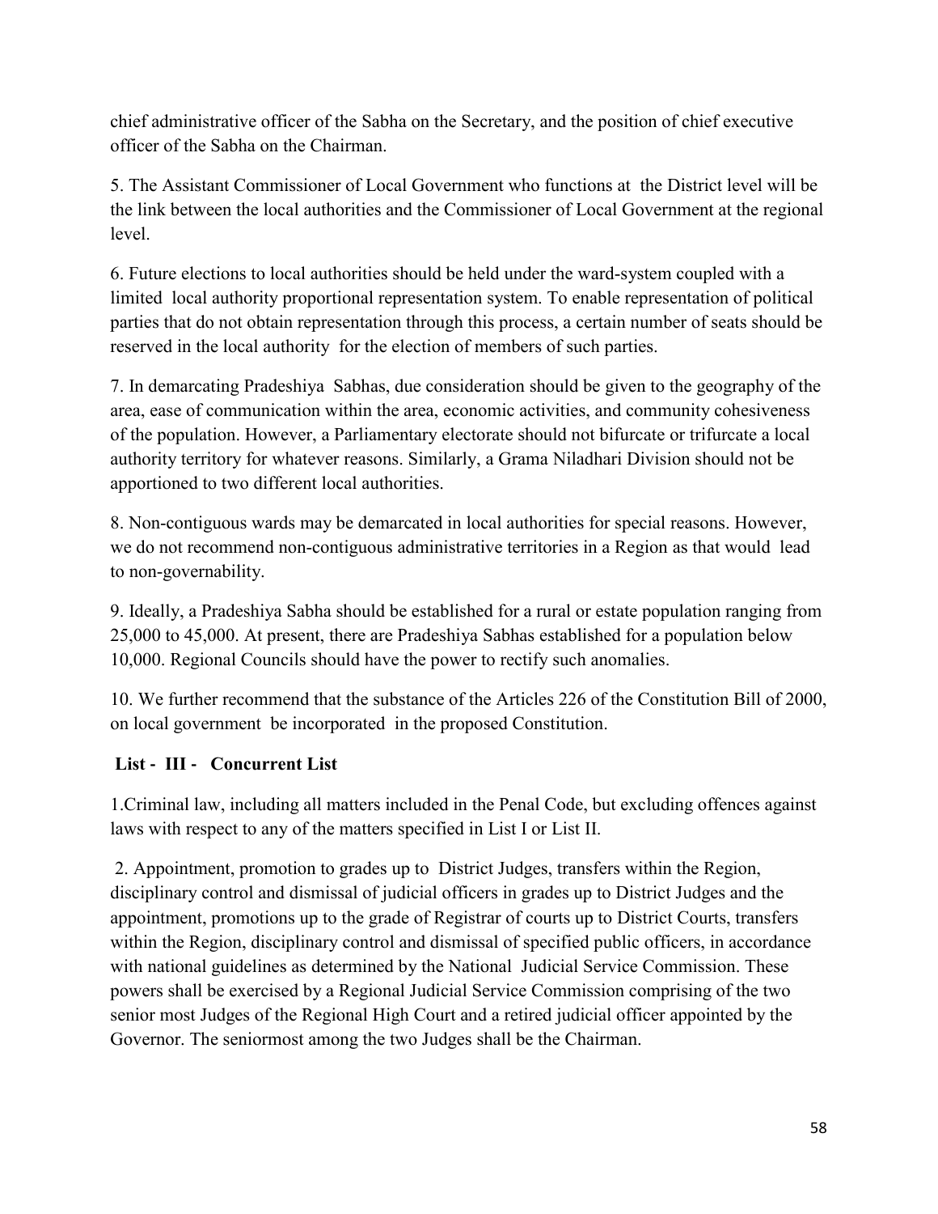chief administrative officer of the Sabha on the Secretary, and the position of chief executive officer of the Sabha on the Chairman.

5. The Assistant Commissioner of Local Government who functions at the District level will be the link between the local authorities and the Commissioner of Local Government at the regional level.

6. Future elections to local authorities should be held under the ward-system coupled with a limited local authority proportional representation system. To enable representation of political parties that do not obtain representation through this process, a certain number of seats should be reserved in the local authority for the election of members of such parties.

7. In demarcating Pradeshiya Sabhas, due consideration should be given to the geography of the area, ease of communication within the area, economic activities, and community cohesiveness of the population. However, a Parliamentary electorate should not bifurcate or trifurcate a local authority territory for whatever reasons. Similarly, a Grama Niladhari Division should not be apportioned to two different local authorities.

8. Non-contiguous wards may be demarcated in local authorities for special reasons. However, we do not recommend non-contiguous administrative territories in a Region as that would lead to non-governability.

9. Ideally, a Pradeshiya Sabha should be established for a rural or estate population ranging from 25,000 to 45,000. At present, there are Pradeshiya Sabhas established for a population below 10,000. Regional Councils should have the power to rectify such anomalies.

10. We further recommend that the substance of the Articles 226 of the Constitution Bill of 2000, on local government be incorporated in the proposed Constitution.

**List - III - Concurrent List**

1. Criminal law, including all matters included in the Penal Code, but excluding offences against laws with respect to any of the matters specified in List I or List II.

2. Appointment, promotion to grades up to District Judges, transfers within the Region, disciplinary control and dismissal of judicial officers in grades up to District Judges and the appointment, promotions up to the grade of Registrar of courts up to District Courts, transfers within the Region, disciplinary control and dismissal of specified public officers, in accordance with national guidelines as determined by the National Judicial Service Commission. These powers shall be exercised by a Regional Judicial Service Commission comprising of the two senior most Judges of the Regional High Court and a retired judicial officer appointed by the Governor. The seniormost among the two Judges shall be the Chairman.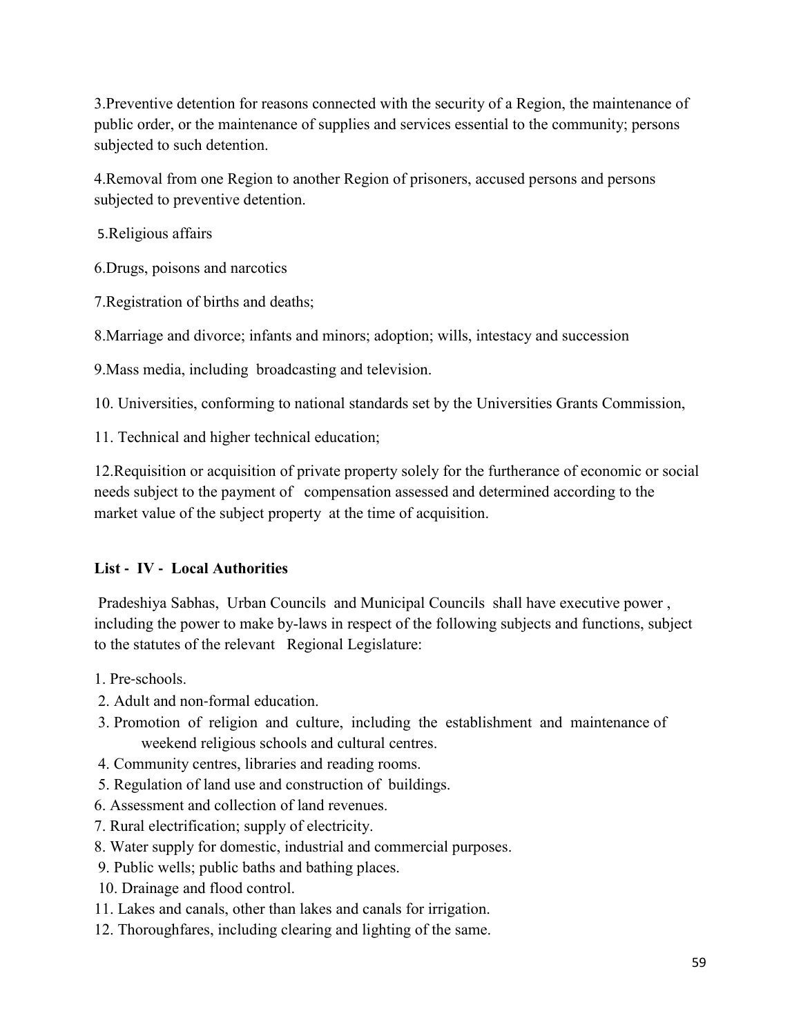3.Preventive detention for reasons connected with the security of a Region, the maintenance of public order, or the maintenance of supplies and services essential to the community; persons subjected to such detention.

4.Removal from one Region to another Region of prisoners, accused persons and persons subjected to preventive detention.

5.Religious affairs

6.Drugs, poisons and narcotics

7.Registration of births and deaths;

8.Marriage and divorce; infants and minors; adoption; wills, intestacy and succession

9.Mass media, including broadcasting and television.

10. Universities, conforming to national standards set by the Universities Grants Commission,

11. Technical and higher technical education;

12.Requisition or acquisition of private property solely for the furtherance of economic or social needs subject to the payment of compensation assessed and determined according to the market value of the subject property at the time of acquisition.

**List - IV - Local Authorities**

Pradeshiya Sabhas, Urban Councils and Municipal Councils shall have executive power , including the power to make by-laws in respect of the following subjects and functions, subject to the statutes of the relevant Regional Legislature:

1. Pre-schools.
2. Adult and non-formal education.
3. Promotion of religion and culture, including the establishment and maintenance of weekend religious schools and cultural centres.
4. Community centres, libraries and reading rooms.
5. Regulation of land use and construction of buildings.
6. Assessment and collection of land revenues.
7. Rural electrification; supply of electricity.
8. Water supply for domestic, industrial and commercial purposes.
9. Public wells; public baths and bathing places.
10. Drainage and flood control.
11. Lakes and canals, other than lakes and canals for irrigation.
12. Thoroughfares, including clearing and lighting of the same.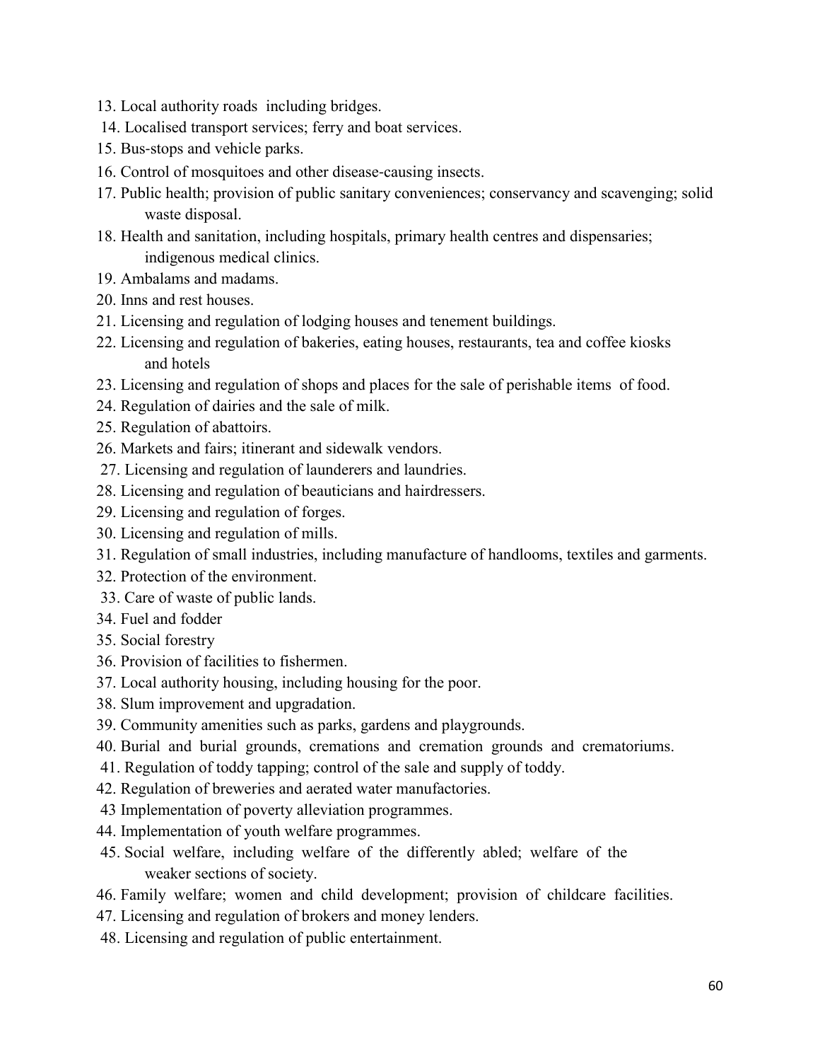13. Local authority roads including bridges.
14. Localised transport services; ferry and boat services.
15. Bus-stops and vehicle parks.
16. Control of mosquitoes and other disease-causing insects.
17. Public health; provision of public sanitary conveniences; conservancy and scavenging; solid waste disposal.
18. Health and sanitation, including hospitals, primary health centres and dispensaries; indigenous medical clinics.
19. Ambalams and madams.
20. Inns and rest houses.
21. Licensing and regulation of lodging houses and tenement buildings.
22. Licensing and regulation of bakeries, eating houses, restaurants, tea and coffee kiosks and hotels
23. Licensing and regulation of shops and places for the sale of perishable items of food.
24. Regulation of dairies and the sale of milk.
25. Regulation of abattoirs.
26. Markets and fairs; itinerant and sidewalk vendors.
27. Licensing and regulation of launderers and laundries.
28. Licensing and regulation of beauticians and hairdressers.
29. Licensing and regulation of forges.
30. Licensing and regulation of mills.
31. Regulation of small industries, including manufacture of handlooms, textiles and garments.
32. Protection of the environment.
33. Care of waste of public lands.
34. Fuel and fodder
35. Social forestry
36. Provision of facilities to fishermen.
37. Local authority housing, including housing for the poor.
38. Slum improvement and upgradation.
39. Community amenities such as parks, gardens and playgrounds.
40. Burial and burial grounds, cremations and cremation grounds and crematoriums.
41. Regulation of toddy tapping; control of the sale and supply of toddy.
42. Regulation of breweries and aerated water manufactories.
43 Implementation of poverty alleviation programmes.
44. Implementation of youth welfare programmes.
45. Social welfare, including welfare of the differently abled; welfare of the weaker sections of society.
46. Family welfare; women and child development; provision of childcare facilities.
47. Licensing and regulation of brokers and money lenders.
48. Licensing and regulation of public entertainment.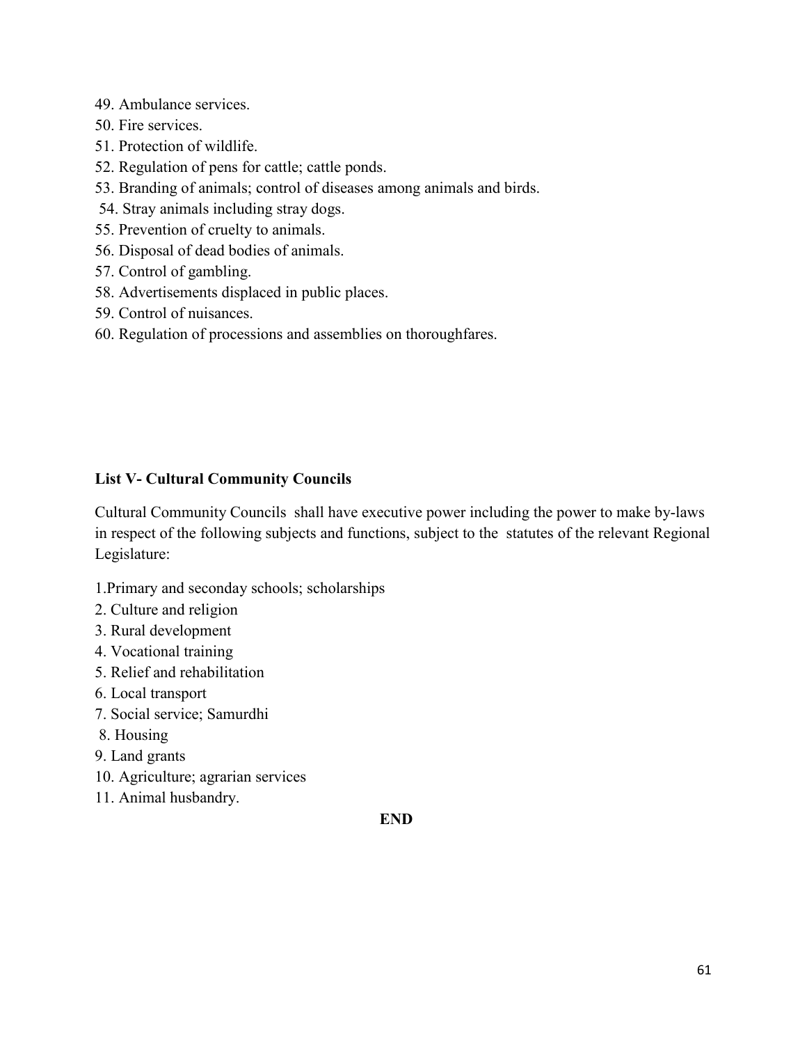49. Ambulance services.
50. Fire services.
51. Protection of wildlife.
52. Regulation of pens for cattle; cattle ponds.
53. Branding of animals; control of diseases among animals and birds.
54. Stray animals including stray dogs.
55. Prevention of cruelty to animals.
56. Disposal of dead bodies of animals.
57. Control of gambling.
58. Advertisements displaced in public places.
59. Control of nuisances.
60. Regulation of processions and assemblies on thoroughfares.

**List V- Cultural Community Councils**

Cultural Community Councils shall have executive power including the power to make by-laws in respect of the following subjects and functions, subject to the statutes of the relevant Regional Legislature:

1. Primary and seconday schools; scholarships
2. Culture and religion
3. Rural development
4. Vocational training
5. Relief and rehabilitation
6. Local transport
7. Social service; Samurdhi
8. Housing
9. Land grants
10. Agriculture; agrarian services
11. Animal husbandry.

**END**